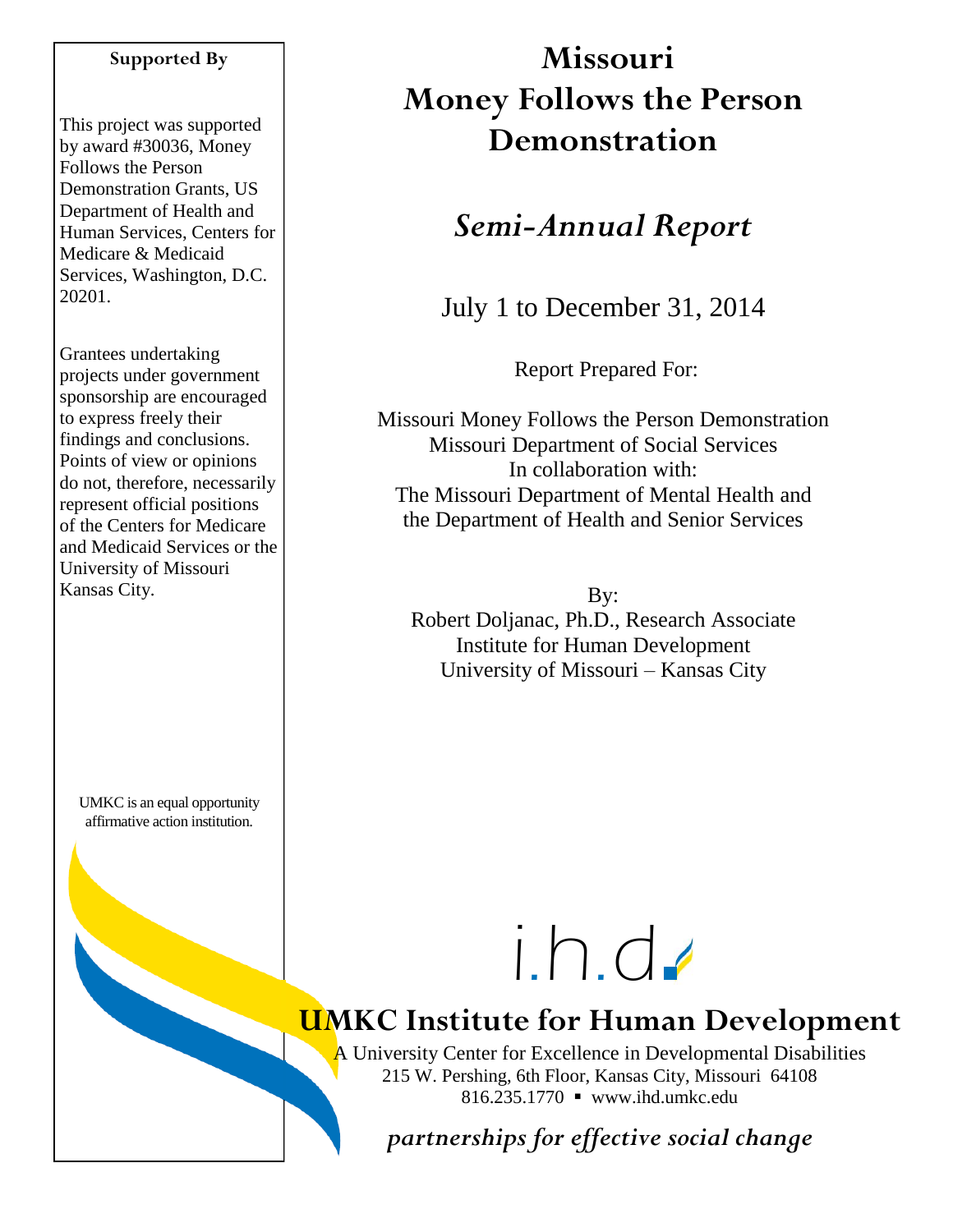# Missouri Money Follows the Person Demonstration

## *Semi-Annual Report*

July 1 to December 31, 2014

Report Prepared For:

Missouri Money Follows the Person Demonstration
Missouri Department of Social Services
In collaboration with:
The Missouri Department of Mental Health and
the Department of Health and Senior Services

By:
Robert Doljanac, Ph.D., Research Associate
Institute for Human Development
University of Missouri – Kansas City

**Supported By**

This project was supported by award #30036, Money Follows the Person Demonstration Grants, US Department of Health and Human Services, Centers for Medicare & Medicaid Services, Washington, D.C. 20201.

Grantees undertaking projects under government sponsorship are encouraged to express freely their findings and conclusions. Points of view or opinions do not, therefore, necessarily represent official positions of the Centers for Medicare and Medicaid Services or the University of Missouri Kansas City.

UMKC is an equal opportunity affirmative action institution.

i.h.d.

**UMKC Institute for Human Development**

A University Center for Excellence in Developmental Disabilities
215 W. Pershing, 6th Floor, Kansas City, Missouri 64108
816.235.1770 ▪ www.ihd.umkc.edu

*partnerships for effective social change*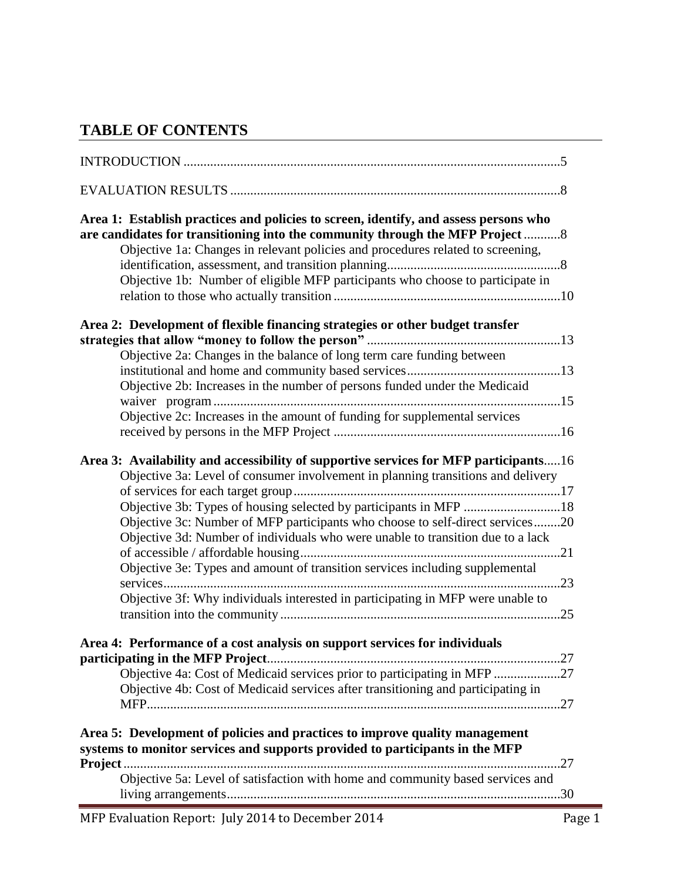# TABLE OF CONTENTS

INTRODUCTION .....5

EVALUATION RESULTS .....8

**Area 1: Establish practices and policies to screen, identify, and assess persons who are candidates for transitioning into the community through the MFP Project** .....8

- Objective 1a: Changes in relevant policies and procedures related to screening, identification, assessment, and transition planning.....8
- Objective 1b: Number of eligible MFP participants who choose to participate in relation to those who actually transition .....10

**Area 2: Development of flexible financing strategies or other budget transfer strategies that allow "money to follow the person"** .....13

- Objective 2a: Changes in the balance of long term care funding between institutional and home and community based services.....13
- Objective 2b: Increases in the number of persons funded under the Medicaid waiver program .....15
- Objective 2c: Increases in the amount of funding for supplemental services received by persons in the MFP Project .....16

**Area 3: Availability and accessibility of supportive services for MFP participants**.....16

- Objective 3a: Level of consumer involvement in planning transitions and delivery of services for each target group.....17
- Objective 3b: Types of housing selected by participants in MFP .....18
- Objective 3c: Number of MFP participants who choose to self-direct services.....20
- Objective 3d: Number of individuals who were unable to transition due to a lack of accessible / affordable housing.....21
- Objective 3e: Types and amount of transition services including supplemental services.....23
- Objective 3f: Why individuals interested in participating in MFP were unable to transition into the community .....25

**Area 4: Performance of a cost analysis on support services for individuals participating in the MFP Project**.....27

- Objective 4a: Cost of Medicaid services prior to participating in MFP .....27
- Objective 4b: Cost of Medicaid services after transitioning and participating in MFP.....27

**Area 5: Development of policies and practices to improve quality management systems to monitor services and supports provided to participants in the MFP Project**.....27

- Objective 5a: Level of satisfaction with home and community based services and living arrangements.....30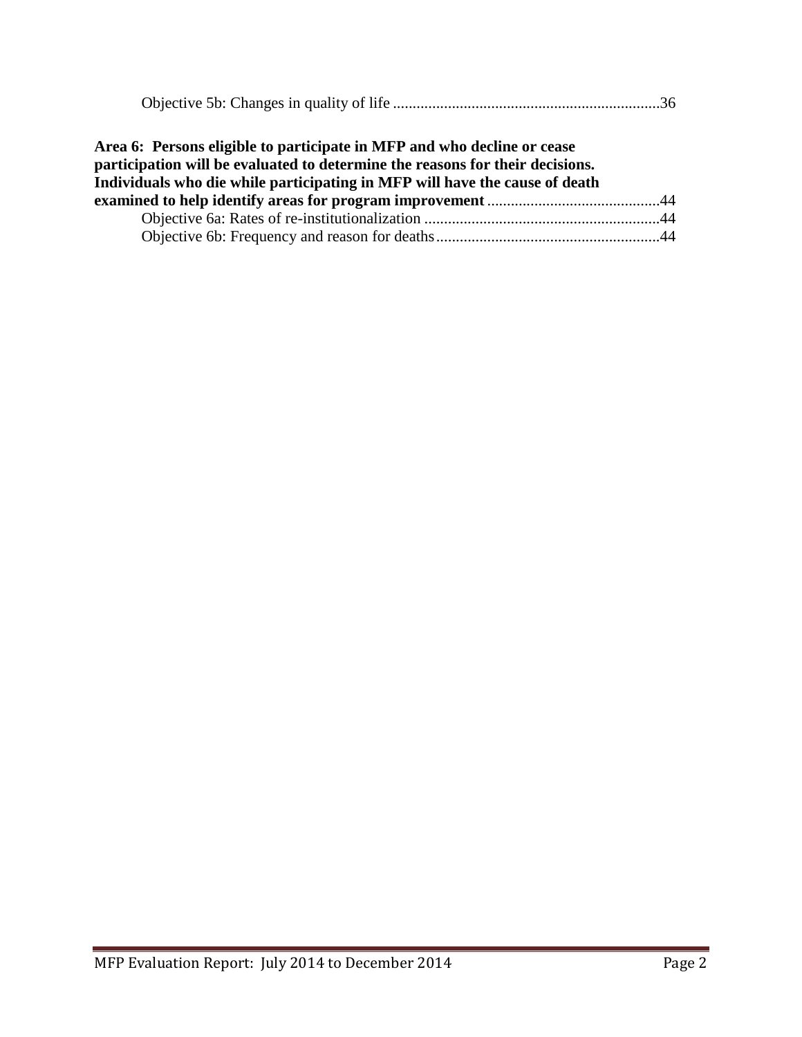Objective 5b: Changes in quality of life ....................................................................36

**Area 6: Persons eligible to participate in MFP and who decline or cease participation will be evaluated to determine the reasons for their decisions. Individuals who die while participating in MFP will have the cause of death examined to help identify areas for program improvement** ............................................44

Objective 6a: Rates of re-institutionalization ............................................................44

Objective 6b: Frequency and reason for deaths.........................................................44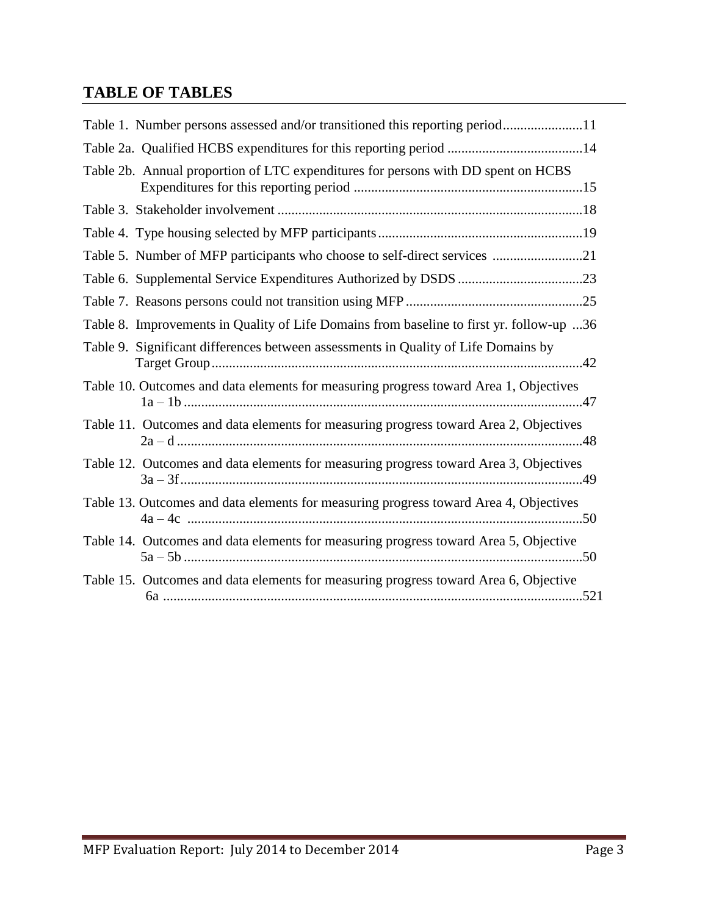## TABLE OF TABLES

Table 1. Number persons assessed and/or transitioned this reporting period.......................11

Table 2a. Qualified HCBS expenditures for this reporting period .......................................14

Table 2b. Annual proportion of LTC expenditures for persons with DD spent on HCBS Expenditures for this reporting period ..................................................................15

Table 3. Stakeholder involvement ........................................................................................18

Table 4. Type housing selected by MFP participants...........................................................19

Table 5. Number of MFP participants who choose to self-direct services ..........................21

Table 6. Supplemental Service Expenditures Authorized by DSDS ....................................23

Table 7. Reasons persons could not transition using MFP ...................................................25

Table 8. Improvements in Quality of Life Domains from baseline to first yr. follow-up ...36

Table 9. Significant differences between assessments in Quality of Life Domains by Target Group...........................................................................................................42

Table 10. Outcomes and data elements for measuring progress toward Area 1, Objectives 1a – 1b ..................................................................................................................47

Table 11. Outcomes and data elements for measuring progress toward Area 2, Objectives 2a – d .....................................................................................................................48

Table 12. Outcomes and data elements for measuring progress toward Area 3, Objectives 3a – 3f....................................................................................................................49

Table 13. Outcomes and data elements for measuring progress toward Area 4, Objectives 4a – 4c .................................................................................................................50

Table 14. Outcomes and data elements for measuring progress toward Area 5, Objective 5a – 5b ..................................................................................................................50

Table 15. Outcomes and data elements for measuring progress toward Area 6, Objective 6a .........................................................................................................................521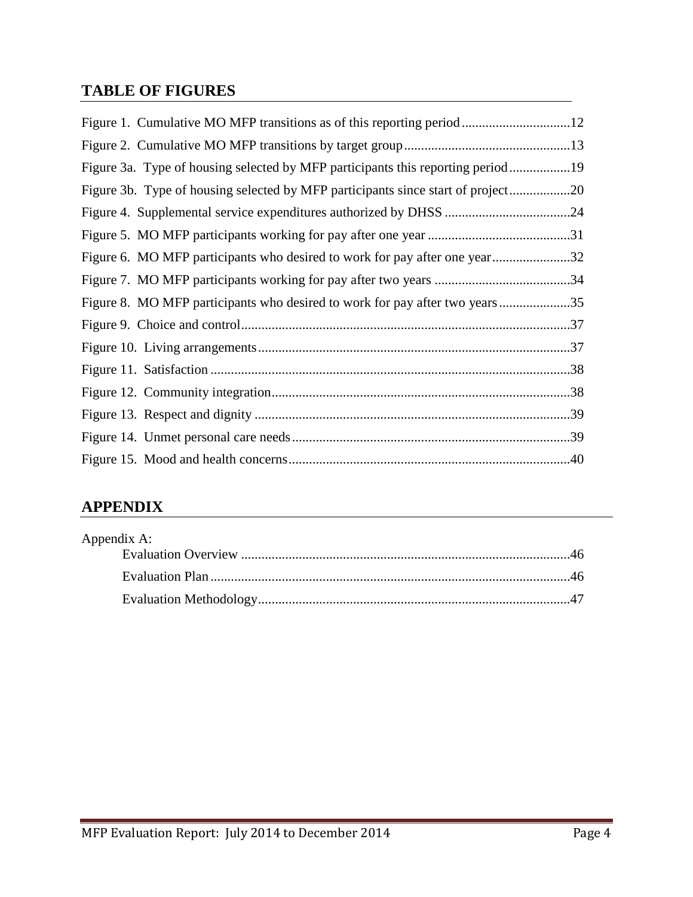## TABLE OF FIGURES

Figure 1. Cumulative MO MFP transitions as of this reporting period ................................12

Figure 2. Cumulative MO MFP transitions by target group.................................................13

Figure 3a. Type of housing selected by MFP participants this reporting period..................19

Figure 3b. Type of housing selected by MFP participants since start of project..................20

Figure 4. Supplemental service expenditures authorized by DHSS .....................................24

Figure 5. MO MFP participants working for pay after one year ..........................................31

Figure 6. MO MFP participants who desired to work for pay after one year.......................32

Figure 7. MO MFP participants working for pay after two years ........................................34

Figure 8. MO MFP participants who desired to work for pay after two years.....................35

Figure 9. Choice and control................................................................................................37

Figure 10. Living arrangements............................................................................................37

Figure 11. Satisfaction .........................................................................................................38

Figure 12. Community integration.......................................................................................38

Figure 13. Respect and dignity ............................................................................................39

Figure 14. Unmet personal care needs.................................................................................39

Figure 15. Mood and health concerns..................................................................................40

## APPENDIX

Appendix A:

- Evaluation Overview ................................................................................................46
- Evaluation Plan .........................................................................................................46
- Evaluation Methodology............................................................................................47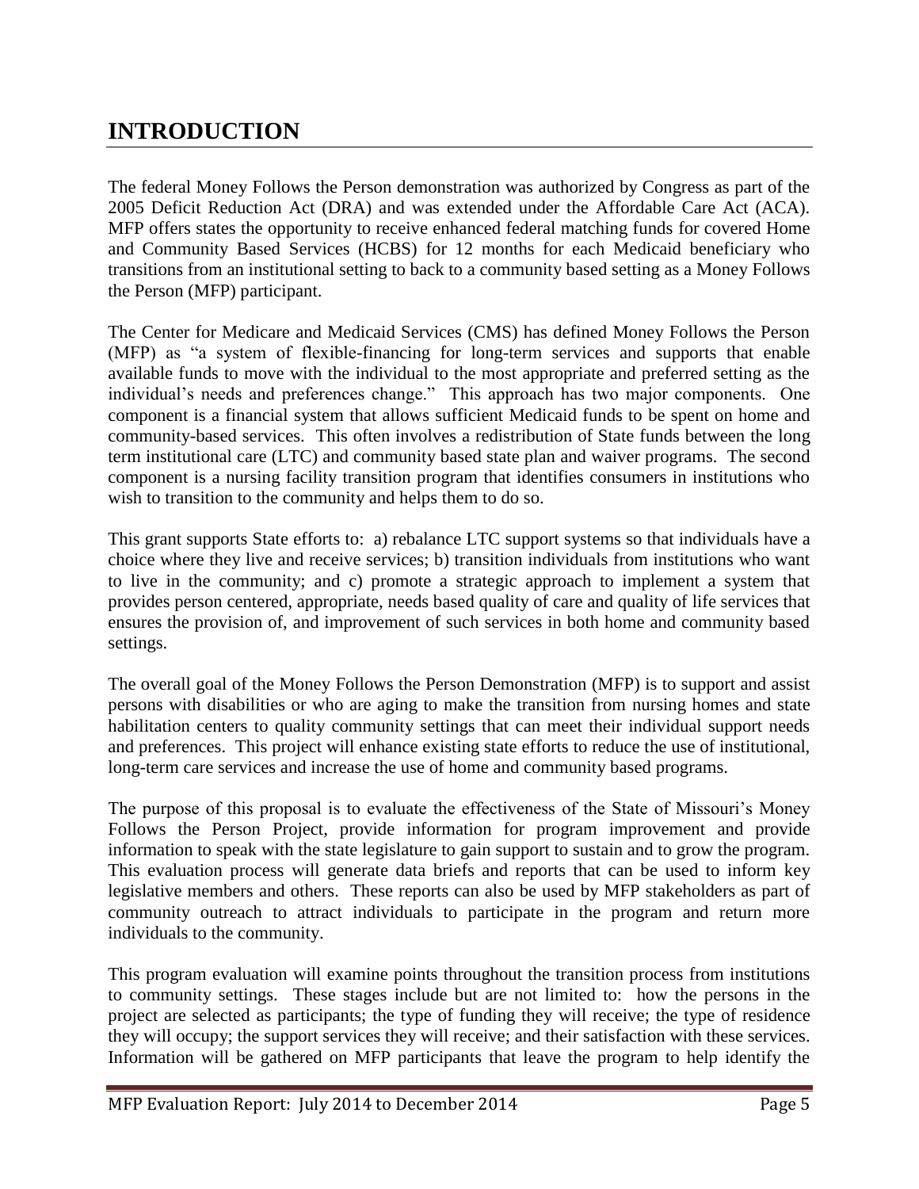# INTRODUCTION

The federal Money Follows the Person demonstration was authorized by Congress as part of the 2005 Deficit Reduction Act (DRA) and was extended under the Affordable Care Act (ACA). MFP offers states the opportunity to receive enhanced federal matching funds for covered Home and Community Based Services (HCBS) for 12 months for each Medicaid beneficiary who transitions from an institutional setting to back to a community based setting as a Money Follows the Person (MFP) participant.

The Center for Medicare and Medicaid Services (CMS) has defined Money Follows the Person (MFP) as "a system of flexible-financing for long-term services and supports that enable available funds to move with the individual to the most appropriate and preferred setting as the individual's needs and preferences change." This approach has two major components. One component is a financial system that allows sufficient Medicaid funds to be spent on home and community-based services. This often involves a redistribution of State funds between the long term institutional care (LTC) and community based state plan and waiver programs. The second component is a nursing facility transition program that identifies consumers in institutions who wish to transition to the community and helps them to do so.

This grant supports State efforts to: a) rebalance LTC support systems so that individuals have a choice where they live and receive services; b) transition individuals from institutions who want to live in the community; and c) promote a strategic approach to implement a system that provides person centered, appropriate, needs based quality of care and quality of life services that ensures the provision of, and improvement of such services in both home and community based settings.

The overall goal of the Money Follows the Person Demonstration (MFP) is to support and assist persons with disabilities or who are aging to make the transition from nursing homes and state habilitation centers to quality community settings that can meet their individual support needs and preferences. This project will enhance existing state efforts to reduce the use of institutional, long-term care services and increase the use of home and community based programs.

The purpose of this proposal is to evaluate the effectiveness of the State of Missouri's Money Follows the Person Project, provide information for program improvement and provide information to speak with the state legislature to gain support to sustain and to grow the program. This evaluation process will generate data briefs and reports that can be used to inform key legislative members and others. These reports can also be used by MFP stakeholders as part of community outreach to attract individuals to participate in the program and return more individuals to the community.

This program evaluation will examine points throughout the transition process from institutions to community settings. These stages include but are not limited to: how the persons in the project are selected as participants; the type of funding they will receive; the type of residence they will occupy; the support services they will receive; and their satisfaction with these services. Information will be gathered on MFP participants that leave the program to help identify the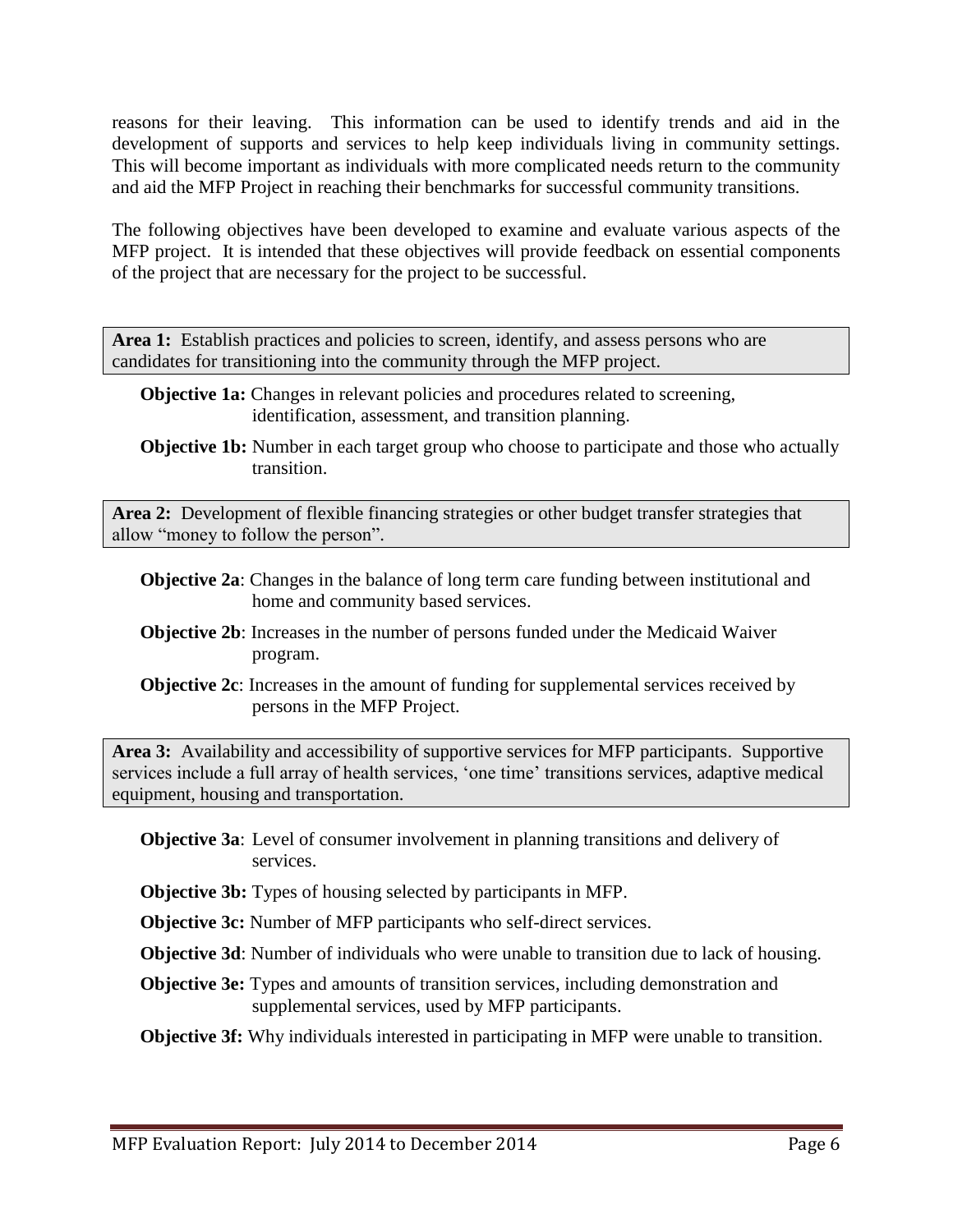reasons for their leaving. This information can be used to identify trends and aid in the development of supports and services to help keep individuals living in community settings. This will become important as individuals with more complicated needs return to the community and aid the MFP Project in reaching their benchmarks for successful community transitions.

The following objectives have been developed to examine and evaluate various aspects of the MFP project. It is intended that these objectives will provide feedback on essential components of the project that are necessary for the project to be successful.

**Area 1:** Establish practices and policies to screen, identify, and assess persons who are candidates for transitioning into the community through the MFP project.

**Objective 1a:** Changes in relevant policies and procedures related to screening, identification, assessment, and transition planning.

**Objective 1b:** Number in each target group who choose to participate and those who actually transition.

**Area 2:** Development of flexible financing strategies or other budget transfer strategies that allow "money to follow the person".

**Objective 2a**: Changes in the balance of long term care funding between institutional and home and community based services.

**Objective 2b**: Increases in the number of persons funded under the Medicaid Waiver program.

**Objective 2c**: Increases in the amount of funding for supplemental services received by persons in the MFP Project.

**Area 3:** Availability and accessibility of supportive services for MFP participants. Supportive services include a full array of health services, 'one time' transitions services, adaptive medical equipment, housing and transportation.

**Objective 3a**: Level of consumer involvement in planning transitions and delivery of services.

**Objective 3b:** Types of housing selected by participants in MFP.

**Objective 3c:** Number of MFP participants who self-direct services.

**Objective 3d**: Number of individuals who were unable to transition due to lack of housing.

**Objective 3e:** Types and amounts of transition services, including demonstration and supplemental services, used by MFP participants.

**Objective 3f:** Why individuals interested in participating in MFP were unable to transition.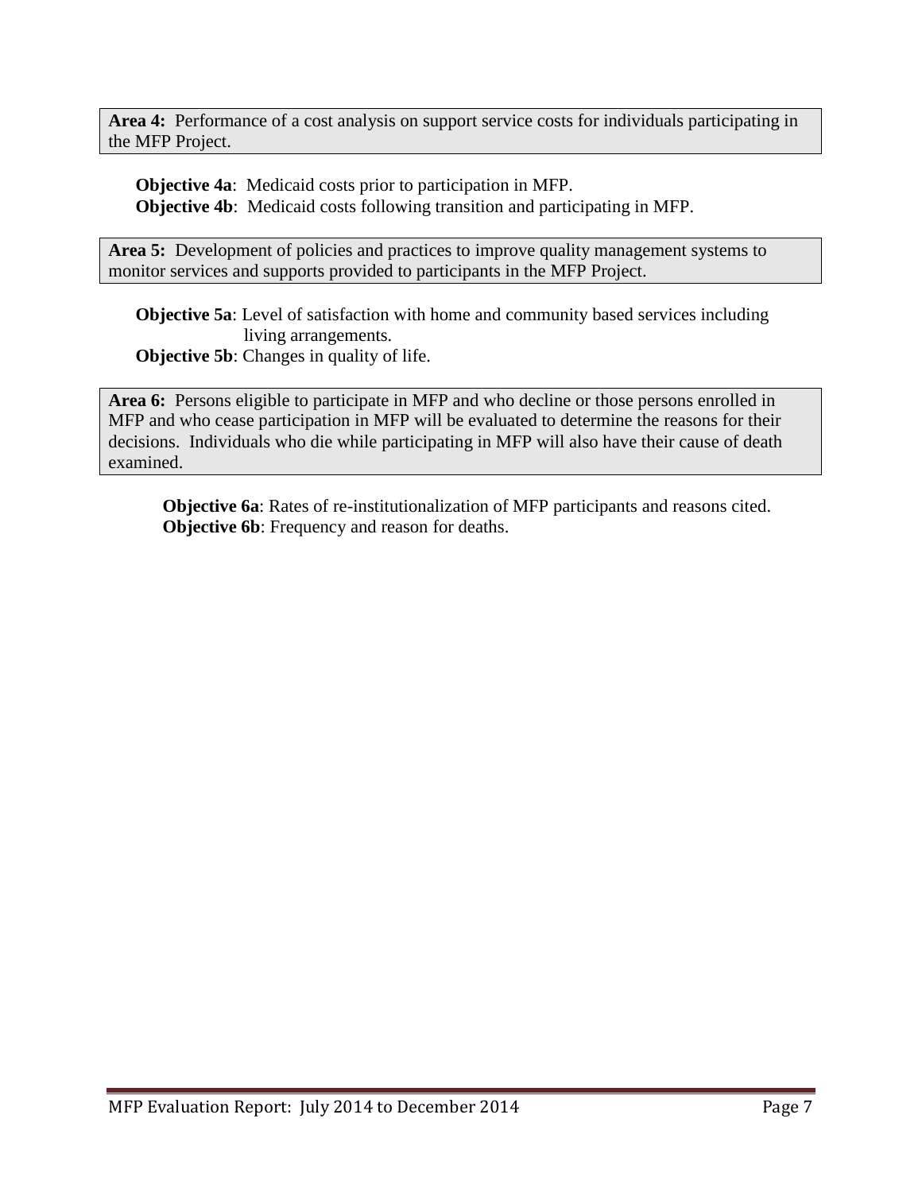**Area 4:** Performance of a cost analysis on support service costs for individuals participating in the MFP Project.

**Objective 4a**: Medicaid costs prior to participation in MFP.
**Objective 4b**: Medicaid costs following transition and participating in MFP.

**Area 5:** Development of policies and practices to improve quality management systems to monitor services and supports provided to participants in the MFP Project.

**Objective 5a**: Level of satisfaction with home and community based services including living arrangements.
**Objective 5b**: Changes in quality of life.

**Area 6:** Persons eligible to participate in MFP and who decline or those persons enrolled in MFP and who cease participation in MFP will be evaluated to determine the reasons for their decisions. Individuals who die while participating in MFP will also have their cause of death examined.

**Objective 6a**: Rates of re-institutionalization of MFP participants and reasons cited.
**Objective 6b**: Frequency and reason for deaths.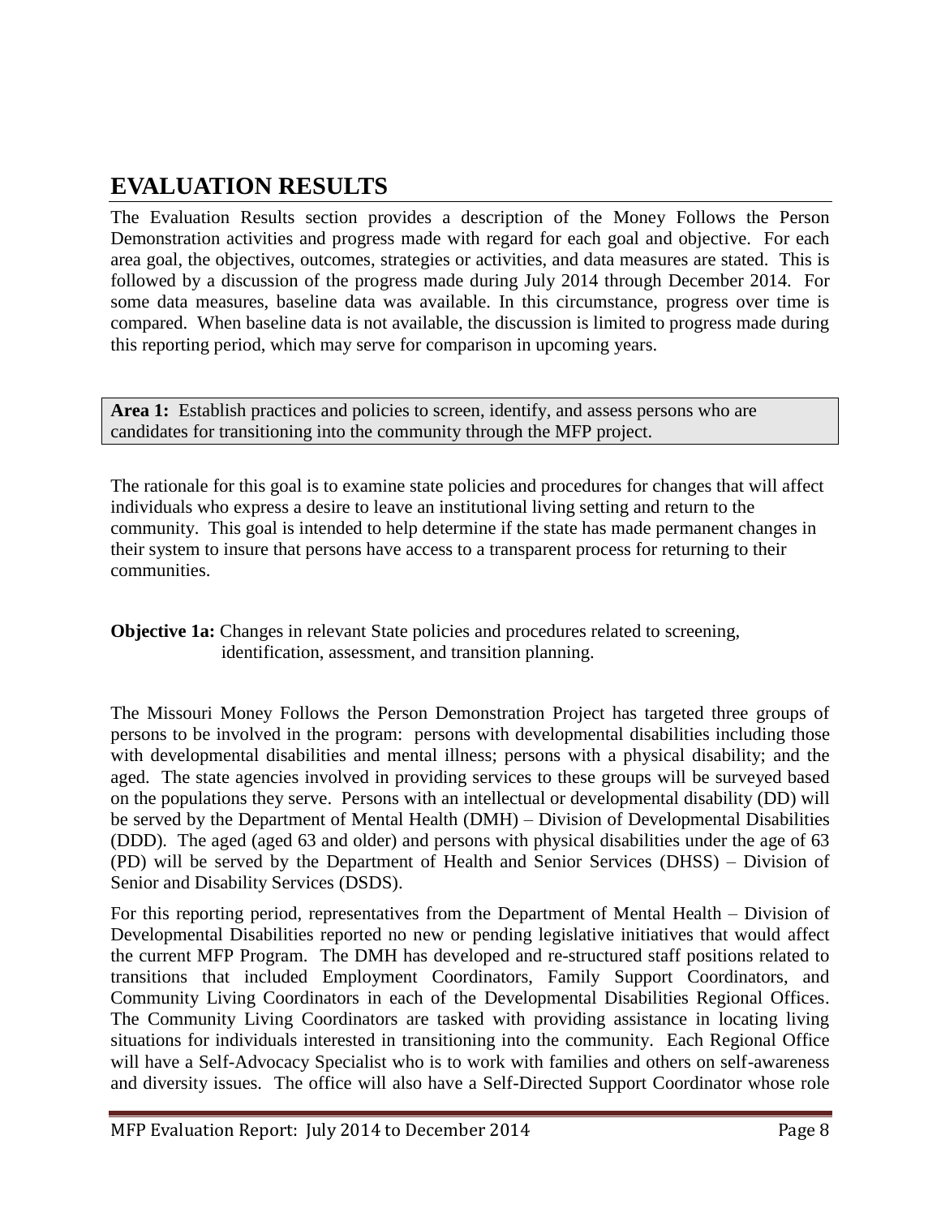# EVALUATION RESULTS

The Evaluation Results section provides a description of the Money Follows the Person Demonstration activities and progress made with regard for each goal and objective. For each area goal, the objectives, outcomes, strategies or activities, and data measures are stated. This is followed by a discussion of the progress made during July 2014 through December 2014. For some data measures, baseline data was available. In this circumstance, progress over time is compared. When baseline data is not available, the discussion is limited to progress made during this reporting period, which may serve for comparison in upcoming years.

**Area 1:** Establish practices and policies to screen, identify, and assess persons who are candidates for transitioning into the community through the MFP project.

The rationale for this goal is to examine state policies and procedures for changes that will affect individuals who express a desire to leave an institutional living setting and return to the community. This goal is intended to help determine if the state has made permanent changes in their system to insure that persons have access to a transparent process for returning to their communities.

**Objective 1a:** Changes in relevant State policies and procedures related to screening, identification, assessment, and transition planning.

The Missouri Money Follows the Person Demonstration Project has targeted three groups of persons to be involved in the program: persons with developmental disabilities including those with developmental disabilities and mental illness; persons with a physical disability; and the aged. The state agencies involved in providing services to these groups will be surveyed based on the populations they serve. Persons with an intellectual or developmental disability (DD) will be served by the Department of Mental Health (DMH) – Division of Developmental Disabilities (DDD). The aged (aged 63 and older) and persons with physical disabilities under the age of 63 (PD) will be served by the Department of Health and Senior Services (DHSS) – Division of Senior and Disability Services (DSDS).

For this reporting period, representatives from the Department of Mental Health – Division of Developmental Disabilities reported no new or pending legislative initiatives that would affect the current MFP Program. The DMH has developed and re-structured staff positions related to transitions that included Employment Coordinators, Family Support Coordinators, and Community Living Coordinators in each of the Developmental Disabilities Regional Offices. The Community Living Coordinators are tasked with providing assistance in locating living situations for individuals interested in transitioning into the community. Each Regional Office will have a Self-Advocacy Specialist who is to work with families and others on self-awareness and diversity issues. The office will also have a Self-Directed Support Coordinator whose role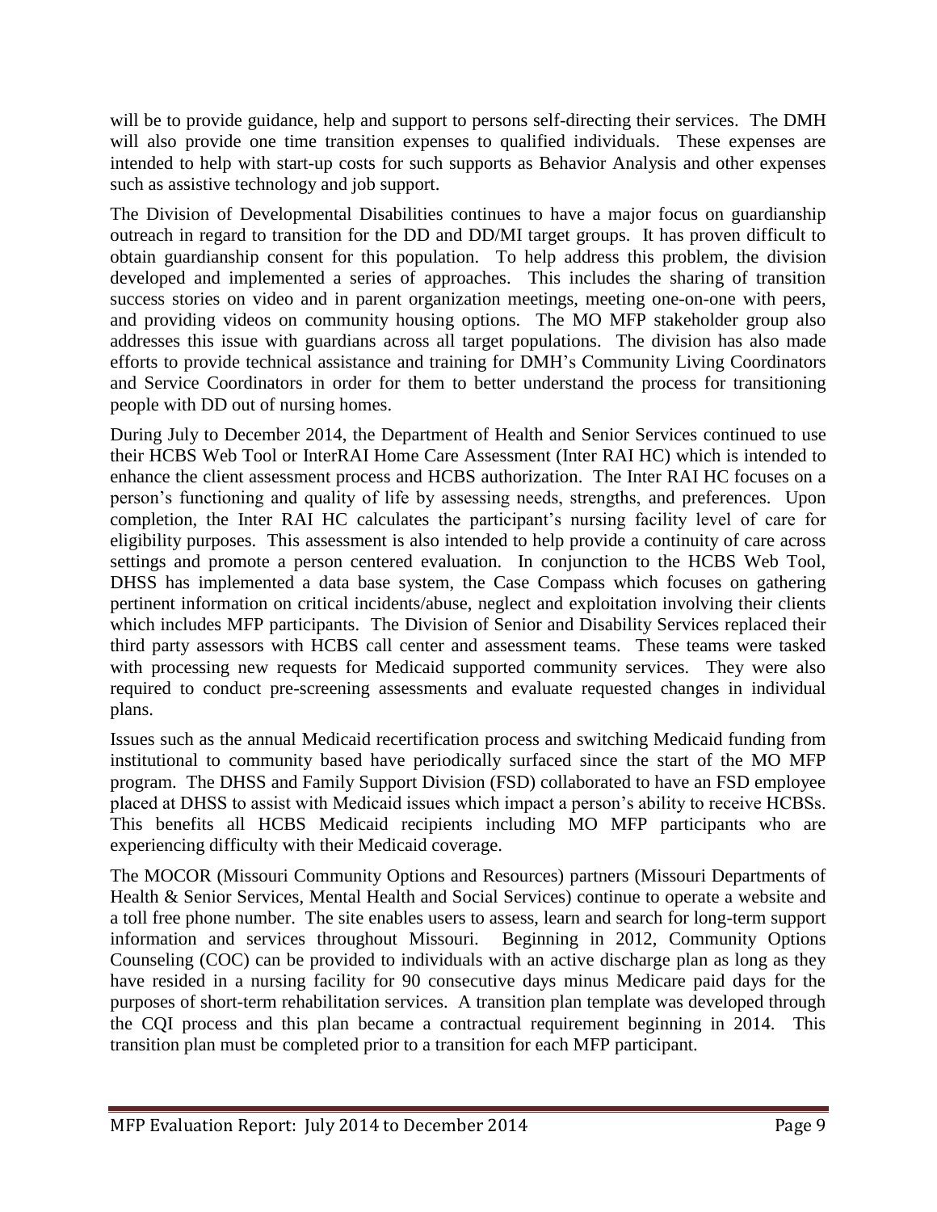will be to provide guidance, help and support to persons self-directing their services. The DMH will also provide one time transition expenses to qualified individuals. These expenses are intended to help with start-up costs for such supports as Behavior Analysis and other expenses such as assistive technology and job support.

The Division of Developmental Disabilities continues to have a major focus on guardianship outreach in regard to transition for the DD and DD/MI target groups. It has proven difficult to obtain guardianship consent for this population. To help address this problem, the division developed and implemented a series of approaches. This includes the sharing of transition success stories on video and in parent organization meetings, meeting one-on-one with peers, and providing videos on community housing options. The MO MFP stakeholder group also addresses this issue with guardians across all target populations. The division has also made efforts to provide technical assistance and training for DMH's Community Living Coordinators and Service Coordinators in order for them to better understand the process for transitioning people with DD out of nursing homes.

During July to December 2014, the Department of Health and Senior Services continued to use their HCBS Web Tool or InterRAI Home Care Assessment (Inter RAI HC) which is intended to enhance the client assessment process and HCBS authorization. The Inter RAI HC focuses on a person's functioning and quality of life by assessing needs, strengths, and preferences. Upon completion, the Inter RAI HC calculates the participant's nursing facility level of care for eligibility purposes. This assessment is also intended to help provide a continuity of care across settings and promote a person centered evaluation. In conjunction to the HCBS Web Tool, DHSS has implemented a data base system, the Case Compass which focuses on gathering pertinent information on critical incidents/abuse, neglect and exploitation involving their clients which includes MFP participants. The Division of Senior and Disability Services replaced their third party assessors with HCBS call center and assessment teams. These teams were tasked with processing new requests for Medicaid supported community services. They were also required to conduct pre-screening assessments and evaluate requested changes in individual plans.

Issues such as the annual Medicaid recertification process and switching Medicaid funding from institutional to community based have periodically surfaced since the start of the MO MFP program. The DHSS and Family Support Division (FSD) collaborated to have an FSD employee placed at DHSS to assist with Medicaid issues which impact a person's ability to receive HCBSs. This benefits all HCBS Medicaid recipients including MO MFP participants who are experiencing difficulty with their Medicaid coverage.

The MOCOR (Missouri Community Options and Resources) partners (Missouri Departments of Health & Senior Services, Mental Health and Social Services) continue to operate a website and a toll free phone number. The site enables users to assess, learn and search for long-term support information and services throughout Missouri. Beginning in 2012, Community Options Counseling (COC) can be provided to individuals with an active discharge plan as long as they have resided in a nursing facility for 90 consecutive days minus Medicare paid days for the purposes of short-term rehabilitation services. A transition plan template was developed through the CQI process and this plan became a contractual requirement beginning in 2014. This transition plan must be completed prior to a transition for each MFP participant.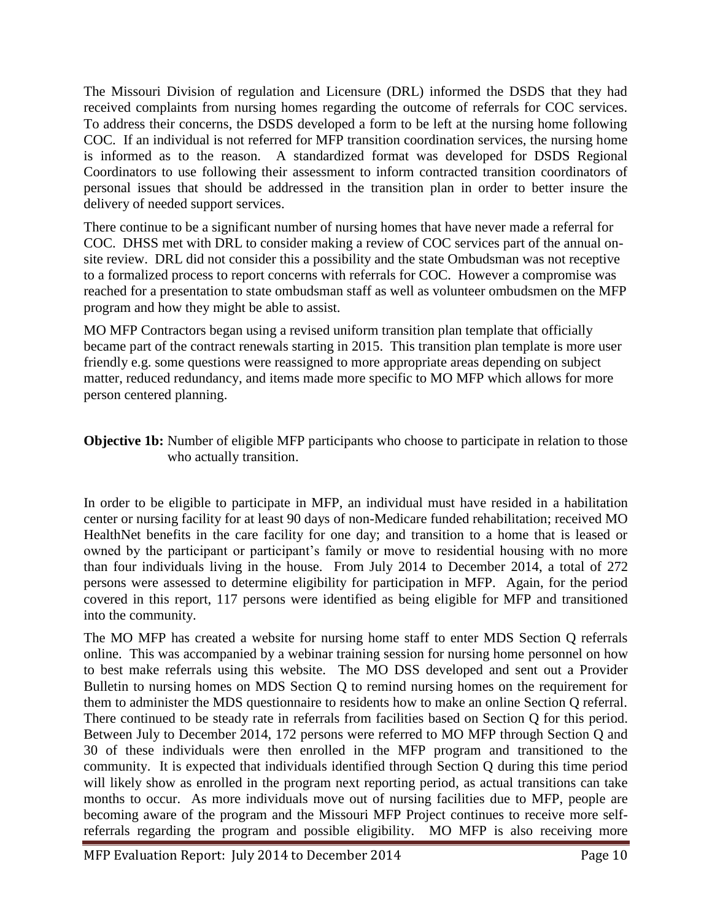The Missouri Division of regulation and Licensure (DRL) informed the DSDS that they had received complaints from nursing homes regarding the outcome of referrals for COC services. To address their concerns, the DSDS developed a form to be left at the nursing home following COC. If an individual is not referred for MFP transition coordination services, the nursing home is informed as to the reason. A standardized format was developed for DSDS Regional Coordinators to use following their assessment to inform contracted transition coordinators of personal issues that should be addressed in the transition plan in order to better insure the delivery of needed support services.

There continue to be a significant number of nursing homes that have never made a referral for COC. DHSS met with DRL to consider making a review of COC services part of the annual on-site review. DRL did not consider this a possibility and the state Ombudsman was not receptive to a formalized process to report concerns with referrals for COC. However a compromise was reached for a presentation to state ombudsman staff as well as volunteer ombudsmen on the MFP program and how they might be able to assist.

MO MFP Contractors began using a revised uniform transition plan template that officially became part of the contract renewals starting in 2015. This transition plan template is more user friendly e.g. some questions were reassigned to more appropriate areas depending on subject matter, reduced redundancy, and items made more specific to MO MFP which allows for more person centered planning.

**Objective 1b:** Number of eligible MFP participants who choose to participate in relation to those who actually transition.

In order to be eligible to participate in MFP, an individual must have resided in a habilitation center or nursing facility for at least 90 days of non-Medicare funded rehabilitation; received MO HealthNet benefits in the care facility for one day; and transition to a home that is leased or owned by the participant or participant's family or move to residential housing with no more than four individuals living in the house. From July 2014 to December 2014, a total of 272 persons were assessed to determine eligibility for participation in MFP. Again, for the period covered in this report, 117 persons were identified as being eligible for MFP and transitioned into the community.

The MO MFP has created a website for nursing home staff to enter MDS Section Q referrals online. This was accompanied by a webinar training session for nursing home personnel on how to best make referrals using this website. The MO DSS developed and sent out a Provider Bulletin to nursing homes on MDS Section Q to remind nursing homes on the requirement for them to administer the MDS questionnaire to residents how to make an online Section Q referral. There continued to be steady rate in referrals from facilities based on Section Q for this period. Between July to December 2014, 172 persons were referred to MO MFP through Section Q and 30 of these individuals were then enrolled in the MFP program and transitioned to the community. It is expected that individuals identified through Section Q during this time period will likely show as enrolled in the program next reporting period, as actual transitions can take months to occur. As more individuals move out of nursing facilities due to MFP, people are becoming aware of the program and the Missouri MFP Project continues to receive more self-referrals regarding the program and possible eligibility. MO MFP is also receiving more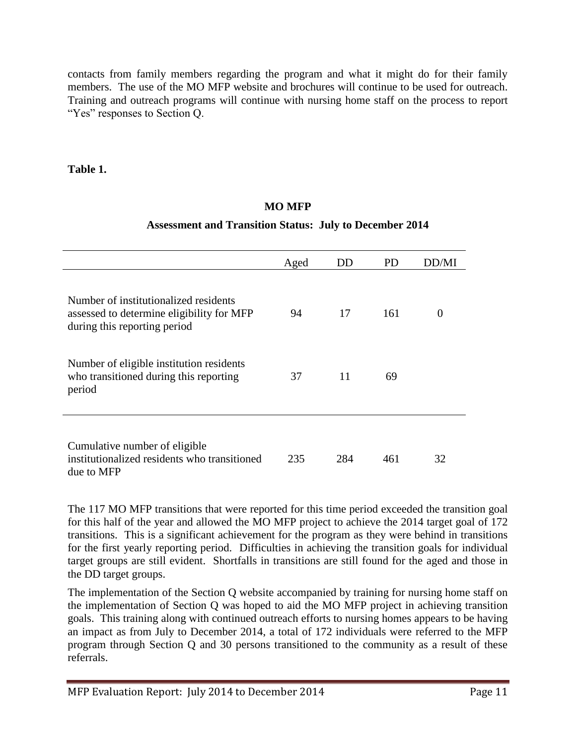contacts from family members regarding the program and what it might do for their family members. The use of the MO MFP website and brochures will continue to be used for outreach. Training and outreach programs will continue with nursing home staff on the process to report "Yes" responses to Section Q.

**Table 1.**

**MO MFP**

**Assessment and Transition Status: July to December 2014**

| | Aged | DD | PD | DD/MI |
|---|---|---|---|---|
| Number of institutionalized residents assessed to determine eligibility for MFP during this reporting period | 94 | 17 | 161 | 0 |
| Number of eligible institution residents who transitioned during this reporting period | 37 | 11 | 69 | |
| Cumulative number of eligible institutionalized residents who transitioned due to MFP | 235 | 284 | 461 | 32 |

The 117 MO MFP transitions that were reported for this time period exceeded the transition goal for this half of the year and allowed the MO MFP project to achieve the 2014 target goal of 172 transitions. This is a significant achievement for the program as they were behind in transitions for the first yearly reporting period. Difficulties in achieving the transition goals for individual target groups are still evident. Shortfalls in transitions are still found for the aged and those in the DD target groups.

The implementation of the Section Q website accompanied by training for nursing home staff on the implementation of Section Q was hoped to aid the MO MFP project in achieving transition goals. This training along with continued outreach efforts to nursing homes appears to be having an impact as from July to December 2014, a total of 172 individuals were referred to the MFP program through Section Q and 30 persons transitioned to the community as a result of these referrals.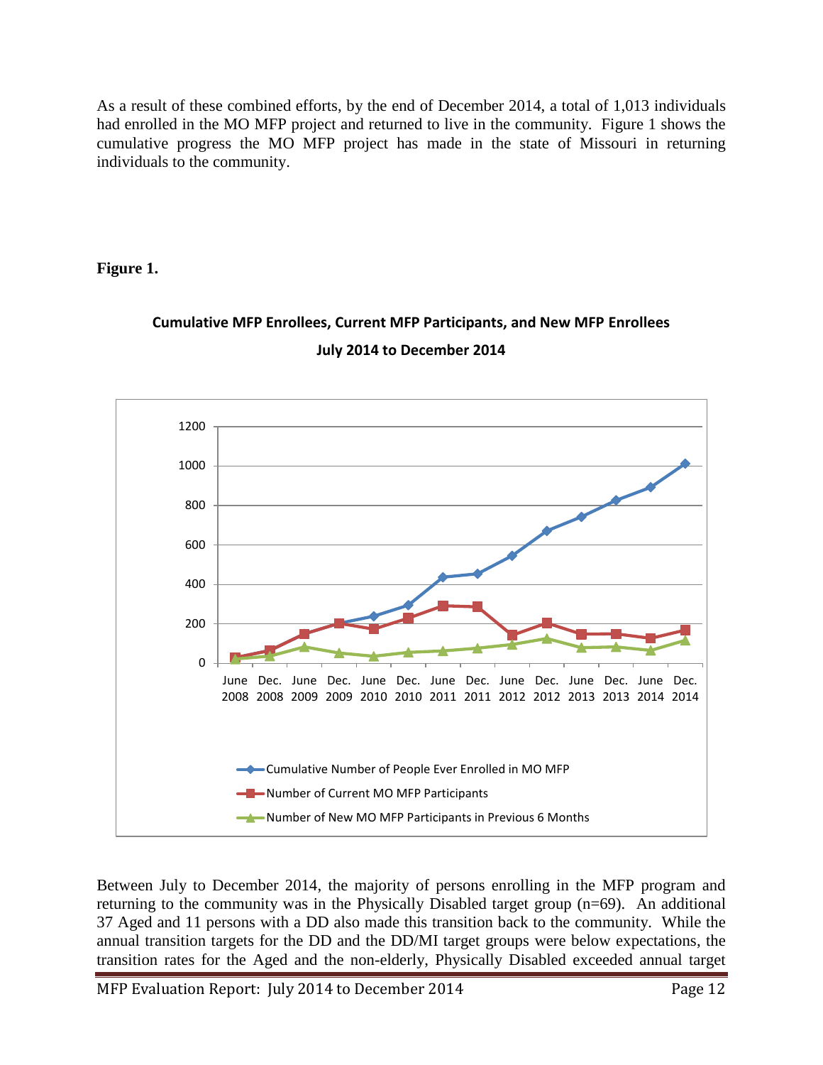As a result of these combined efforts, by the end of December 2014, a total of 1,013 individuals had enrolled in the MO MFP project and returned to live in the community. Figure 1 shows the cumulative progress the MO MFP project has made in the state of Missouri in returning individuals to the community.

**Figure 1.**

**Cumulative MFP Enrollees, Current MFP Participants, and New MFP Enrollees**

**July 2014 to December 2014**

Between July to December 2014, the majority of persons enrolling in the MFP program and returning to the community was in the Physically Disabled target group (n=69). An additional 37 Aged and 11 persons with a DD also made this transition back to the community. While the annual transition targets for the DD and the DD/MI target groups were below expectations, the transition rates for the Aged and the non-elderly, Physically Disabled exceeded annual target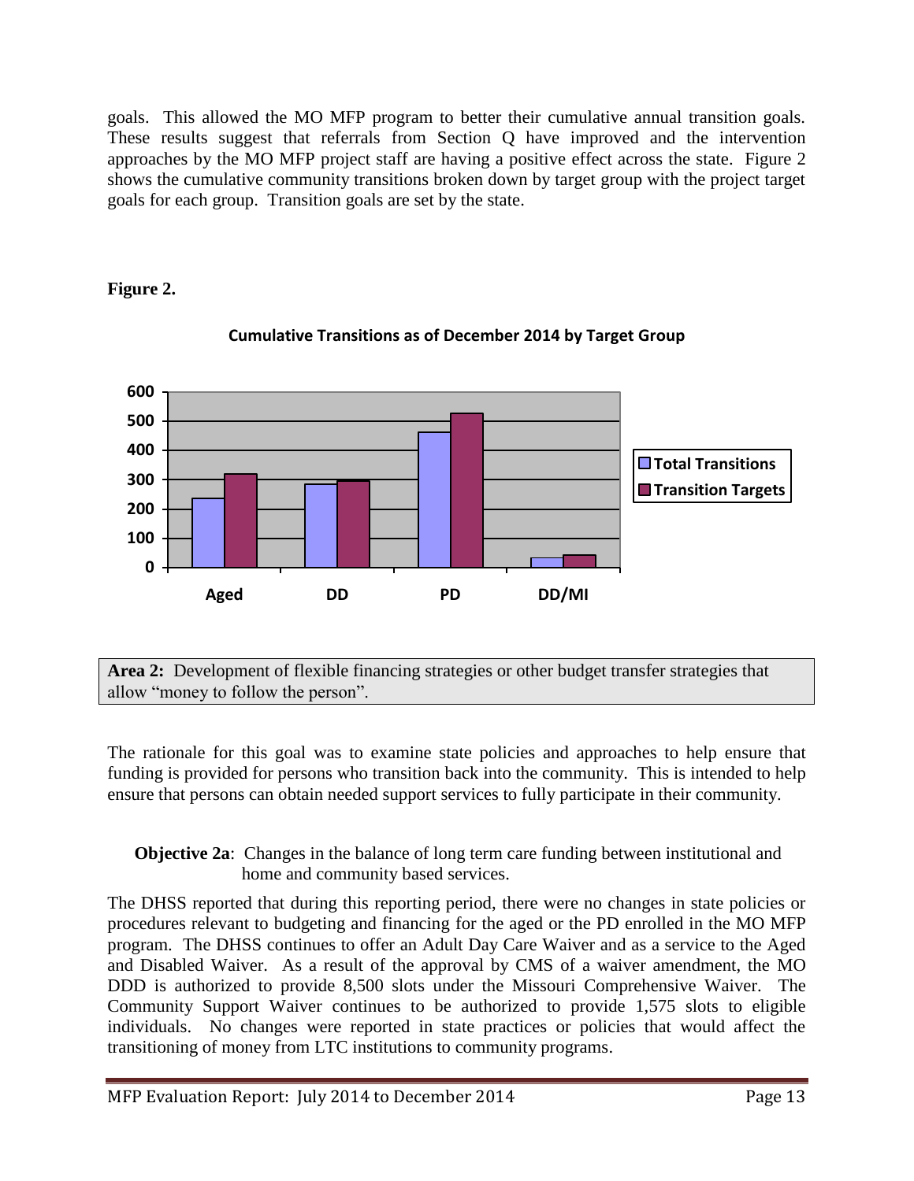goals. This allowed the MO MFP program to better their cumulative annual transition goals. These results suggest that referrals from Section Q have improved and the intervention approaches by the MO MFP project staff are having a positive effect across the state. Figure 2 shows the cumulative community transitions broken down by target group with the project target goals for each group. Transition goals are set by the state.

**Figure 2.**

**Cumulative Transitions as of December 2014 by Target Group**

| Area 2: Development of flexible financing strategies or other budget transfer strategies that allow "money to follow the person". |
|---|

The rationale for this goal was to examine state policies and approaches to help ensure that funding is provided for persons who transition back into the community. This is intended to help ensure that persons can obtain needed support services to fully participate in their community.

**Objective 2a**: Changes in the balance of long term care funding between institutional and home and community based services.

The DHSS reported that during this reporting period, there were no changes in state policies or procedures relevant to budgeting and financing for the aged or the PD enrolled in the MO MFP program. The DHSS continues to offer an Adult Day Care Waiver and as a service to the Aged and Disabled Waiver. As a result of the approval by CMS of a waiver amendment, the MO DDD is authorized to provide 8,500 slots under the Missouri Comprehensive Waiver. The Community Support Waiver continues to be authorized to provide 1,575 slots to eligible individuals. No changes were reported in state practices or policies that would affect the transitioning of money from LTC institutions to community programs.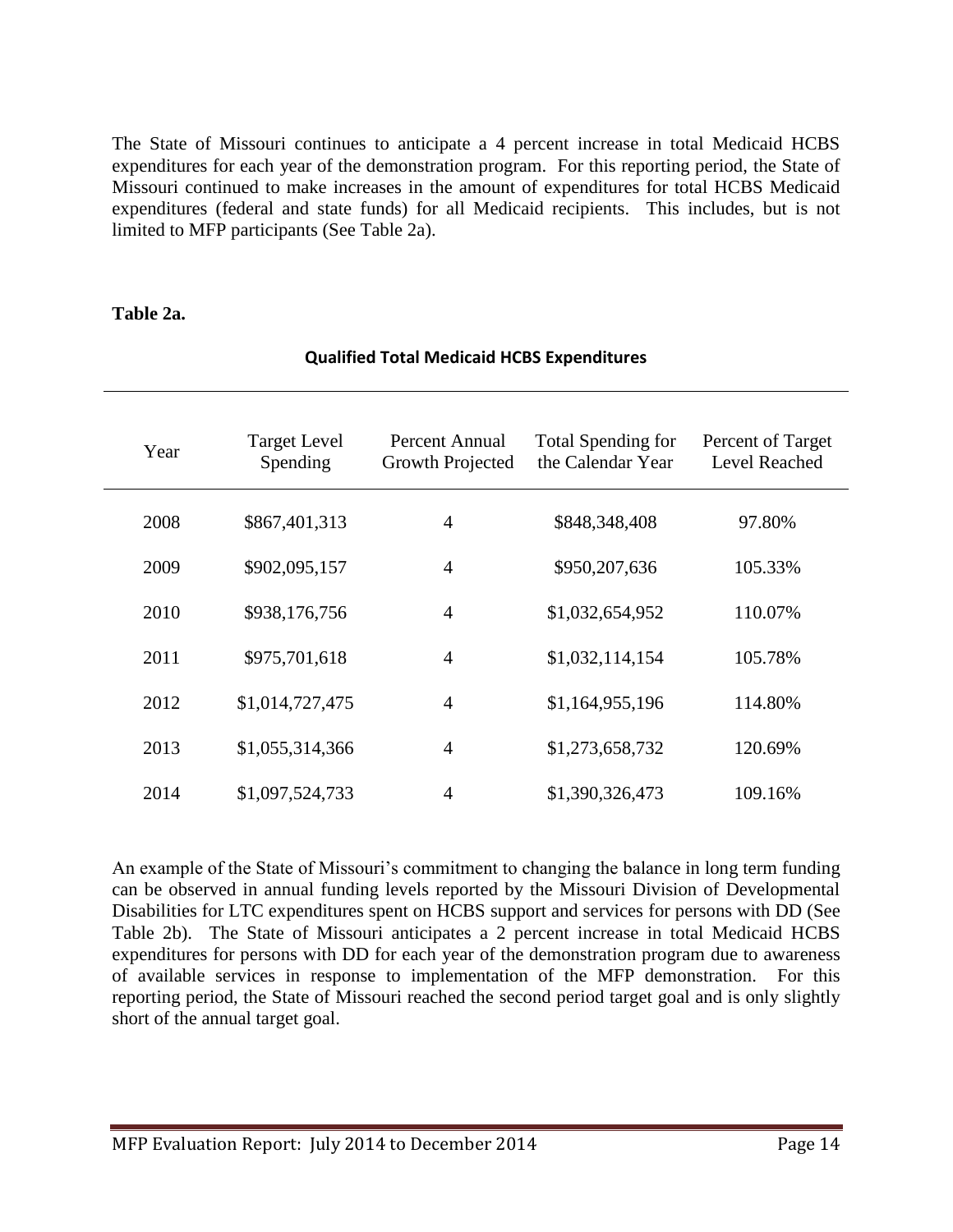The State of Missouri continues to anticipate a 4 percent increase in total Medicaid HCBS expenditures for each year of the demonstration program. For this reporting period, the State of Missouri continued to make increases in the amount of expenditures for total HCBS Medicaid expenditures (federal and state funds) for all Medicaid recipients. This includes, but is not limited to MFP participants (See Table 2a).

**Table 2a.**

**Qualified Total Medicaid HCBS Expenditures**

| Year | Target Level Spending | Percent Annual Growth Projected | Total Spending for the Calendar Year | Percent of Target Level Reached |
|---|---|---|---|---|
| 2008 | $867,401,313 | 4 | $848,348,408 | 97.80% |
| 2009 | $902,095,157 | 4 | $950,207,636 | 105.33% |
| 2010 | $938,176,756 | 4 | $1,032,654,952 | 110.07% |
| 2011 | $975,701,618 | 4 | $1,032,114,154 | 105.78% |
| 2012 | $1,014,727,475 | 4 | $1,164,955,196 | 114.80% |
| 2013 | $1,055,314,366 | 4 | $1,273,658,732 | 120.69% |
| 2014 | $1,097,524,733 | 4 | $1,390,326,473 | 109.16% |

An example of the State of Missouri's commitment to changing the balance in long term funding can be observed in annual funding levels reported by the Missouri Division of Developmental Disabilities for LTC expenditures spent on HCBS support and services for persons with DD (See Table 2b). The State of Missouri anticipates a 2 percent increase in total Medicaid HCBS expenditures for persons with DD for each year of the demonstration program due to awareness of available services in response to implementation of the MFP demonstration. For this reporting period, the State of Missouri reached the second period target goal and is only slightly short of the annual target goal.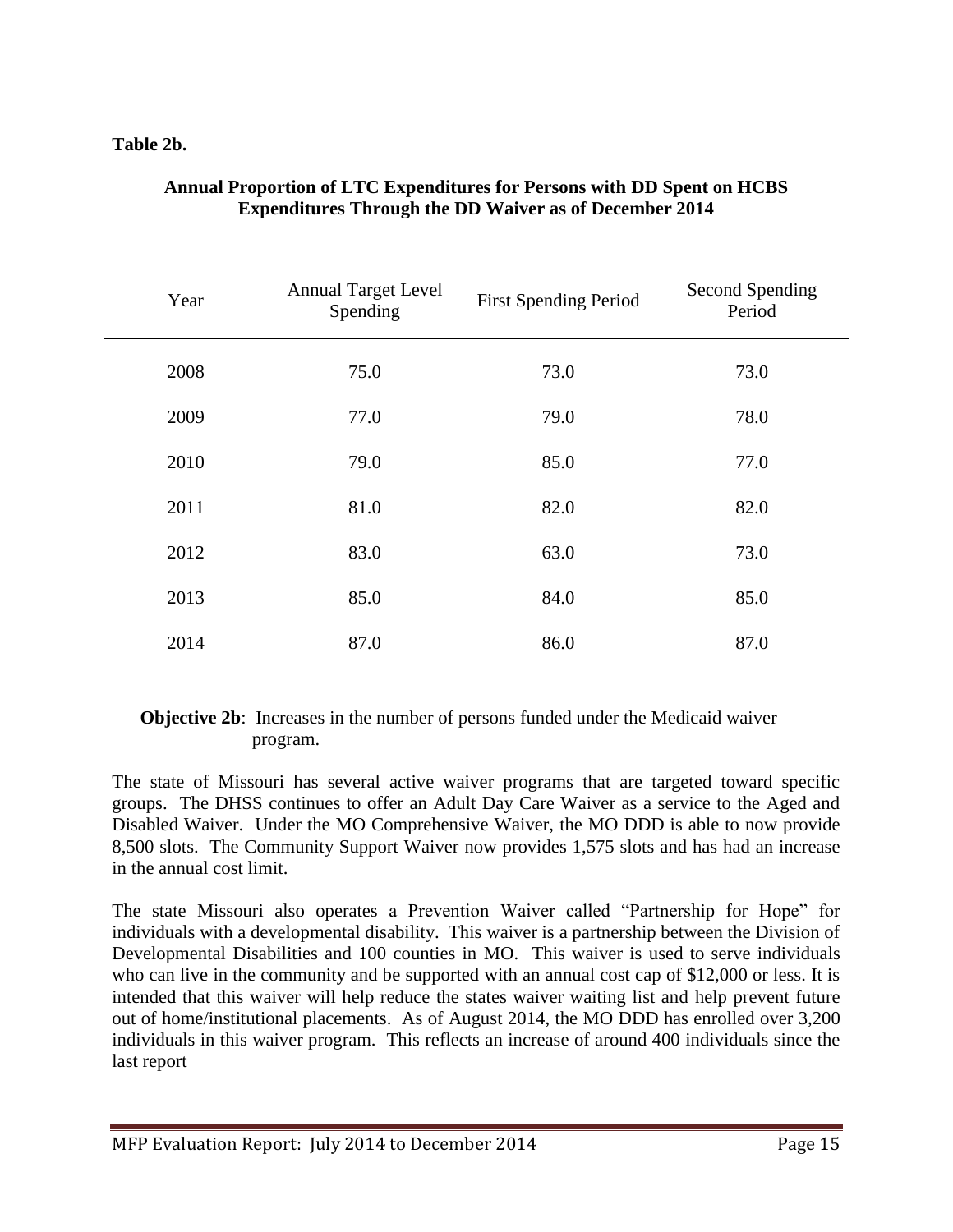**Table 2b.**

**Annual Proportion of LTC Expenditures for Persons with DD Spent on HCBS Expenditures Through the DD Waiver as of December 2014**

| Year | Annual Target Level Spending | First Spending Period | Second Spending Period |
|---|---|---|---|
| 2008 | 75.0 | 73.0 | 73.0 |
| 2009 | 77.0 | 79.0 | 78.0 |
| 2010 | 79.0 | 85.0 | 77.0 |
| 2011 | 81.0 | 82.0 | 82.0 |
| 2012 | 83.0 | 63.0 | 73.0 |
| 2013 | 85.0 | 84.0 | 85.0 |
| 2014 | 87.0 | 86.0 | 87.0 |

**Objective 2b**: Increases in the number of persons funded under the Medicaid waiver program.

The state of Missouri has several active waiver programs that are targeted toward specific groups. The DHSS continues to offer an Adult Day Care Waiver as a service to the Aged and Disabled Waiver. Under the MO Comprehensive Waiver, the MO DDD is able to now provide 8,500 slots. The Community Support Waiver now provides 1,575 slots and has had an increase in the annual cost limit.

The state Missouri also operates a Prevention Waiver called "Partnership for Hope" for individuals with a developmental disability. This waiver is a partnership between the Division of Developmental Disabilities and 100 counties in MO. This waiver is used to serve individuals who can live in the community and be supported with an annual cost cap of $12,000 or less. It is intended that this waiver will help reduce the states waiver waiting list and help prevent future out of home/institutional placements. As of August 2014, the MO DDD has enrolled over 3,200 individuals in this waiver program. This reflects an increase of around 400 individuals since the last report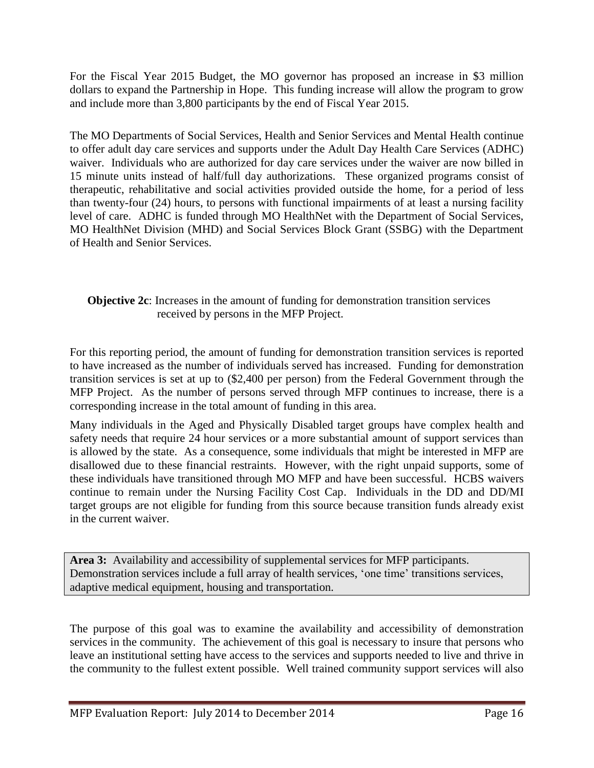For the Fiscal Year 2015 Budget, the MO governor has proposed an increase in $3 million dollars to expand the Partnership in Hope. This funding increase will allow the program to grow and include more than 3,800 participants by the end of Fiscal Year 2015.

The MO Departments of Social Services, Health and Senior Services and Mental Health continue to offer adult day care services and supports under the Adult Day Health Care Services (ADHC) waiver. Individuals who are authorized for day care services under the waiver are now billed in 15 minute units instead of half/full day authorizations. These organized programs consist of therapeutic, rehabilitative and social activities provided outside the home, for a period of less than twenty-four (24) hours, to persons with functional impairments of at least a nursing facility level of care. ADHC is funded through MO HealthNet with the Department of Social Services, MO HealthNet Division (MHD) and Social Services Block Grant (SSBG) with the Department of Health and Senior Services.

**Objective 2c**: Increases in the amount of funding for demonstration transition services received by persons in the MFP Project.

For this reporting period, the amount of funding for demonstration transition services is reported to have increased as the number of individuals served has increased. Funding for demonstration transition services is set at up to ($2,400 per person) from the Federal Government through the MFP Project. As the number of persons served through MFP continues to increase, there is a corresponding increase in the total amount of funding in this area.

Many individuals in the Aged and Physically Disabled target groups have complex health and safety needs that require 24 hour services or a more substantial amount of support services than is allowed by the state. As a consequence, some individuals that might be interested in MFP are disallowed due to these financial restraints. However, with the right unpaid supports, some of these individuals have transitioned through MO MFP and have been successful. HCBS waivers continue to remain under the Nursing Facility Cost Cap. Individuals in the DD and DD/MI target groups are not eligible for funding from this source because transition funds already exist in the current waiver.

**Area 3:** Availability and accessibility of supplemental services for MFP participants. Demonstration services include a full array of health services, 'one time' transitions services, adaptive medical equipment, housing and transportation.

The purpose of this goal was to examine the availability and accessibility of demonstration services in the community. The achievement of this goal is necessary to insure that persons who leave an institutional setting have access to the services and supports needed to live and thrive in the community to the fullest extent possible. Well trained community support services will also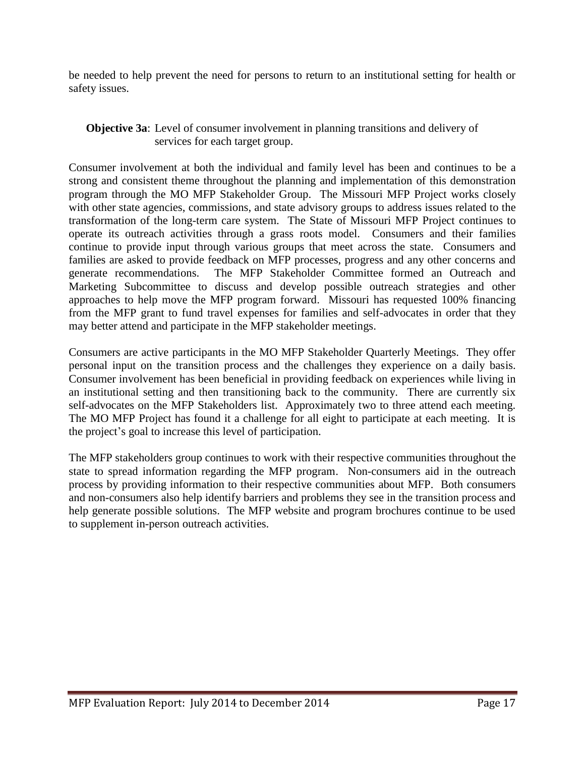be needed to help prevent the need for persons to return to an institutional setting for health or safety issues.

**Objective 3a**: Level of consumer involvement in planning transitions and delivery of services for each target group.

Consumer involvement at both the individual and family level has been and continues to be a strong and consistent theme throughout the planning and implementation of this demonstration program through the MO MFP Stakeholder Group. The Missouri MFP Project works closely with other state agencies, commissions, and state advisory groups to address issues related to the transformation of the long-term care system. The State of Missouri MFP Project continues to operate its outreach activities through a grass roots model. Consumers and their families continue to provide input through various groups that meet across the state. Consumers and families are asked to provide feedback on MFP processes, progress and any other concerns and generate recommendations. The MFP Stakeholder Committee formed an Outreach and Marketing Subcommittee to discuss and develop possible outreach strategies and other approaches to help move the MFP program forward. Missouri has requested 100% financing from the MFP grant to fund travel expenses for families and self-advocates in order that they may better attend and participate in the MFP stakeholder meetings.

Consumers are active participants in the MO MFP Stakeholder Quarterly Meetings. They offer personal input on the transition process and the challenges they experience on a daily basis. Consumer involvement has been beneficial in providing feedback on experiences while living in an institutional setting and then transitioning back to the community. There are currently six self-advocates on the MFP Stakeholders list. Approximately two to three attend each meeting. The MO MFP Project has found it a challenge for all eight to participate at each meeting. It is the project's goal to increase this level of participation.

The MFP stakeholders group continues to work with their respective communities throughout the state to spread information regarding the MFP program. Non-consumers aid in the outreach process by providing information to their respective communities about MFP. Both consumers and non-consumers also help identify barriers and problems they see in the transition process and help generate possible solutions. The MFP website and program brochures continue to be used to supplement in-person outreach activities.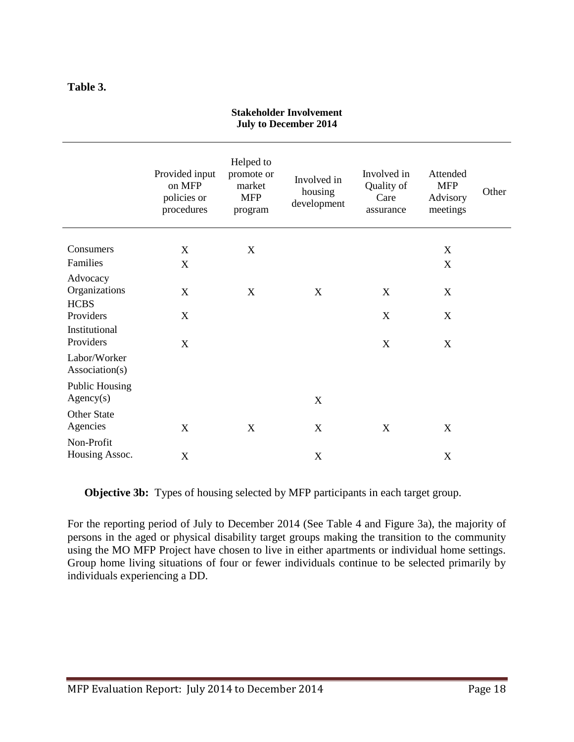**Table 3.**

**Stakeholder Involvement**
**July to December 2014**

| | Provided input on MFP policies or procedures | Helped to promote or market MFP program | Involved in housing development | Involved in Quality of Care assurance | Attended MFP Advisory meetings | Other |
|---|---|---|---|---|---|---|
| Consumers | X | X | | | X | |
| Families | X | | | | X | |
| Advocacy Organizations | X | X | X | X | X | |
| HCBS Providers | X | | | X | X | |
| Institutional Providers | X | | | X | X | |
| Labor/Worker Association(s) | | | | | | |
| Public Housing Agency(s) | | | X | | | |
| Other State Agencies | X | X | X | X | X | |
| Non-Profit Housing Assoc. | X | | X | | X | |

**Objective 3b:** Types of housing selected by MFP participants in each target group.

For the reporting period of July to December 2014 (See Table 4 and Figure 3a), the majority of persons in the aged or physical disability target groups making the transition to the community using the MO MFP Project have chosen to live in either apartments or individual home settings. Group home living situations of four or fewer individuals continue to be selected primarily by individuals experiencing a DD.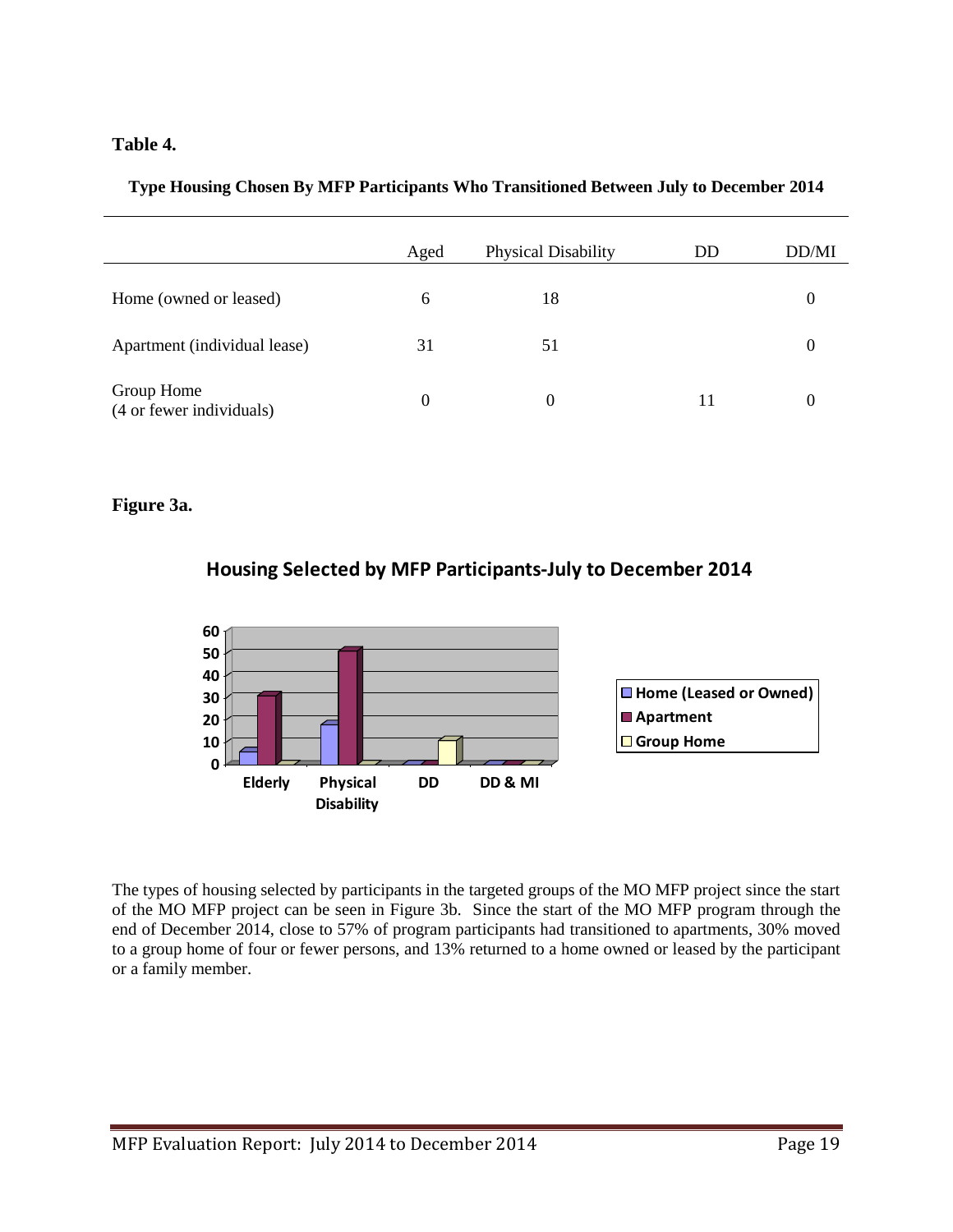**Table 4.**

**Type Housing Chosen By MFP Participants Who Transitioned Between July to December 2014**

| | Aged | Physical Disability | DD | DD/MI |
|---|---|---|---|---|
| Home (owned or leased) | 6 | 18 | | 0 |
| Apartment (individual lease) | 31 | 51 | | 0 |
| Group Home (4 or fewer individuals) | 0 | 0 | 11 | 0 |

**Figure 3a.**

**Housing Selected by MFP Participants-July to December 2014**

The types of housing selected by participants in the targeted groups of the MO MFP project since the start of the MO MFP project can be seen in Figure 3b. Since the start of the MO MFP program through the end of December 2014, close to 57% of program participants had transitioned to apartments, 30% moved to a group home of four or fewer persons, and 13% returned to a home owned or leased by the participant or a family member.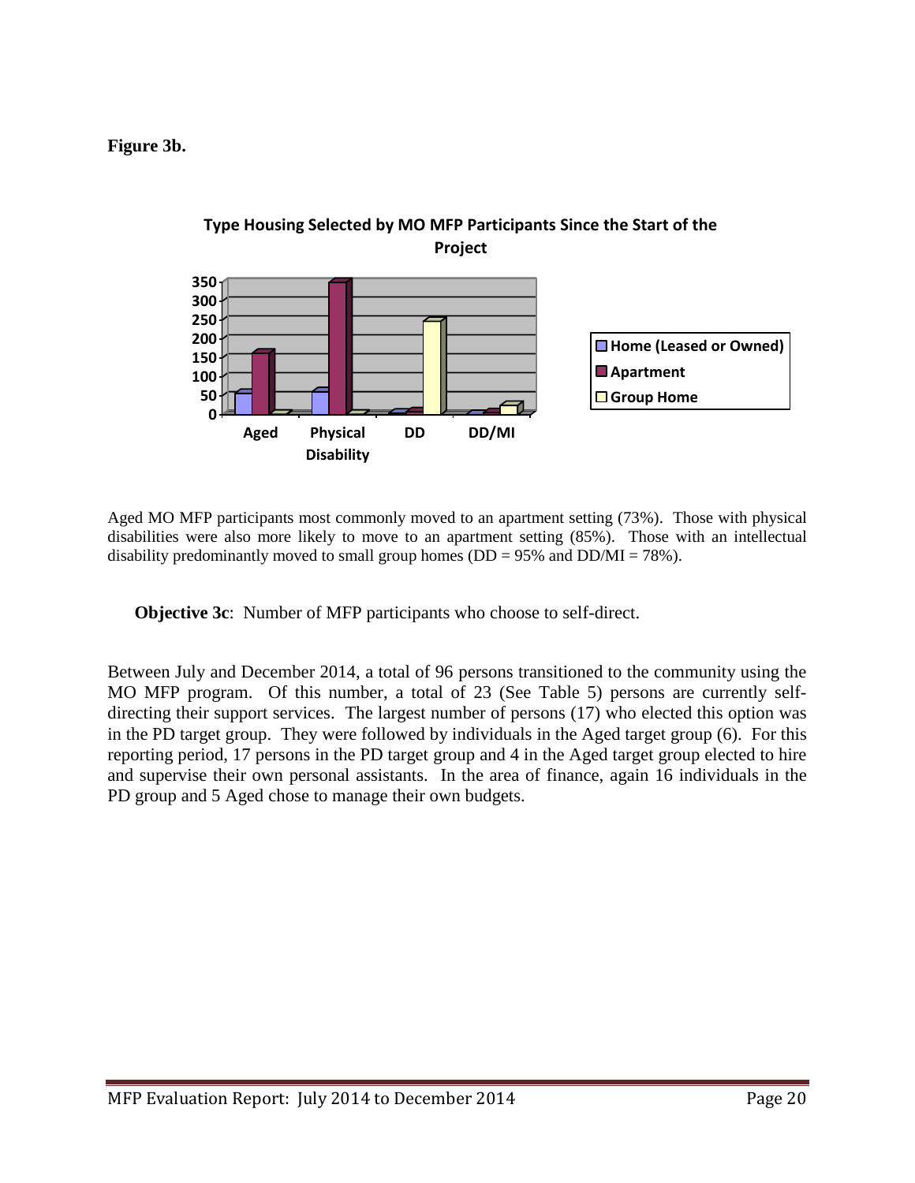**Figure 3b.**

**Type Housing Selected by MO MFP Participants Since the Start of the Project**

Aged MO MFP participants most commonly moved to an apartment setting (73%). Those with physical disabilities were also more likely to move to an apartment setting (85%). Those with an intellectual disability predominantly moved to small group homes (DD = 95% and DD/MI = 78%).

**Objective 3c**: Number of MFP participants who choose to self-direct.

Between July and December 2014, a total of 96 persons transitioned to the community using the MO MFP program. Of this number, a total of 23 (See Table 5) persons are currently self-directing their support services. The largest number of persons (17) who elected this option was in the PD target group. They were followed by individuals in the Aged target group (6). For this reporting period, 17 persons in the PD target group and 4 in the Aged target group elected to hire and supervise their own personal assistants. In the area of finance, again 16 individuals in the PD group and 5 Aged chose to manage their own budgets.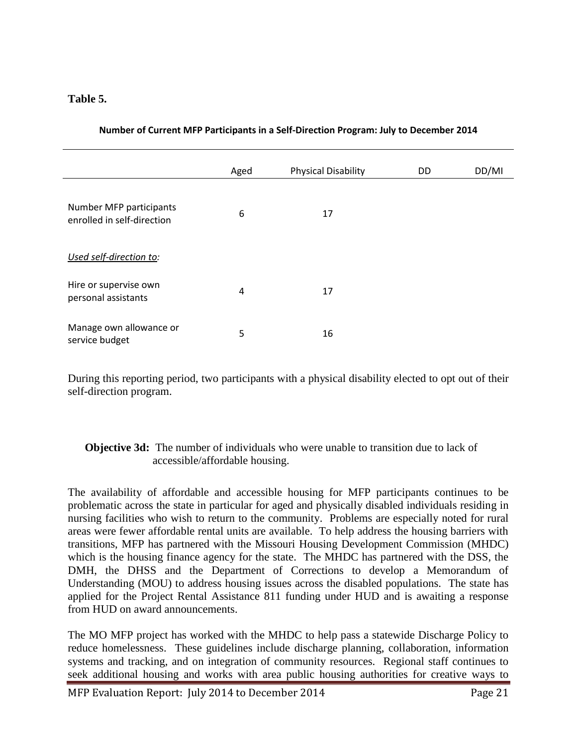**Table 5.**

**Number of Current MFP Participants in a Self-Direction Program: July to December 2014**

| | Aged | Physical Disability | DD | DD/MI |
|---|---|---|---|---|
| Number MFP participants enrolled in self-direction | 6 | 17 | | |
| *Used self-direction to:* | | | | |
| Hire or supervise own personal assistants | 4 | 17 | | |
| Manage own allowance or service budget | 5 | 16 | | |

During this reporting period, two participants with a physical disability elected to opt out of their self-direction program.

**Objective 3d:** The number of individuals who were unable to transition due to lack of accessible/affordable housing.

The availability of affordable and accessible housing for MFP participants continues to be problematic across the state in particular for aged and physically disabled individuals residing in nursing facilities who wish to return to the community. Problems are especially noted for rural areas were fewer affordable rental units are available. To help address the housing barriers with transitions, MFP has partnered with the Missouri Housing Development Commission (MHDC) which is the housing finance agency for the state. The MHDC has partnered with the DSS, the DMH, the DHSS and the Department of Corrections to develop a Memorandum of Understanding (MOU) to address housing issues across the disabled populations. The state has applied for the Project Rental Assistance 811 funding under HUD and is awaiting a response from HUD on award announcements.

The MO MFP project has worked with the MHDC to help pass a statewide Discharge Policy to reduce homelessness. These guidelines include discharge planning, collaboration, information systems and tracking, and on integration of community resources. Regional staff continues to seek additional housing and works with area public housing authorities for creative ways to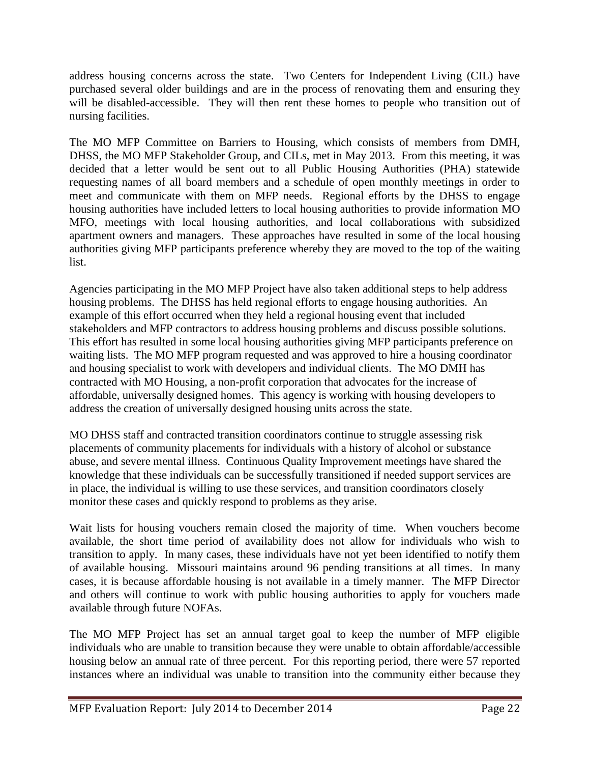address housing concerns across the state. Two Centers for Independent Living (CIL) have purchased several older buildings and are in the process of renovating them and ensuring they will be disabled-accessible. They will then rent these homes to people who transition out of nursing facilities.

The MO MFP Committee on Barriers to Housing, which consists of members from DMH, DHSS, the MO MFP Stakeholder Group, and CILs, met in May 2013. From this meeting, it was decided that a letter would be sent out to all Public Housing Authorities (PHA) statewide requesting names of all board members and a schedule of open monthly meetings in order to meet and communicate with them on MFP needs. Regional efforts by the DHSS to engage housing authorities have included letters to local housing authorities to provide information MO MFO, meetings with local housing authorities, and local collaborations with subsidized apartment owners and managers. These approaches have resulted in some of the local housing authorities giving MFP participants preference whereby they are moved to the top of the waiting list.

Agencies participating in the MO MFP Project have also taken additional steps to help address housing problems. The DHSS has held regional efforts to engage housing authorities. An example of this effort occurred when they held a regional housing event that included stakeholders and MFP contractors to address housing problems and discuss possible solutions. This effort has resulted in some local housing authorities giving MFP participants preference on waiting lists. The MO MFP program requested and was approved to hire a housing coordinator and housing specialist to work with developers and individual clients. The MO DMH has contracted with MO Housing, a non-profit corporation that advocates for the increase of affordable, universally designed homes. This agency is working with housing developers to address the creation of universally designed housing units across the state.

MO DHSS staff and contracted transition coordinators continue to struggle assessing risk placements of community placements for individuals with a history of alcohol or substance abuse, and severe mental illness. Continuous Quality Improvement meetings have shared the knowledge that these individuals can be successfully transitioned if needed support services are in place, the individual is willing to use these services, and transition coordinators closely monitor these cases and quickly respond to problems as they arise.

Wait lists for housing vouchers remain closed the majority of time. When vouchers become available, the short time period of availability does not allow for individuals who wish to transition to apply. In many cases, these individuals have not yet been identified to notify them of available housing. Missouri maintains around 96 pending transitions at all times. In many cases, it is because affordable housing is not available in a timely manner. The MFP Director and others will continue to work with public housing authorities to apply for vouchers made available through future NOFAs.

The MO MFP Project has set an annual target goal to keep the number of MFP eligible individuals who are unable to transition because they were unable to obtain affordable/accessible housing below an annual rate of three percent. For this reporting period, there were 57 reported instances where an individual was unable to transition into the community either because they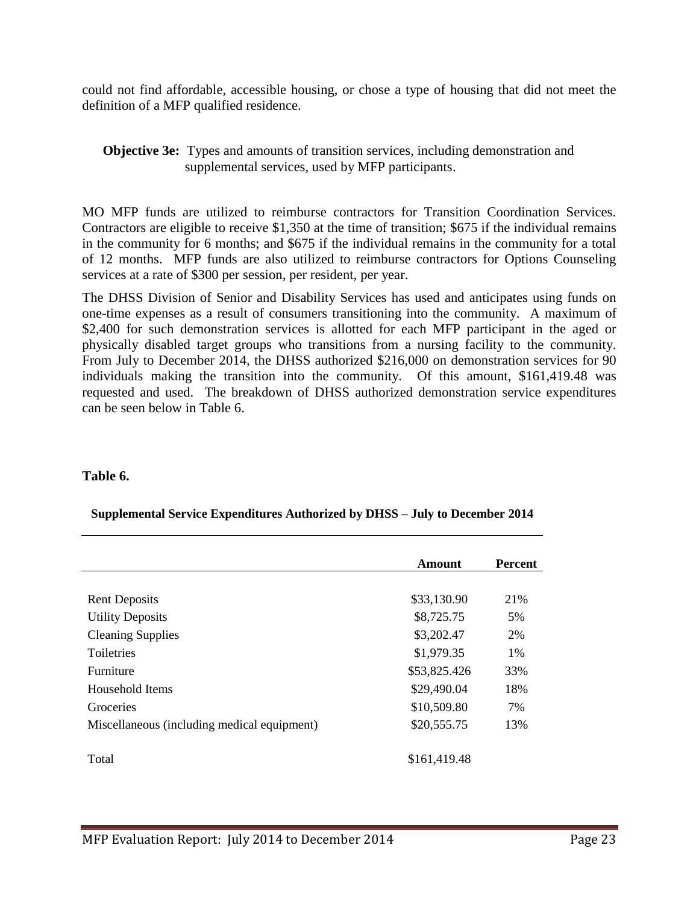could not find affordable, accessible housing, or chose a type of housing that did not meet the definition of a MFP qualified residence.

**Objective 3e:** Types and amounts of transition services, including demonstration and supplemental services, used by MFP participants.

MO MFP funds are utilized to reimburse contractors for Transition Coordination Services. Contractors are eligible to receive $1,350 at the time of transition; $675 if the individual remains in the community for 6 months; and $675 if the individual remains in the community for a total of 12 months. MFP funds are also utilized to reimburse contractors for Options Counseling services at a rate of $300 per session, per resident, per year.

The DHSS Division of Senior and Disability Services has used and anticipates using funds on one-time expenses as a result of consumers transitioning into the community. A maximum of $2,400 for such demonstration services is allotted for each MFP participant in the aged or physically disabled target groups who transitions from a nursing facility to the community. From July to December 2014, the DHSS authorized $216,000 on demonstration services for 90 individuals making the transition into the community. Of this amount, $161,419.48 was requested and used. The breakdown of DHSS authorized demonstration service expenditures can be seen below in Table 6.

**Table 6.**

**Supplemental Service Expenditures Authorized by DHSS – July to December 2014**

| | Amount | Percent |
|---|---|---|
| Rent Deposits | $33,130.90 | 21% |
| Utility Deposits | $8,725.75 | 5% |
| Cleaning Supplies | $3,202.47 | 2% |
| Toiletries | $1,979.35 | 1% |
| Furniture | $53,825.426 | 33% |
| Household Items | $29,490.04 | 18% |
| Groceries | $10,509.80 | 7% |
| Miscellaneous (including medical equipment) | $20,555.75 | 13% |
| Total | $161,419.48 | |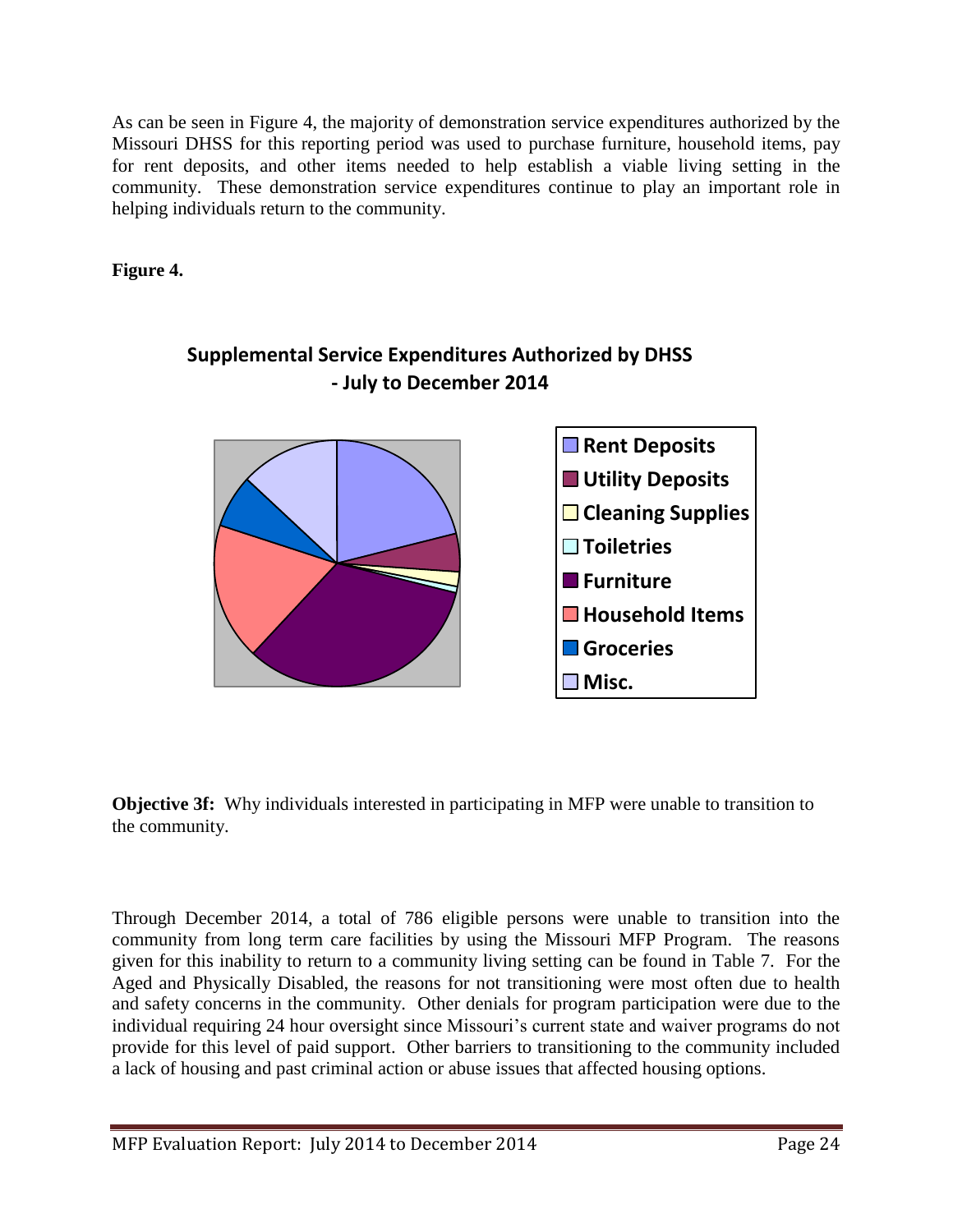As can be seen in Figure 4, the majority of demonstration service expenditures authorized by the Missouri DHSS for this reporting period was used to purchase furniture, household items, pay for rent deposits, and other items needed to help establish a viable living setting in the community. These demonstration service expenditures continue to play an important role in helping individuals return to the community.

**Figure 4.**

**Supplemental Service Expenditures Authorized by DHSS - July to December 2014**

- Rent Deposits
- Utility Deposits
- Cleaning Supplies
- Toiletries
- Furniture
- Household Items
- Groceries
- Misc.

**Objective 3f:** Why individuals interested in participating in MFP were unable to transition to the community.

Through December 2014, a total of 786 eligible persons were unable to transition into the community from long term care facilities by using the Missouri MFP Program. The reasons given for this inability to return to a community living setting can be found in Table 7. For the Aged and Physically Disabled, the reasons for not transitioning were most often due to health and safety concerns in the community. Other denials for program participation were due to the individual requiring 24 hour oversight since Missouri's current state and waiver programs do not provide for this level of paid support. Other barriers to transitioning to the community included a lack of housing and past criminal action or abuse issues that affected housing options.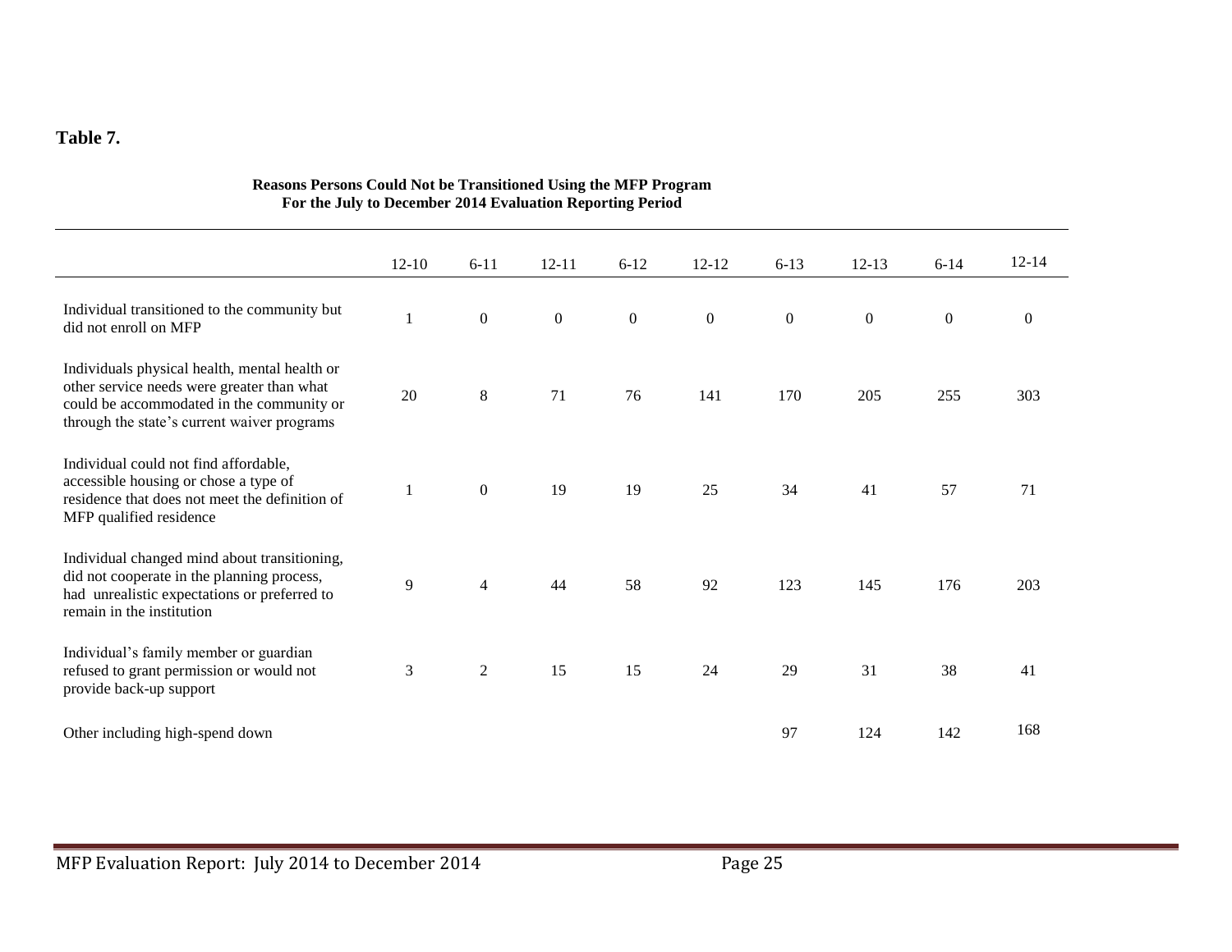**Table 7.**

**Reasons Persons Could Not be Transitioned Using the MFP Program**
**For the July to December 2014 Evaluation Reporting Period**

| | 12-10 | 6-11 | 12-11 | 6-12 | 12-12 | 6-13 | 12-13 | 6-14 | 12-14 |
|---|---|---|---|---|---|---|---|---|---|
| Individual transitioned to the community but did not enroll on MFP | 1 | 0 | 0 | 0 | 0 | 0 | 0 | 0 | 0 |
| Individuals physical health, mental health or other service needs were greater than what could be accommodated in the community or through the state's current waiver programs | 20 | 8 | 71 | 76 | 141 | 170 | 205 | 255 | 303 |
| Individual could not find affordable, accessible housing or chose a type of residence that does not meet the definition of MFP qualified residence | 1 | 0 | 19 | 19 | 25 | 34 | 41 | 57 | 71 |
| Individual changed mind about transitioning, did not cooperate in the planning process, had unrealistic expectations or preferred to remain in the institution | 9 | 4 | 44 | 58 | 92 | 123 | 145 | 176 | 203 |
| Individual's family member or guardian refused to grant permission or would not provide back-up support | 3 | 2 | 15 | 15 | 24 | 29 | 31 | 38 | 41 |
| Other including high-spend down | | | | | | 97 | 124 | 142 | 168 |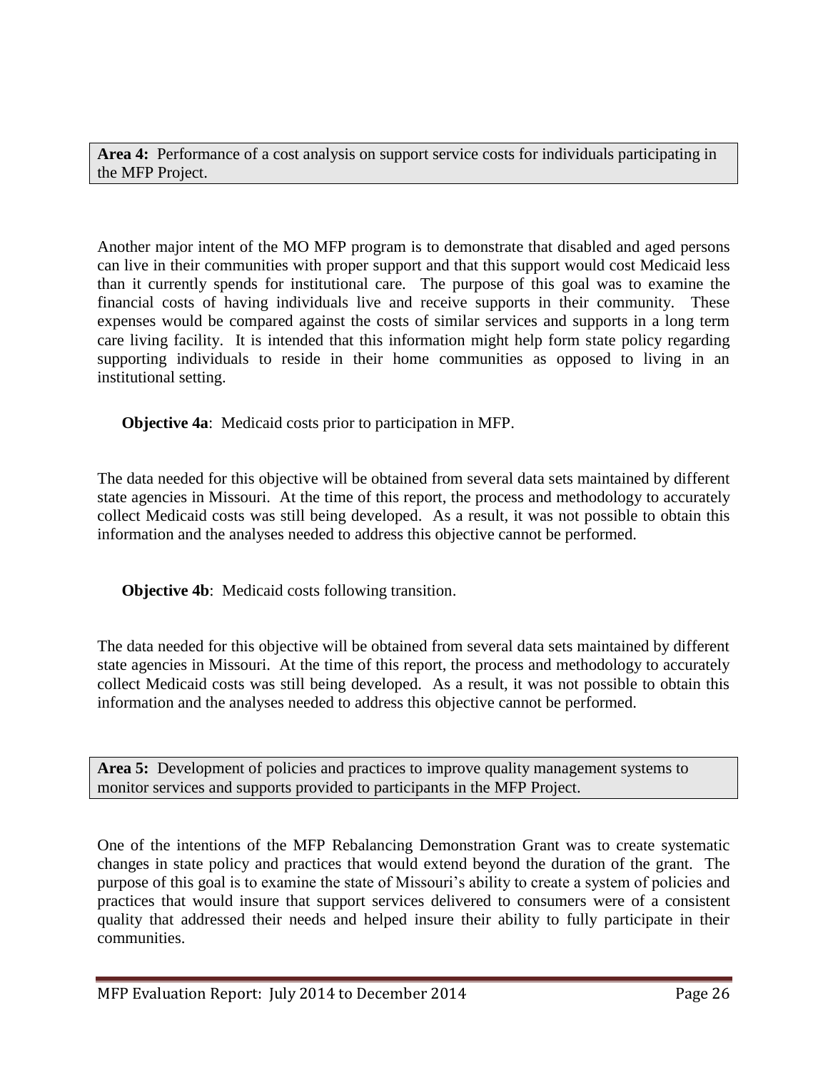**Area 4:** Performance of a cost analysis on support service costs for individuals participating in the MFP Project.

Another major intent of the MO MFP program is to demonstrate that disabled and aged persons can live in their communities with proper support and that this support would cost Medicaid less than it currently spends for institutional care. The purpose of this goal was to examine the financial costs of having individuals live and receive supports in their community. These expenses would be compared against the costs of similar services and supports in a long term care living facility. It is intended that this information might help form state policy regarding supporting individuals to reside in their home communities as opposed to living in an institutional setting.

**Objective 4a**: Medicaid costs prior to participation in MFP.

The data needed for this objective will be obtained from several data sets maintained by different state agencies in Missouri. At the time of this report, the process and methodology to accurately collect Medicaid costs was still being developed. As a result, it was not possible to obtain this information and the analyses needed to address this objective cannot be performed.

**Objective 4b**: Medicaid costs following transition.

The data needed for this objective will be obtained from several data sets maintained by different state agencies in Missouri. At the time of this report, the process and methodology to accurately collect Medicaid costs was still being developed. As a result, it was not possible to obtain this information and the analyses needed to address this objective cannot be performed.

**Area 5:** Development of policies and practices to improve quality management systems to monitor services and supports provided to participants in the MFP Project.

One of the intentions of the MFP Rebalancing Demonstration Grant was to create systematic changes in state policy and practices that would extend beyond the duration of the grant. The purpose of this goal is to examine the state of Missouri's ability to create a system of policies and practices that would insure that support services delivered to consumers were of a consistent quality that addressed their needs and helped insure their ability to fully participate in their communities.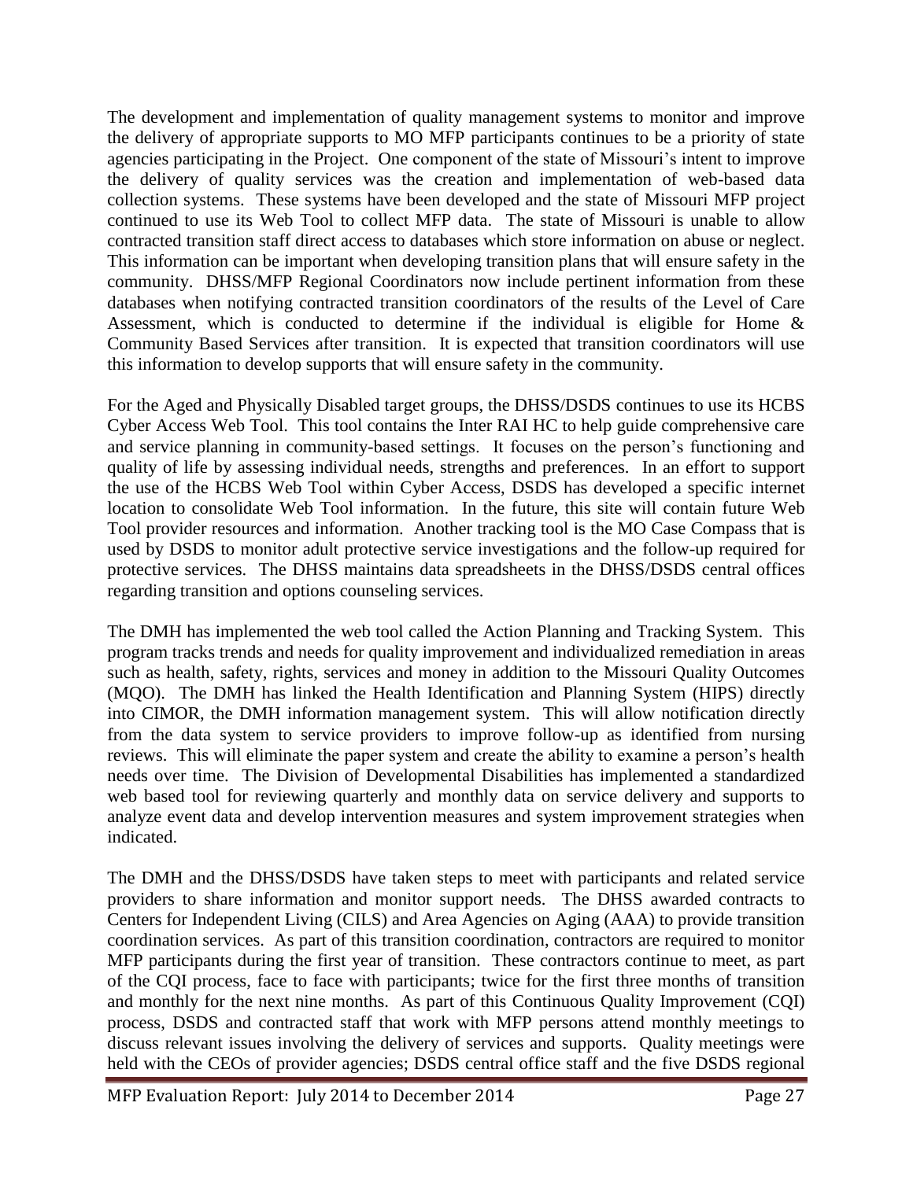The development and implementation of quality management systems to monitor and improve the delivery of appropriate supports to MO MFP participants continues to be a priority of state agencies participating in the Project. One component of the state of Missouri's intent to improve the delivery of quality services was the creation and implementation of web-based data collection systems. These systems have been developed and the state of Missouri MFP project continued to use its Web Tool to collect MFP data. The state of Missouri is unable to allow contracted transition staff direct access to databases which store information on abuse or neglect. This information can be important when developing transition plans that will ensure safety in the community. DHSS/MFP Regional Coordinators now include pertinent information from these databases when notifying contracted transition coordinators of the results of the Level of Care Assessment, which is conducted to determine if the individual is eligible for Home & Community Based Services after transition. It is expected that transition coordinators will use this information to develop supports that will ensure safety in the community.

For the Aged and Physically Disabled target groups, the DHSS/DSDS continues to use its HCBS Cyber Access Web Tool. This tool contains the Inter RAI HC to help guide comprehensive care and service planning in community-based settings. It focuses on the person's functioning and quality of life by assessing individual needs, strengths and preferences. In an effort to support the use of the HCBS Web Tool within Cyber Access, DSDS has developed a specific internet location to consolidate Web Tool information. In the future, this site will contain future Web Tool provider resources and information. Another tracking tool is the MO Case Compass that is used by DSDS to monitor adult protective service investigations and the follow-up required for protective services. The DHSS maintains data spreadsheets in the DHSS/DSDS central offices regarding transition and options counseling services.

The DMH has implemented the web tool called the Action Planning and Tracking System. This program tracks trends and needs for quality improvement and individualized remediation in areas such as health, safety, rights, services and money in addition to the Missouri Quality Outcomes (MQO). The DMH has linked the Health Identification and Planning System (HIPS) directly into CIMOR, the DMH information management system. This will allow notification directly from the data system to service providers to improve follow-up as identified from nursing reviews. This will eliminate the paper system and create the ability to examine a person's health needs over time. The Division of Developmental Disabilities has implemented a standardized web based tool for reviewing quarterly and monthly data on service delivery and supports to analyze event data and develop intervention measures and system improvement strategies when indicated.

The DMH and the DHSS/DSDS have taken steps to meet with participants and related service providers to share information and monitor support needs. The DHSS awarded contracts to Centers for Independent Living (CILS) and Area Agencies on Aging (AAA) to provide transition coordination services. As part of this transition coordination, contractors are required to monitor MFP participants during the first year of transition. These contractors continue to meet, as part of the CQI process, face to face with participants; twice for the first three months of transition and monthly for the next nine months. As part of this Continuous Quality Improvement (CQI) process, DSDS and contracted staff that work with MFP persons attend monthly meetings to discuss relevant issues involving the delivery of services and supports. Quality meetings were held with the CEOs of provider agencies; DSDS central office staff and the five DSDS regional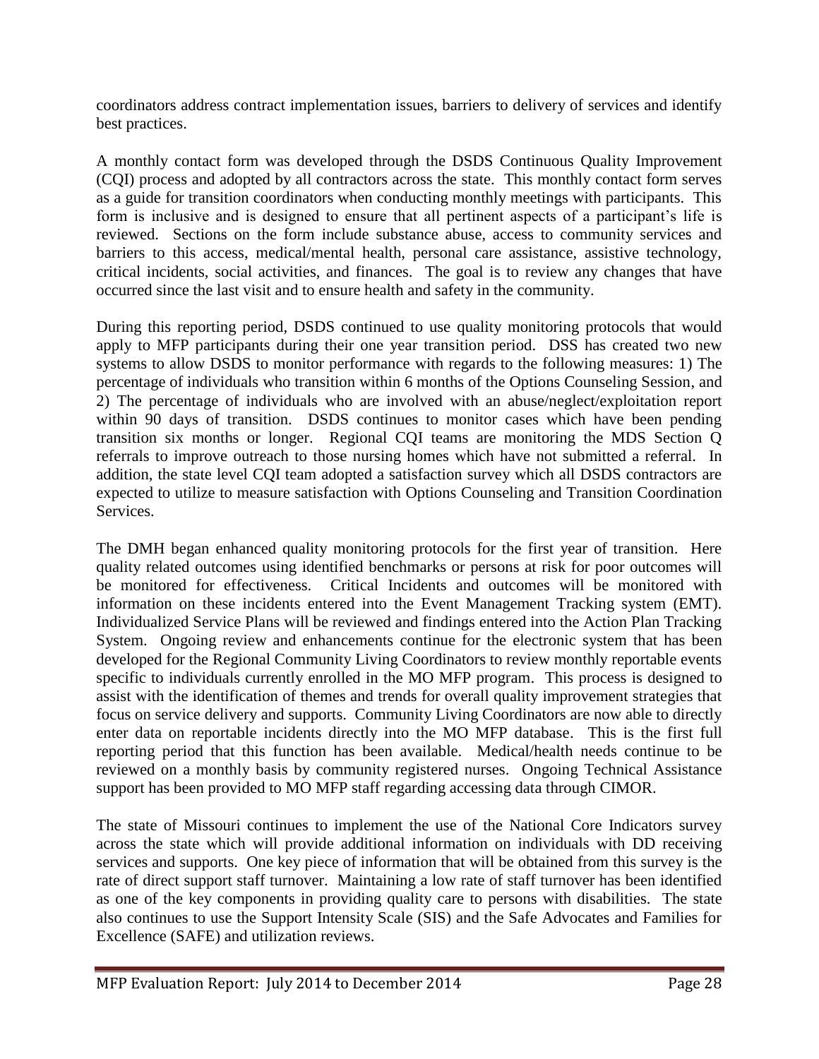coordinators address contract implementation issues, barriers to delivery of services and identify best practices.

A monthly contact form was developed through the DSDS Continuous Quality Improvement (CQI) process and adopted by all contractors across the state. This monthly contact form serves as a guide for transition coordinators when conducting monthly meetings with participants. This form is inclusive and is designed to ensure that all pertinent aspects of a participant's life is reviewed. Sections on the form include substance abuse, access to community services and barriers to this access, medical/mental health, personal care assistance, assistive technology, critical incidents, social activities, and finances. The goal is to review any changes that have occurred since the last visit and to ensure health and safety in the community.

During this reporting period, DSDS continued to use quality monitoring protocols that would apply to MFP participants during their one year transition period. DSS has created two new systems to allow DSDS to monitor performance with regards to the following measures: 1) The percentage of individuals who transition within 6 months of the Options Counseling Session, and 2) The percentage of individuals who are involved with an abuse/neglect/exploitation report within 90 days of transition. DSDS continues to monitor cases which have been pending transition six months or longer. Regional CQI teams are monitoring the MDS Section Q referrals to improve outreach to those nursing homes which have not submitted a referral. In addition, the state level CQI team adopted a satisfaction survey which all DSDS contractors are expected to utilize to measure satisfaction with Options Counseling and Transition Coordination Services.

The DMH began enhanced quality monitoring protocols for the first year of transition. Here quality related outcomes using identified benchmarks or persons at risk for poor outcomes will be monitored for effectiveness. Critical Incidents and outcomes will be monitored with information on these incidents entered into the Event Management Tracking system (EMT). Individualized Service Plans will be reviewed and findings entered into the Action Plan Tracking System. Ongoing review and enhancements continue for the electronic system that has been developed for the Regional Community Living Coordinators to review monthly reportable events specific to individuals currently enrolled in the MO MFP program. This process is designed to assist with the identification of themes and trends for overall quality improvement strategies that focus on service delivery and supports. Community Living Coordinators are now able to directly enter data on reportable incidents directly into the MO MFP database. This is the first full reporting period that this function has been available. Medical/health needs continue to be reviewed on a monthly basis by community registered nurses. Ongoing Technical Assistance support has been provided to MO MFP staff regarding accessing data through CIMOR.

The state of Missouri continues to implement the use of the National Core Indicators survey across the state which will provide additional information on individuals with DD receiving services and supports. One key piece of information that will be obtained from this survey is the rate of direct support staff turnover. Maintaining a low rate of staff turnover has been identified as one of the key components in providing quality care to persons with disabilities. The state also continues to use the Support Intensity Scale (SIS) and the Safe Advocates and Families for Excellence (SAFE) and utilization reviews.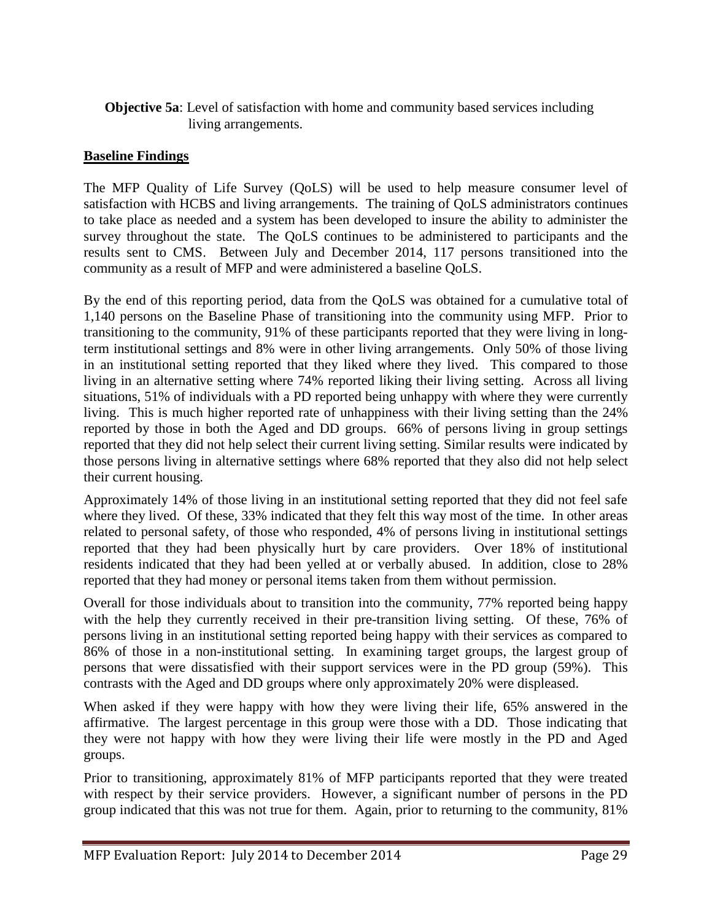**Objective 5a**: Level of satisfaction with home and community based services including living arrangements.

**Baseline Findings**

The MFP Quality of Life Survey (QoLS) will be used to help measure consumer level of satisfaction with HCBS and living arrangements. The training of QoLS administrators continues to take place as needed and a system has been developed to insure the ability to administer the survey throughout the state. The QoLS continues to be administered to participants and the results sent to CMS. Between July and December 2014, 117 persons transitioned into the community as a result of MFP and were administered a baseline QoLS.

By the end of this reporting period, data from the QoLS was obtained for a cumulative total of 1,140 persons on the Baseline Phase of transitioning into the community using MFP. Prior to transitioning to the community, 91% of these participants reported that they were living in long-term institutional settings and 8% were in other living arrangements. Only 50% of those living in an institutional setting reported that they liked where they lived. This compared to those living in an alternative setting where 74% reported liking their living setting. Across all living situations, 51% of individuals with a PD reported being unhappy with where they were currently living. This is much higher reported rate of unhappiness with their living setting than the 24% reported by those in both the Aged and DD groups. 66% of persons living in group settings reported that they did not help select their current living setting. Similar results were indicated by those persons living in alternative settings where 68% reported that they also did not help select their current housing.

Approximately 14% of those living in an institutional setting reported that they did not feel safe where they lived. Of these, 33% indicated that they felt this way most of the time. In other areas related to personal safety, of those who responded, 4% of persons living in institutional settings reported that they had been physically hurt by care providers. Over 18% of institutional residents indicated that they had been yelled at or verbally abused. In addition, close to 28% reported that they had money or personal items taken from them without permission.

Overall for those individuals about to transition into the community, 77% reported being happy with the help they currently received in their pre-transition living setting. Of these, 76% of persons living in an institutional setting reported being happy with their services as compared to 86% of those in a non-institutional setting. In examining target groups, the largest group of persons that were dissatisfied with their support services were in the PD group (59%). This contrasts with the Aged and DD groups where only approximately 20% were displeased.

When asked if they were happy with how they were living their life, 65% answered in the affirmative. The largest percentage in this group were those with a DD. Those indicating that they were not happy with how they were living their life were mostly in the PD and Aged groups.

Prior to transitioning, approximately 81% of MFP participants reported that they were treated with respect by their service providers. However, a significant number of persons in the PD group indicated that this was not true for them. Again, prior to returning to the community, 81%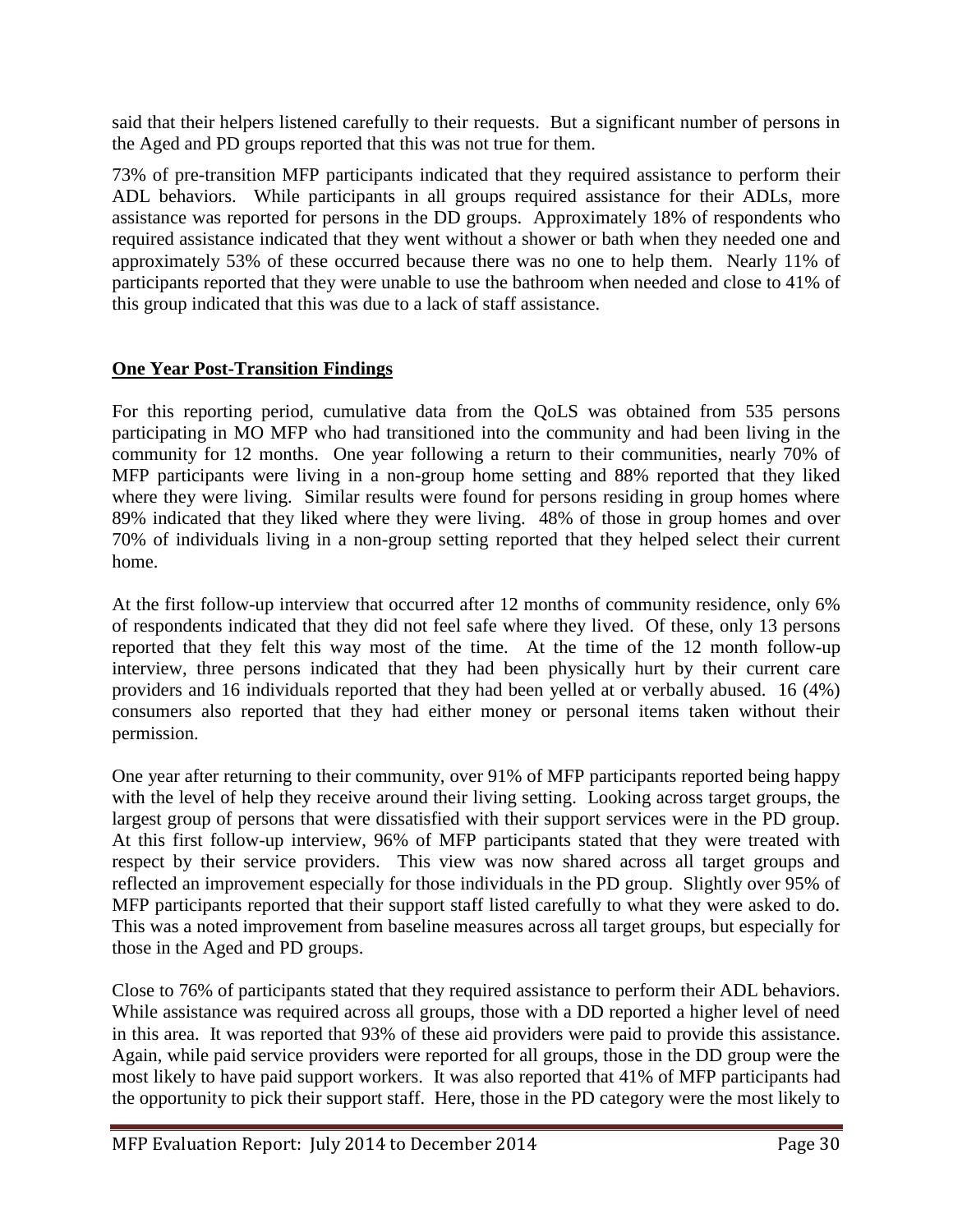said that their helpers listened carefully to their requests. But a significant number of persons in the Aged and PD groups reported that this was not true for them.

73% of pre-transition MFP participants indicated that they required assistance to perform their ADL behaviors. While participants in all groups required assistance for their ADLs, more assistance was reported for persons in the DD groups. Approximately 18% of respondents who required assistance indicated that they went without a shower or bath when they needed one and approximately 53% of these occurred because there was no one to help them. Nearly 11% of participants reported that they were unable to use the bathroom when needed and close to 41% of this group indicated that this was due to a lack of staff assistance.

**One Year Post-Transition Findings**

For this reporting period, cumulative data from the QoLS was obtained from 535 persons participating in MO MFP who had transitioned into the community and had been living in the community for 12 months. One year following a return to their communities, nearly 70% of MFP participants were living in a non-group home setting and 88% reported that they liked where they were living. Similar results were found for persons residing in group homes where 89% indicated that they liked where they were living. 48% of those in group homes and over 70% of individuals living in a non-group setting reported that they helped select their current home.

At the first follow-up interview that occurred after 12 months of community residence, only 6% of respondents indicated that they did not feel safe where they lived. Of these, only 13 persons reported that they felt this way most of the time. At the time of the 12 month follow-up interview, three persons indicated that they had been physically hurt by their current care providers and 16 individuals reported that they had been yelled at or verbally abused. 16 (4%) consumers also reported that they had either money or personal items taken without their permission.

One year after returning to their community, over 91% of MFP participants reported being happy with the level of help they receive around their living setting. Looking across target groups, the largest group of persons that were dissatisfied with their support services were in the PD group. At this first follow-up interview, 96% of MFP participants stated that they were treated with respect by their service providers. This view was now shared across all target groups and reflected an improvement especially for those individuals in the PD group. Slightly over 95% of MFP participants reported that their support staff listed carefully to what they were asked to do. This was a noted improvement from baseline measures across all target groups, but especially for those in the Aged and PD groups.

Close to 76% of participants stated that they required assistance to perform their ADL behaviors. While assistance was required across all groups, those with a DD reported a higher level of need in this area. It was reported that 93% of these aid providers were paid to provide this assistance. Again, while paid service providers were reported for all groups, those in the DD group were the most likely to have paid support workers. It was also reported that 41% of MFP participants had the opportunity to pick their support staff. Here, those in the PD category were the most likely to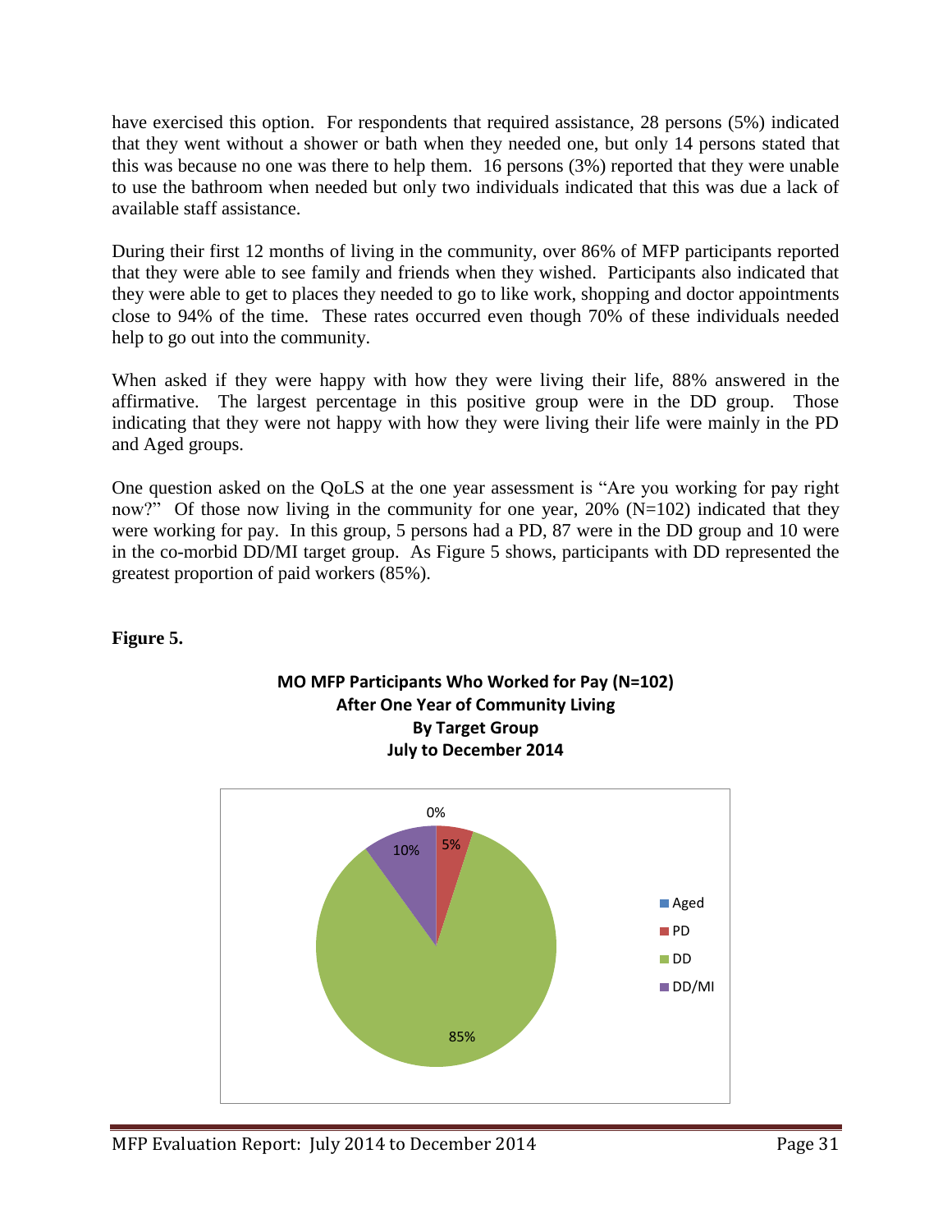have exercised this option. For respondents that required assistance, 28 persons (5%) indicated that they went without a shower or bath when they needed one, but only 14 persons stated that this was because no one was there to help them. 16 persons (3%) reported that they were unable to use the bathroom when needed but only two individuals indicated that this was due a lack of available staff assistance.

During their first 12 months of living in the community, over 86% of MFP participants reported that they were able to see family and friends when they wished. Participants also indicated that they were able to get to places they needed to go to like work, shopping and doctor appointments close to 94% of the time. These rates occurred even though 70% of these individuals needed help to go out into the community.

When asked if they were happy with how they were living their life, 88% answered in the affirmative. The largest percentage in this positive group were in the DD group. Those indicating that they were not happy with how they were living their life were mainly in the PD and Aged groups.

One question asked on the QoLS at the one year assessment is "Are you working for pay right now?" Of those now living in the community for one year, 20% (N=102) indicated that they were working for pay. In this group, 5 persons had a PD, 87 were in the DD group and 10 were in the co-morbid DD/MI target group. As Figure 5 shows, participants with DD represented the greatest proportion of paid workers (85%).

**Figure 5.**

**MO MFP Participants Who Worked for Pay (N=102)**
**After One Year of Community Living**
**By Target Group**
**July to December 2014**

| Target Group | Percent |
|---|---|
| Aged | 0% |
| PD | 5% |
| DD | 85% |
| DD/MI | 10% |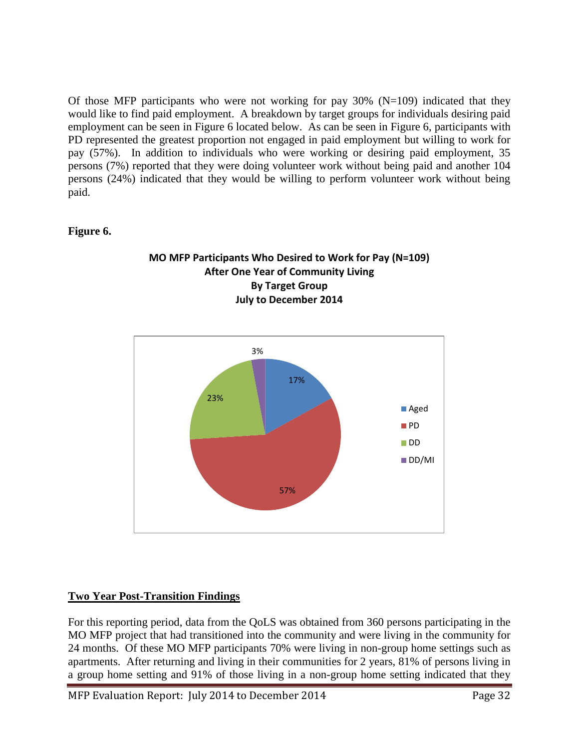Of those MFP participants who were not working for pay 30% (N=109) indicated that they would like to find paid employment. A breakdown by target groups for individuals desiring paid employment can be seen in Figure 6 located below. As can be seen in Figure 6, participants with PD represented the greatest proportion not engaged in paid employment but willing to work for pay (57%). In addition to individuals who were working or desiring paid employment, 35 persons (7%) reported that they were doing volunteer work without being paid and another 104 persons (24%) indicated that they would be willing to perform volunteer work without being paid.

**Figure 6.**

**MO MFP Participants Who Desired to Work for Pay (N=109)**
**After One Year of Community Living**
**By Target Group**
**July to December 2014**

| Target Group | Percent |
|---|---|
| Aged | 17% |
| PD | 57% |
| DD | 23% |
| DD/MI | 3% |

## Two Year Post-Transition Findings

For this reporting period, data from the QoLS was obtained from 360 persons participating in the MO MFP project that had transitioned into the community and were living in the community for 24 months. Of these MO MFP participants 70% were living in non-group home settings such as apartments. After returning and living in their communities for 2 years, 81% of persons living in a group home setting and 91% of those living in a non-group home setting indicated that they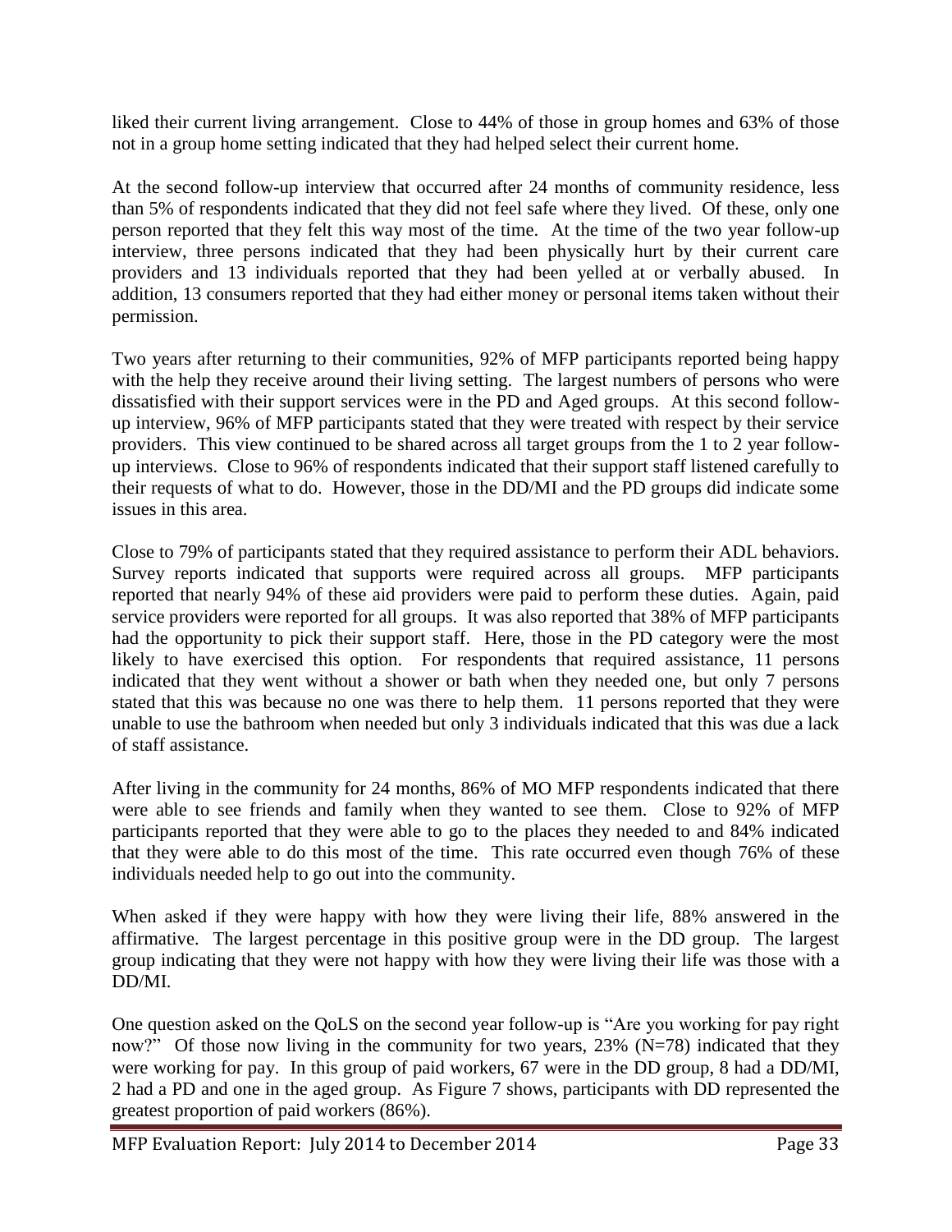liked their current living arrangement. Close to 44% of those in group homes and 63% of those not in a group home setting indicated that they had helped select their current home.

At the second follow-up interview that occurred after 24 months of community residence, less than 5% of respondents indicated that they did not feel safe where they lived. Of these, only one person reported that they felt this way most of the time. At the time of the two year follow-up interview, three persons indicated that they had been physically hurt by their current care providers and 13 individuals reported that they had been yelled at or verbally abused. In addition, 13 consumers reported that they had either money or personal items taken without their permission.

Two years after returning to their communities, 92% of MFP participants reported being happy with the help they receive around their living setting. The largest numbers of persons who were dissatisfied with their support services were in the PD and Aged groups. At this second follow-up interview, 96% of MFP participants stated that they were treated with respect by their service providers. This view continued to be shared across all target groups from the 1 to 2 year follow-up interviews. Close to 96% of respondents indicated that their support staff listened carefully to their requests of what to do. However, those in the DD/MI and the PD groups did indicate some issues in this area.

Close to 79% of participants stated that they required assistance to perform their ADL behaviors. Survey reports indicated that supports were required across all groups. MFP participants reported that nearly 94% of these aid providers were paid to perform these duties. Again, paid service providers were reported for all groups. It was also reported that 38% of MFP participants had the opportunity to pick their support staff. Here, those in the PD category were the most likely to have exercised this option. For respondents that required assistance, 11 persons indicated that they went without a shower or bath when they needed one, but only 7 persons stated that this was because no one was there to help them. 11 persons reported that they were unable to use the bathroom when needed but only 3 individuals indicated that this was due a lack of staff assistance.

After living in the community for 24 months, 86% of MO MFP respondents indicated that there were able to see friends and family when they wanted to see them. Close to 92% of MFP participants reported that they were able to go to the places they needed to and 84% indicated that they were able to do this most of the time. This rate occurred even though 76% of these individuals needed help to go out into the community.

When asked if they were happy with how they were living their life, 88% answered in the affirmative. The largest percentage in this positive group were in the DD group. The largest group indicating that they were not happy with how they were living their life was those with a DD/MI.

One question asked on the QoLS on the second year follow-up is "Are you working for pay right now?" Of those now living in the community for two years, 23% (N=78) indicated that they were working for pay. In this group of paid workers, 67 were in the DD group, 8 had a DD/MI, 2 had a PD and one in the aged group. As Figure 7 shows, participants with DD represented the greatest proportion of paid workers (86%).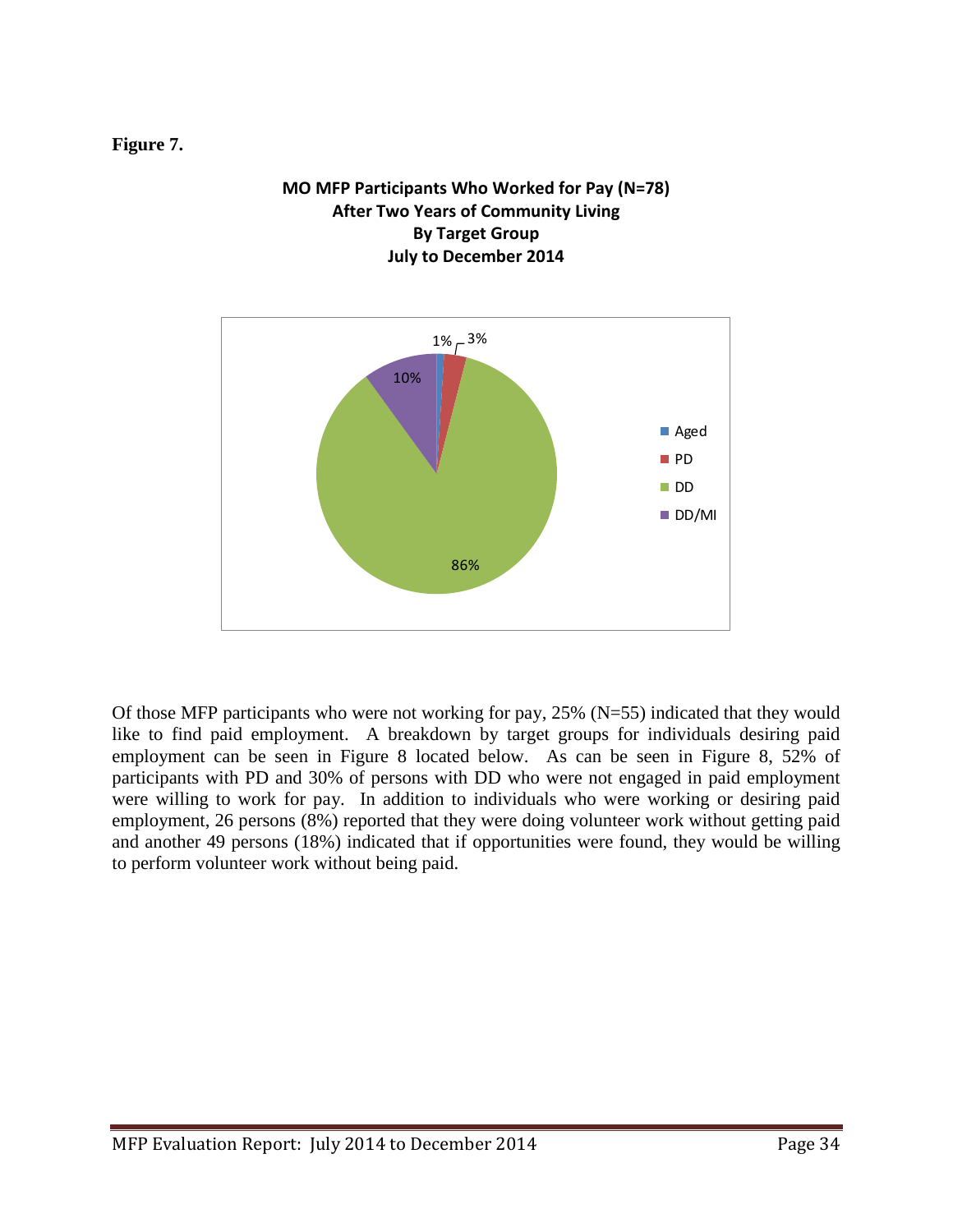**Figure 7.**

**MO MFP Participants Who Worked for Pay (N=78)**
**After Two Years of Community Living**
**By Target Group**
**July to December 2014**

| Target Group | Percent |
|---|---|
| Aged | 1% |
| PD | 3% |
| DD | 86% |
| DD/MI | 10% |

Of those MFP participants who were not working for pay, 25% (N=55) indicated that they would like to find paid employment. A breakdown by target groups for individuals desiring paid employment can be seen in Figure 8 located below. As can be seen in Figure 8, 52% of participants with PD and 30% of persons with DD who were not engaged in paid employment were willing to work for pay. In addition to individuals who were working or desiring paid employment, 26 persons (8%) reported that they were doing volunteer work without getting paid and another 49 persons (18%) indicated that if opportunities were found, they would be willing to perform volunteer work without being paid.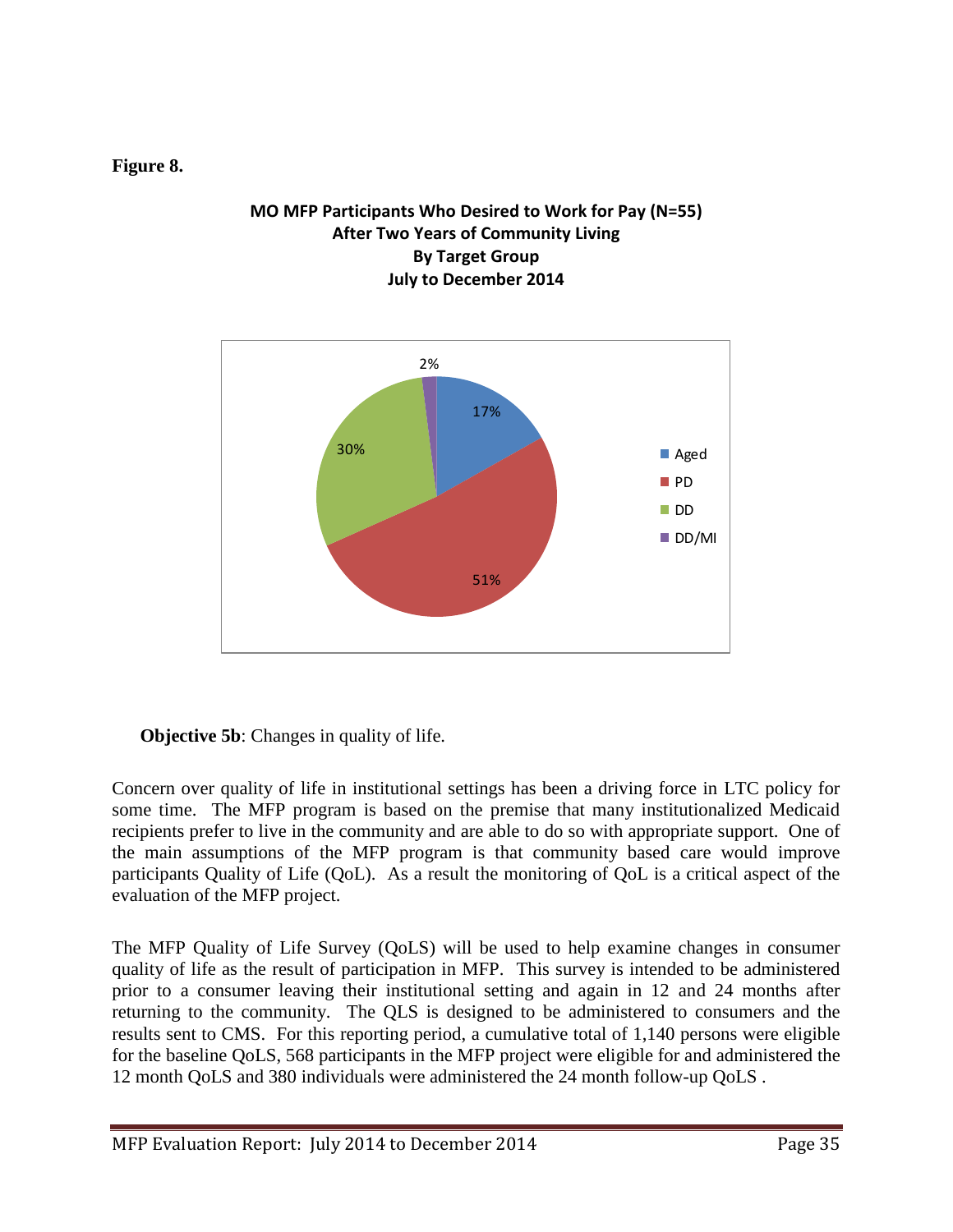**Figure 8.**

**MO MFP Participants Who Desired to Work for Pay (N=55)**
**After Two Years of Community Living**
**By Target Group**
**July to December 2014**

| Target Group | Percent |
|---|---|
| Aged | 17% |
| PD | 51% |
| DD | 30% |
| DD/MI | 2% |

**Objective 5b**: Changes in quality of life.

Concern over quality of life in institutional settings has been a driving force in LTC policy for some time. The MFP program is based on the premise that many institutionalized Medicaid recipients prefer to live in the community and are able to do so with appropriate support. One of the main assumptions of the MFP program is that community based care would improve participants Quality of Life (QoL). As a result the monitoring of QoL is a critical aspect of the evaluation of the MFP project.

The MFP Quality of Life Survey (QoLS) will be used to help examine changes in consumer quality of life as the result of participation in MFP. This survey is intended to be administered prior to a consumer leaving their institutional setting and again in 12 and 24 months after returning to the community. The QLS is designed to be administered to consumers and the results sent to CMS. For this reporting period, a cumulative total of 1,140 persons were eligible for the baseline QoLS, 568 participants in the MFP project were eligible for and administered the 12 month QoLS and 380 individuals were administered the 24 month follow-up QoLS .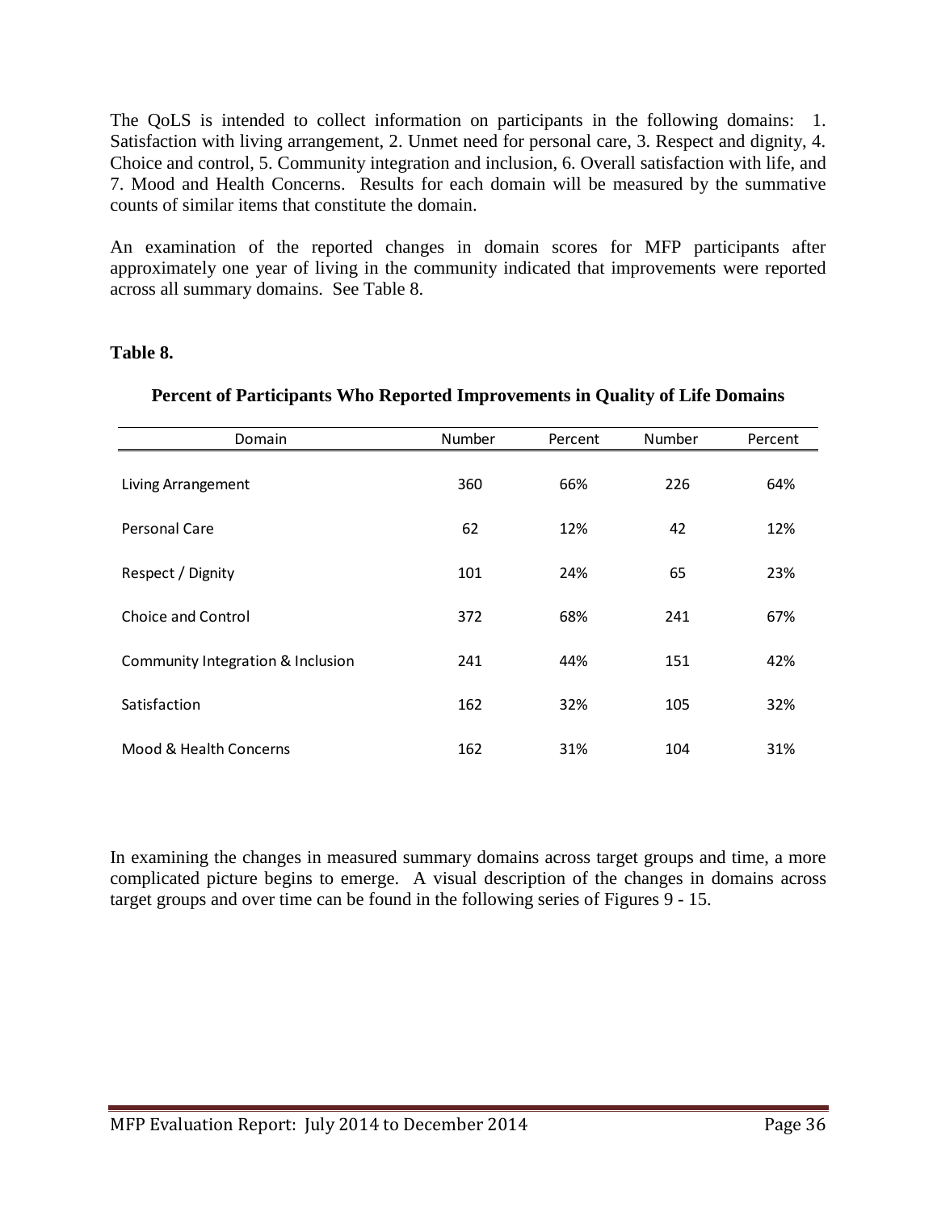The QoLS is intended to collect information on participants in the following domains: 1. Satisfaction with living arrangement, 2. Unmet need for personal care, 3. Respect and dignity, 4. Choice and control, 5. Community integration and inclusion, 6. Overall satisfaction with life, and 7. Mood and Health Concerns. Results for each domain will be measured by the summative counts of similar items that constitute the domain.

An examination of the reported changes in domain scores for MFP participants after approximately one year of living in the community indicated that improvements were reported across all summary domains. See Table 8.

**Table 8.**

**Percent of Participants Who Reported Improvements in Quality of Life Domains**

| Domain | Number | Percent | Number | Percent |
|---|---|---|---|---|
| Living Arrangement | 360 | 66% | 226 | 64% |
| Personal Care | 62 | 12% | 42 | 12% |
| Respect / Dignity | 101 | 24% | 65 | 23% |
| Choice and Control | 372 | 68% | 241 | 67% |
| Community Integration & Inclusion | 241 | 44% | 151 | 42% |
| Satisfaction | 162 | 32% | 105 | 32% |
| Mood & Health Concerns | 162 | 31% | 104 | 31% |

In examining the changes in measured summary domains across target groups and time, a more complicated picture begins to emerge. A visual description of the changes in domains across target groups and over time can be found in the following series of Figures 9 - 15.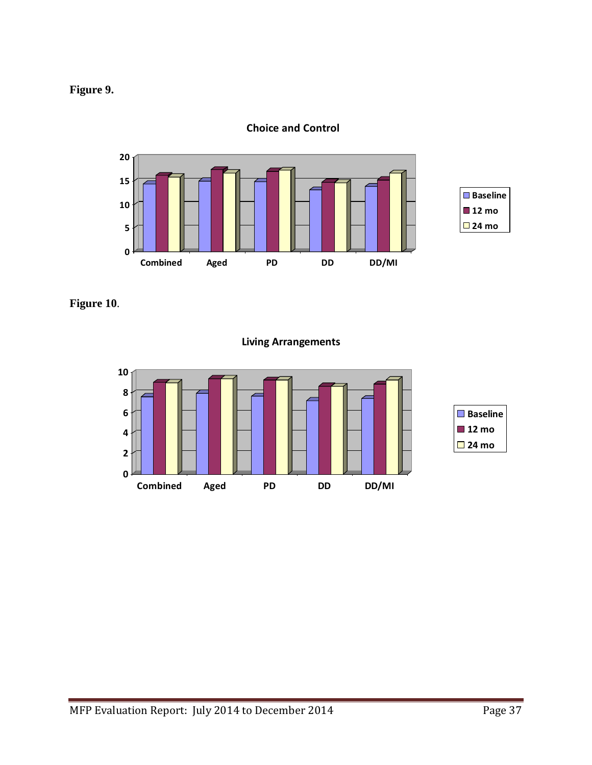**Figure 9.**

**Choice and Control**

**Figure 10**.

**Living Arrangements**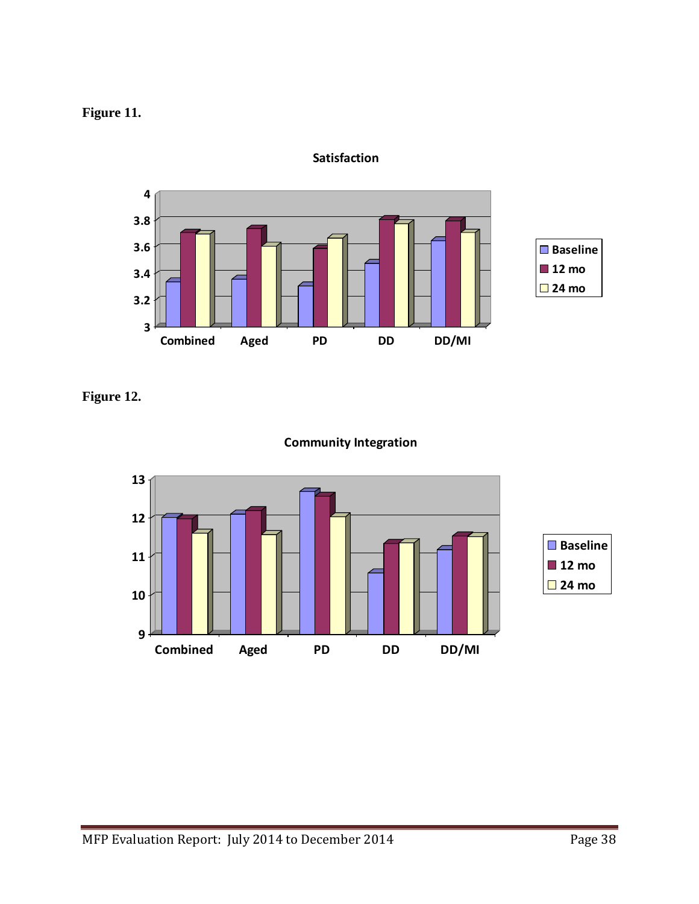**Figure 11.**

**Satisfaction**

**Figure 12.**

**Community Integration**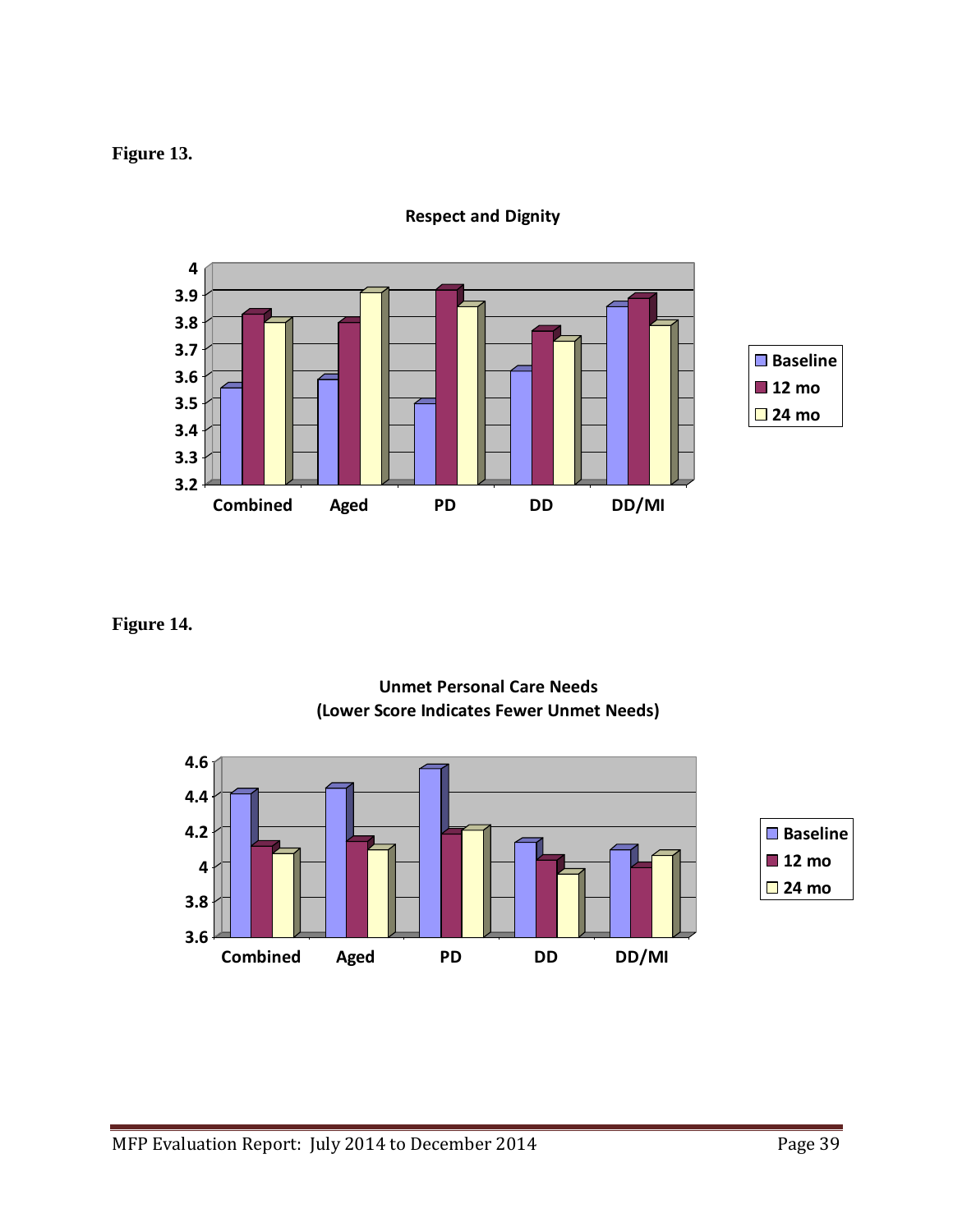**Figure 13.**

Respect and Dignity

**Figure 14.**

Unmet Personal Care Needs
(Lower Score Indicates Fewer Unmet Needs)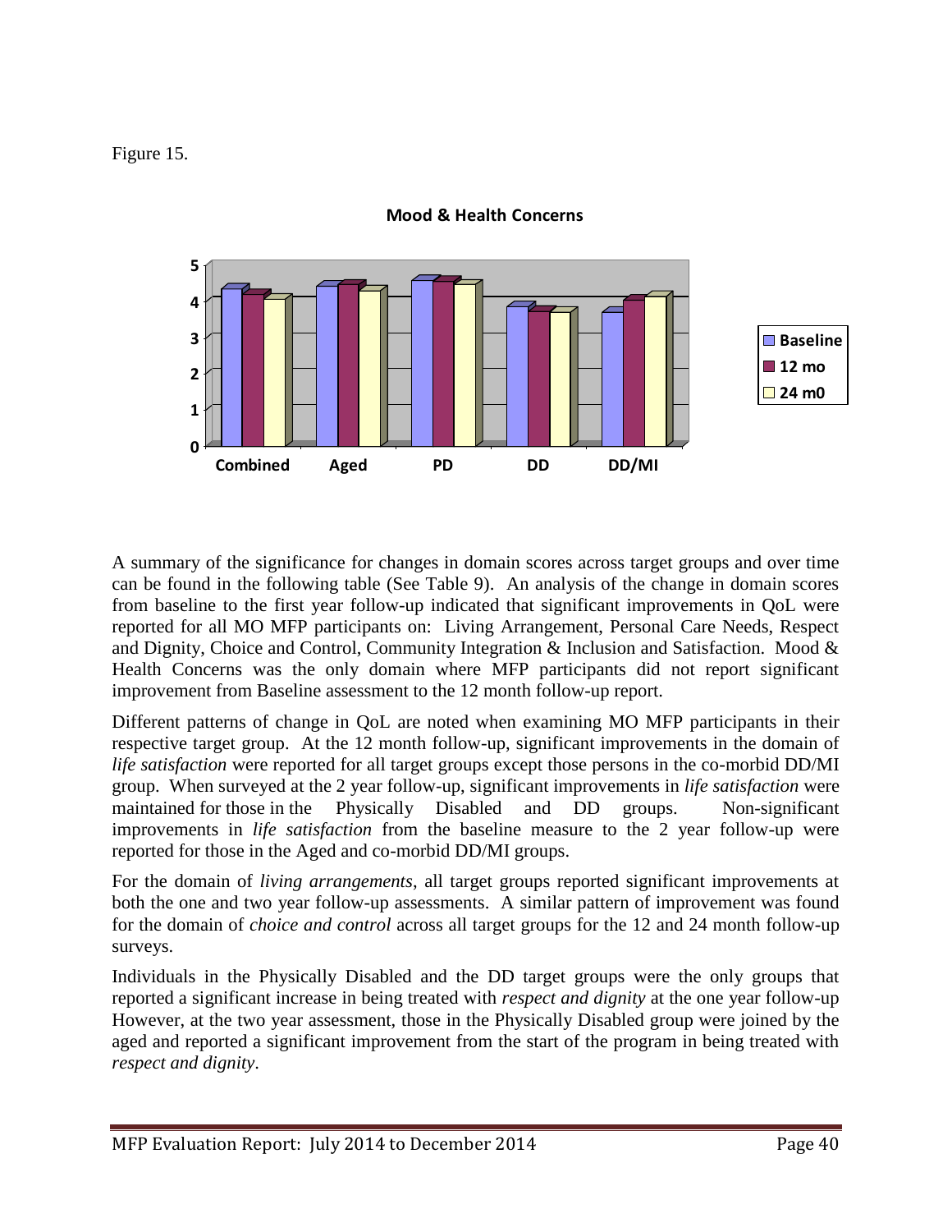Figure 15.

**Mood & Health Concerns**

A summary of the significance for changes in domain scores across target groups and over time can be found in the following table (See Table 9). An analysis of the change in domain scores from baseline to the first year follow-up indicated that significant improvements in QoL were reported for all MO MFP participants on: Living Arrangement, Personal Care Needs, Respect and Dignity, Choice and Control, Community Integration & Inclusion and Satisfaction. Mood & Health Concerns was the only domain where MFP participants did not report significant improvement from Baseline assessment to the 12 month follow-up report.

Different patterns of change in QoL are noted when examining MO MFP participants in their respective target group. At the 12 month follow-up, significant improvements in the domain of *life satisfaction* were reported for all target groups except those persons in the co-morbid DD/MI group. When surveyed at the 2 year follow-up, significant improvements in *life satisfaction* were maintained for those in the Physically Disabled and DD groups. Non-significant improvements in *life satisfaction* from the baseline measure to the 2 year follow-up were reported for those in the Aged and co-morbid DD/MI groups.

For the domain of *living arrangements*, all target groups reported significant improvements at both the one and two year follow-up assessments. A similar pattern of improvement was found for the domain of *choice and control* across all target groups for the 12 and 24 month follow-up surveys.

Individuals in the Physically Disabled and the DD target groups were the only groups that reported a significant increase in being treated with *respect and dignity* at the one year follow-up However, at the two year assessment, those in the Physically Disabled group were joined by the aged and reported a significant improvement from the start of the program in being treated with *respect and dignity*.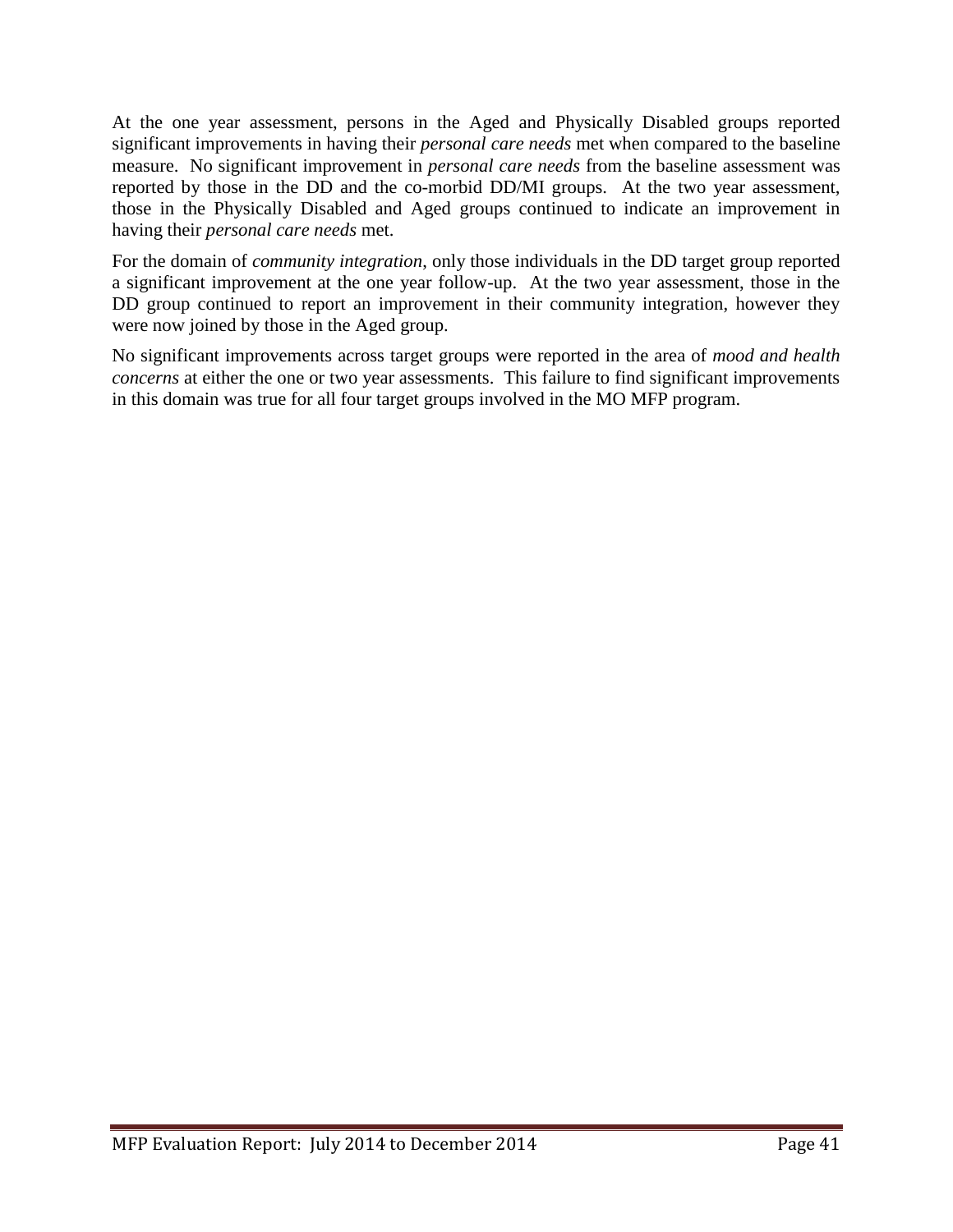At the one year assessment, persons in the Aged and Physically Disabled groups reported significant improvements in having their *personal care needs* met when compared to the baseline measure. No significant improvement in *personal care needs* from the baseline assessment was reported by those in the DD and the co-morbid DD/MI groups. At the two year assessment, those in the Physically Disabled and Aged groups continued to indicate an improvement in having their *personal care needs* met.

For the domain of *community integration*, only those individuals in the DD target group reported a significant improvement at the one year follow-up. At the two year assessment, those in the DD group continued to report an improvement in their community integration, however they were now joined by those in the Aged group.

No significant improvements across target groups were reported in the area of *mood and health concerns* at either the one or two year assessments. This failure to find significant improvements in this domain was true for all four target groups involved in the MO MFP program.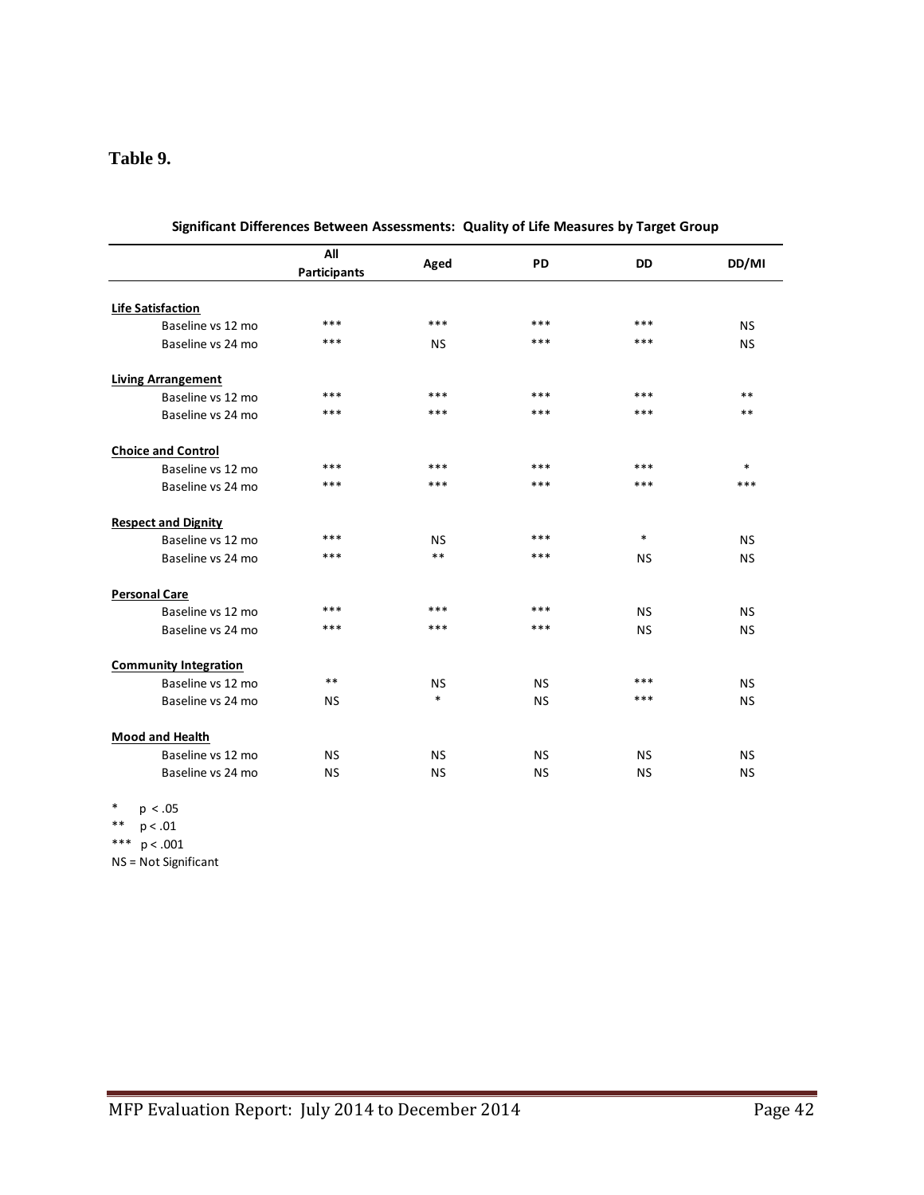**Table 9.**

**Significant Differences Between Assessments: Quality of Life Measures by Target Group**

| | All Participants | Aged | PD | DD | DD/MI |
|---|---|---|---|---|---|
| **Life Satisfaction** | | | | | |
| Baseline vs 12 mo | *** | *** | *** | *** | NS |
| Baseline vs 24 mo | *** | NS | *** | *** | NS |
| **Living Arrangement** | | | | | |
| Baseline vs 12 mo | *** | *** | *** | *** | ** |
| Baseline vs 24 mo | *** | *** | *** | *** | ** |
| **Choice and Control** | | | | | |
| Baseline vs 12 mo | *** | *** | *** | *** | * |
| Baseline vs 24 mo | *** | *** | *** | *** | *** |
| **Respect and Dignity** | | | | | |
| Baseline vs 12 mo | *** | NS | *** | * | NS |
| Baseline vs 24 mo | *** | ** | *** | NS | NS |
| **Personal Care** | | | | | |
| Baseline vs 12 mo | *** | *** | *** | NS | NS |
| Baseline vs 24 mo | *** | *** | *** | NS | NS |
| **Community Integration** | | | | | |
| Baseline vs 12 mo | ** | NS | NS | *** | NS |
| Baseline vs 24 mo | NS | * | NS | *** | NS |
| **Mood and Health** | | | | | |
| Baseline vs 12 mo | NS | NS | NS | NS | NS |
| Baseline vs 24 mo | NS | NS | NS | NS | NS |

\* $p < .05$

** $p < .01$

*** $p < .001$

NS = Not Significant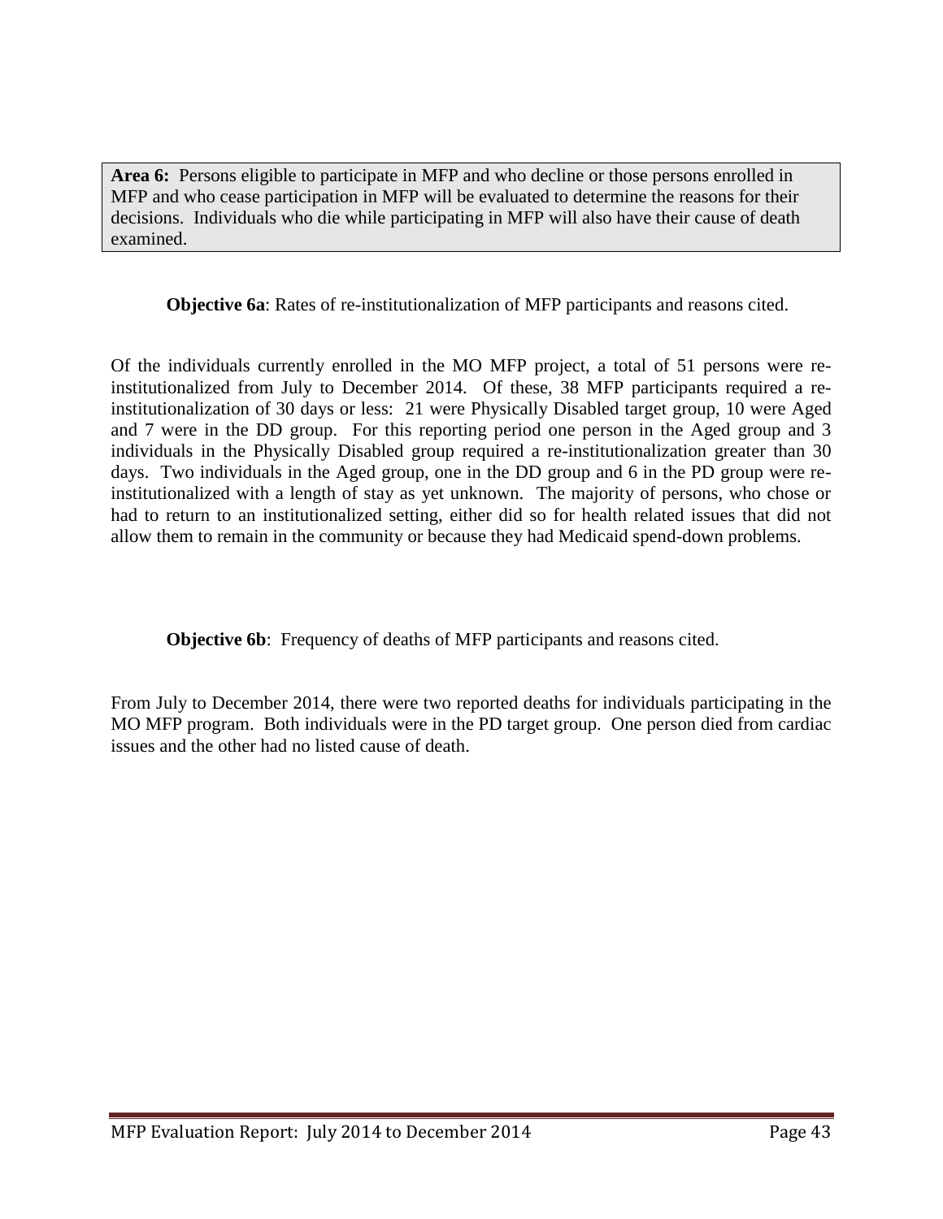**Area 6:** Persons eligible to participate in MFP and who decline or those persons enrolled in MFP and who cease participation in MFP will be evaluated to determine the reasons for their decisions. Individuals who die while participating in MFP will also have their cause of death examined.

**Objective 6a**: Rates of re-institutionalization of MFP participants and reasons cited.

Of the individuals currently enrolled in the MO MFP project, a total of 51 persons were re-institutionalized from July to December 2014. Of these, 38 MFP participants required a re-institutionalization of 30 days or less: 21 were Physically Disabled target group, 10 were Aged and 7 were in the DD group. For this reporting period one person in the Aged group and 3 individuals in the Physically Disabled group required a re-institutionalization greater than 30 days. Two individuals in the Aged group, one in the DD group and 6 in the PD group were re-institutionalized with a length of stay as yet unknown. The majority of persons, who chose or had to return to an institutionalized setting, either did so for health related issues that did not allow them to remain in the community or because they had Medicaid spend-down problems.

**Objective 6b**: Frequency of deaths of MFP participants and reasons cited.

From July to December 2014, there were two reported deaths for individuals participating in the MO MFP program. Both individuals were in the PD target group. One person died from cardiac issues and the other had no listed cause of death.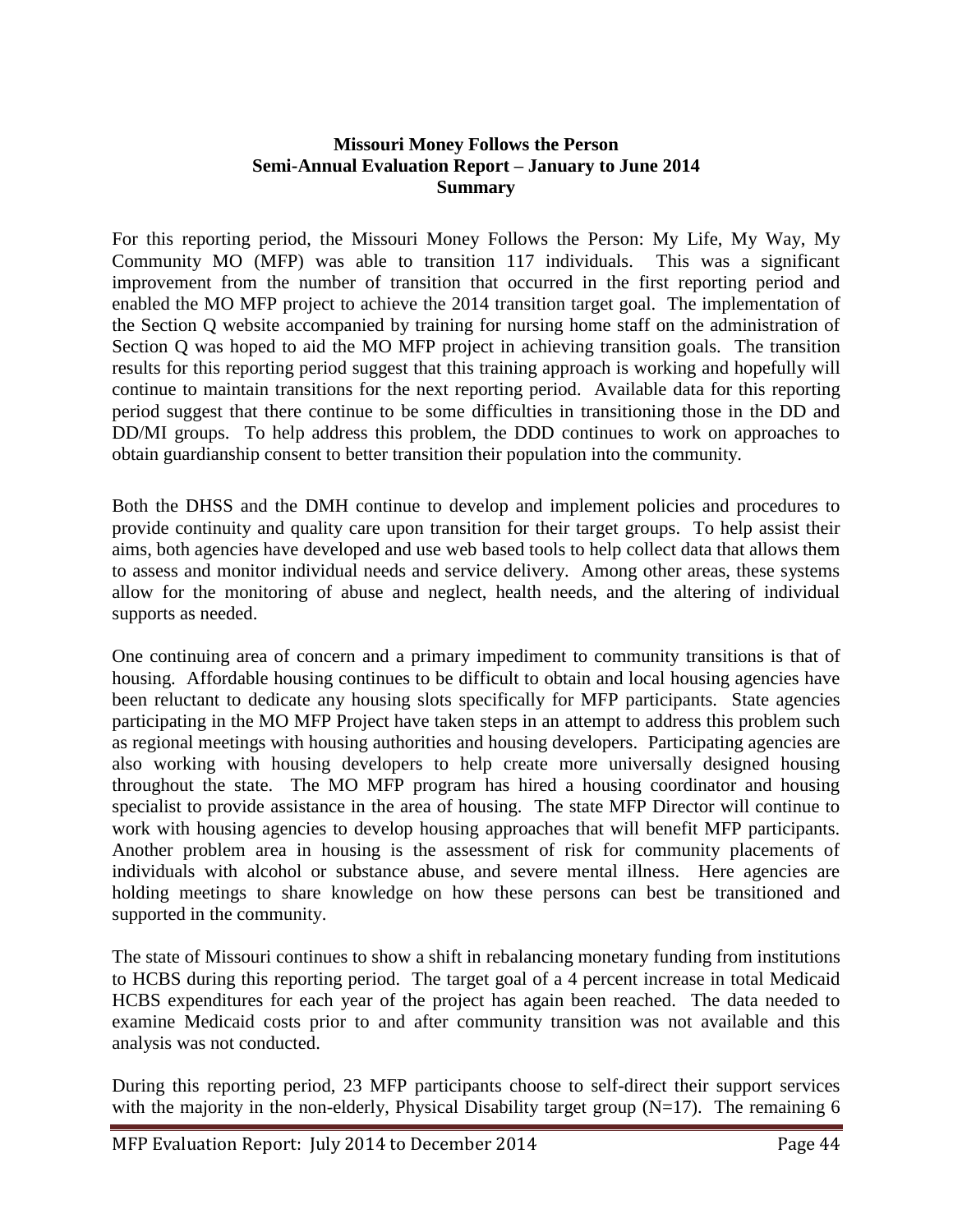**Missouri Money Follows the Person**
**Semi-Annual Evaluation Report – January to June 2014**
**Summary**

For this reporting period, the Missouri Money Follows the Person: My Life, My Way, My Community MO (MFP) was able to transition 117 individuals. This was a significant improvement from the number of transition that occurred in the first reporting period and enabled the MO MFP project to achieve the 2014 transition target goal. The implementation of the Section Q website accompanied by training for nursing home staff on the administration of Section Q was hoped to aid the MO MFP project in achieving transition goals. The transition results for this reporting period suggest that this training approach is working and hopefully will continue to maintain transitions for the next reporting period. Available data for this reporting period suggest that there continue to be some difficulties in transitioning those in the DD and DD/MI groups. To help address this problem, the DDD continues to work on approaches to obtain guardianship consent to better transition their population into the community.

Both the DHSS and the DMH continue to develop and implement policies and procedures to provide continuity and quality care upon transition for their target groups. To help assist their aims, both agencies have developed and use web based tools to help collect data that allows them to assess and monitor individual needs and service delivery. Among other areas, these systems allow for the monitoring of abuse and neglect, health needs, and the altering of individual supports as needed.

One continuing area of concern and a primary impediment to community transitions is that of housing. Affordable housing continues to be difficult to obtain and local housing agencies have been reluctant to dedicate any housing slots specifically for MFP participants. State agencies participating in the MO MFP Project have taken steps in an attempt to address this problem such as regional meetings with housing authorities and housing developers. Participating agencies are also working with housing developers to help create more universally designed housing throughout the state. The MO MFP program has hired a housing coordinator and housing specialist to provide assistance in the area of housing. The state MFP Director will continue to work with housing agencies to develop housing approaches that will benefit MFP participants. Another problem area in housing is the assessment of risk for community placements of individuals with alcohol or substance abuse, and severe mental illness. Here agencies are holding meetings to share knowledge on how these persons can best be transitioned and supported in the community.

The state of Missouri continues to show a shift in rebalancing monetary funding from institutions to HCBS during this reporting period. The target goal of a 4 percent increase in total Medicaid HCBS expenditures for each year of the project has again been reached. The data needed to examine Medicaid costs prior to and after community transition was not available and this analysis was not conducted.

During this reporting period, 23 MFP participants choose to self-direct their support services with the majority in the non-elderly, Physical Disability target group (N=17). The remaining 6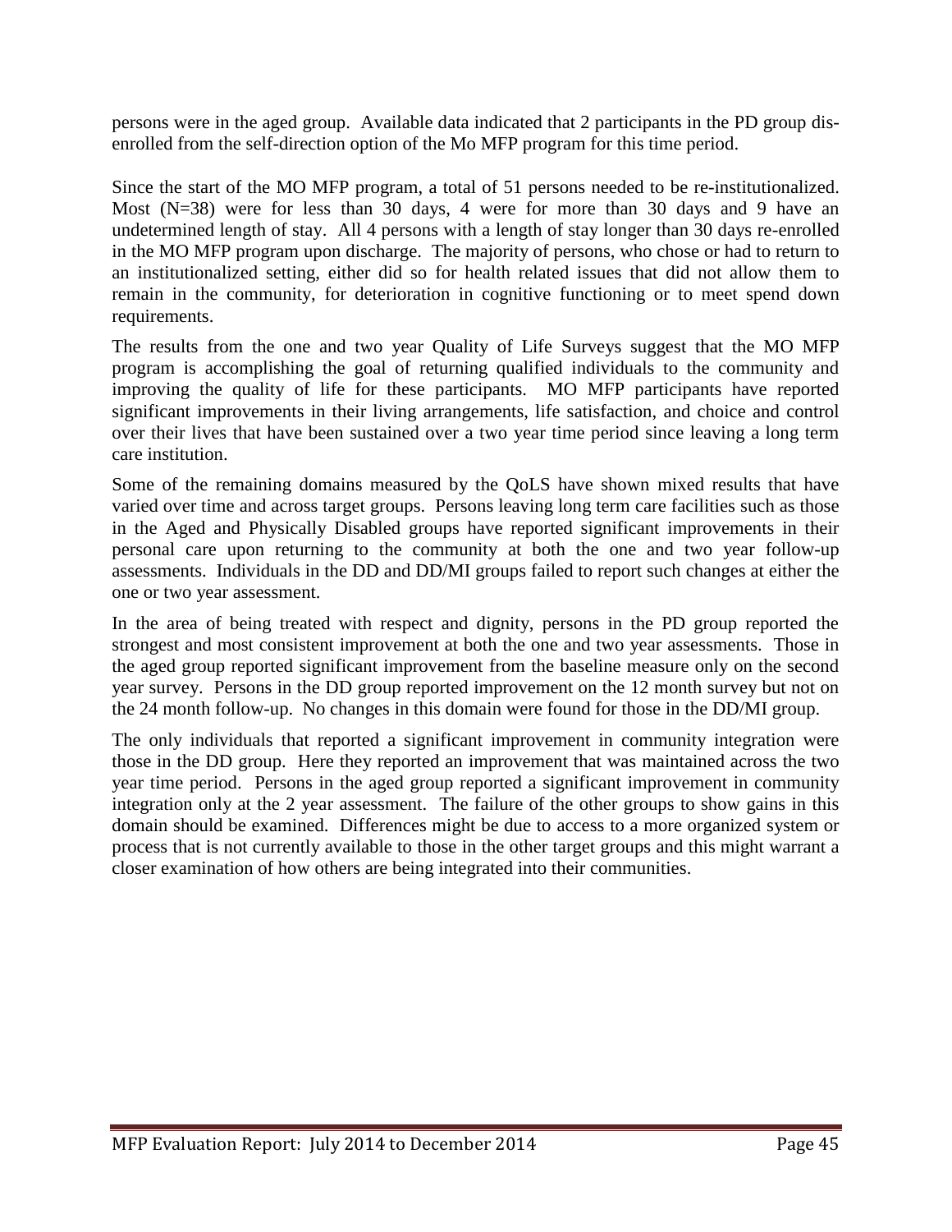persons were in the aged group. Available data indicated that 2 participants in the PD group dis-enrolled from the self-direction option of the Mo MFP program for this time period.

Since the start of the MO MFP program, a total of 51 persons needed to be re-institutionalized. Most (N=38) were for less than 30 days, 4 were for more than 30 days and 9 have an undetermined length of stay. All 4 persons with a length of stay longer than 30 days re-enrolled in the MO MFP program upon discharge. The majority of persons, who chose or had to return to an institutionalized setting, either did so for health related issues that did not allow them to remain in the community, for deterioration in cognitive functioning or to meet spend down requirements.

The results from the one and two year Quality of Life Surveys suggest that the MO MFP program is accomplishing the goal of returning qualified individuals to the community and improving the quality of life for these participants. MO MFP participants have reported significant improvements in their living arrangements, life satisfaction, and choice and control over their lives that have been sustained over a two year time period since leaving a long term care institution.

Some of the remaining domains measured by the QoLS have shown mixed results that have varied over time and across target groups. Persons leaving long term care facilities such as those in the Aged and Physically Disabled groups have reported significant improvements in their personal care upon returning to the community at both the one and two year follow-up assessments. Individuals in the DD and DD/MI groups failed to report such changes at either the one or two year assessment.

In the area of being treated with respect and dignity, persons in the PD group reported the strongest and most consistent improvement at both the one and two year assessments. Those in the aged group reported significant improvement from the baseline measure only on the second year survey. Persons in the DD group reported improvement on the 12 month survey but not on the 24 month follow-up. No changes in this domain were found for those in the DD/MI group.

The only individuals that reported a significant improvement in community integration were those in the DD group. Here they reported an improvement that was maintained across the two year time period. Persons in the aged group reported a significant improvement in community integration only at the 2 year assessment. The failure of the other groups to show gains in this domain should be examined. Differences might be due to access to a more organized system or process that is not currently available to those in the other target groups and this might warrant a closer examination of how others are being integrated into their communities.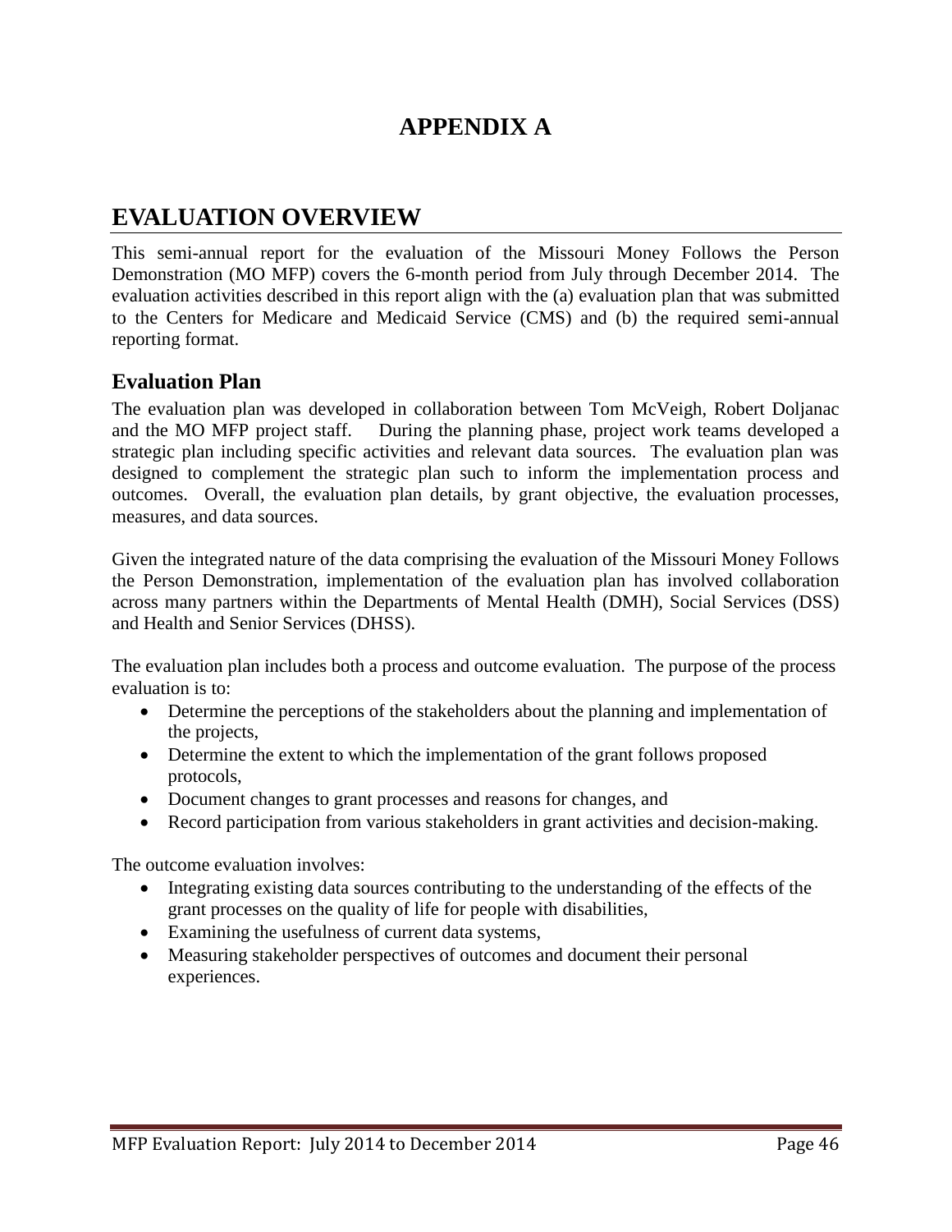# APPENDIX A

## EVALUATION OVERVIEW

This semi-annual report for the evaluation of the Missouri Money Follows the Person Demonstration (MO MFP) covers the 6-month period from July through December 2014. The evaluation activities described in this report align with the (a) evaluation plan that was submitted to the Centers for Medicare and Medicaid Service (CMS) and (b) the required semi-annual reporting format.

### Evaluation Plan

The evaluation plan was developed in collaboration between Tom McVeigh, Robert Doljanac and the MO MFP project staff. During the planning phase, project work teams developed a strategic plan including specific activities and relevant data sources. The evaluation plan was designed to complement the strategic plan such to inform the implementation process and outcomes. Overall, the evaluation plan details, by grant objective, the evaluation processes, measures, and data sources.

Given the integrated nature of the data comprising the evaluation of the Missouri Money Follows the Person Demonstration, implementation of the evaluation plan has involved collaboration across many partners within the Departments of Mental Health (DMH), Social Services (DSS) and Health and Senior Services (DHSS).

The evaluation plan includes both a process and outcome evaluation. The purpose of the process evaluation is to:

- Determine the perceptions of the stakeholders about the planning and implementation of the projects,
- Determine the extent to which the implementation of the grant follows proposed protocols,
- Document changes to grant processes and reasons for changes, and
- Record participation from various stakeholders in grant activities and decision-making.

The outcome evaluation involves:

- Integrating existing data sources contributing to the understanding of the effects of the grant processes on the quality of life for people with disabilities,
- Examining the usefulness of current data systems,
- Measuring stakeholder perspectives of outcomes and document their personal experiences.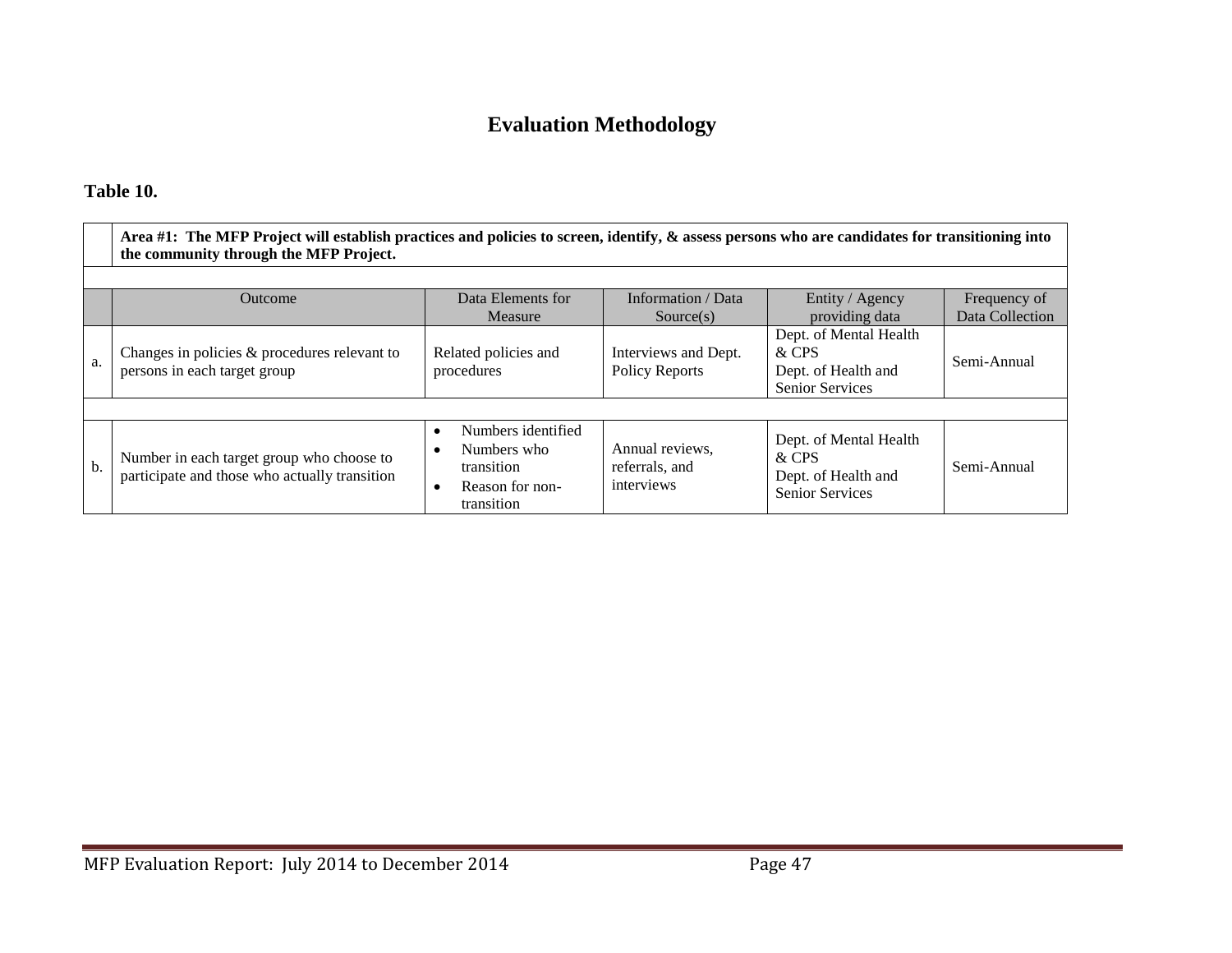# Evaluation Methodology

**Table 10.**

| | **Area #1: The MFP Project will establish practices and policies to screen, identify, & assess persons who are candidates for transitioning into the community through the MFP Project.** | | | | |
|---|---|---|---|---|---|
| | | | | | |
| | Outcome | Data Elements for Measure | Information / Data Source(s) | Entity / Agency providing data | Frequency of Data Collection |
| a. | Changes in policies & procedures relevant to persons in each target group | Related policies and procedures | Interviews and Dept. Policy Reports | Dept. of Mental Health & CPS<br>Dept. of Health and Senior Services | Semi-Annual |
| | | | | | |
| b. | Number in each target group who choose to participate and those who actually transition | • Numbers identified<br>• Numbers who transition<br>• Reason for non-transition | Annual reviews, referrals, and interviews | Dept. of Mental Health & CPS<br>Dept. of Health and Senior Services | Semi-Annual |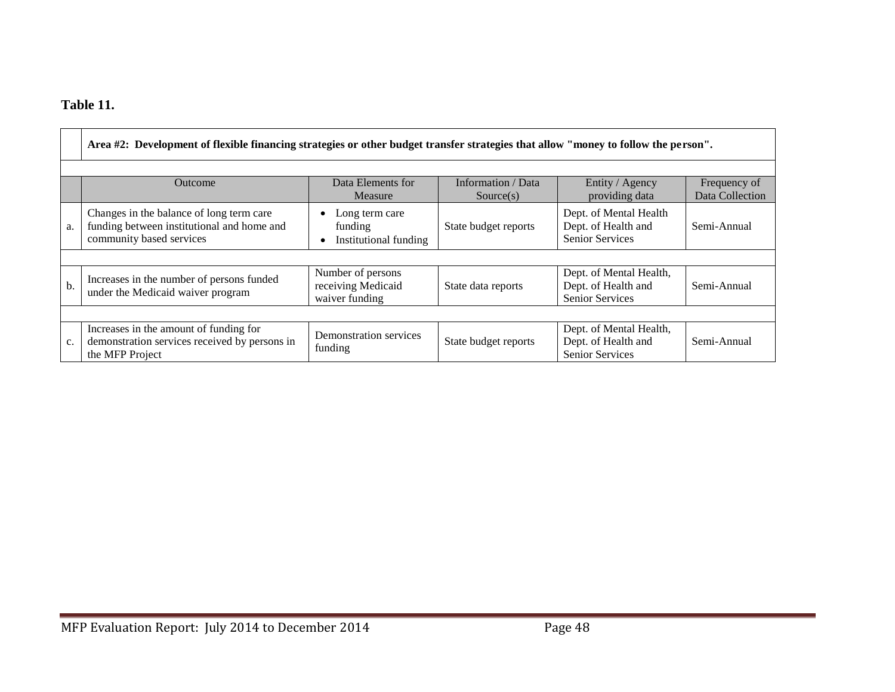**Table 11.**

| | Area #2: Development of flexible financing strategies or other budget transfer strategies that allow "money to follow the person". | | | | |
|---|---|---|---|---|---|
| | Outcome | Data Elements for Measure | Information / Data Source(s) | Entity / Agency providing data | Frequency of Data Collection |
| a. | Changes in the balance of long term care funding between institutional and home and community based services | • Long term care funding<br>• Institutional funding | State budget reports | Dept. of Mental Health<br>Dept. of Health and Senior Services | Semi-Annual |
| | | | | | |
| b. | Increases in the number of persons funded under the Medicaid waiver program | Number of persons receiving Medicaid waiver funding | State data reports | Dept. of Mental Health,<br>Dept. of Health and Senior Services | Semi-Annual |
| | | | | | |
| c. | Increases in the amount of funding for demonstration services received by persons in the MFP Project | Demonstration services funding | State budget reports | Dept. of Mental Health,<br>Dept. of Health and Senior Services | Semi-Annual |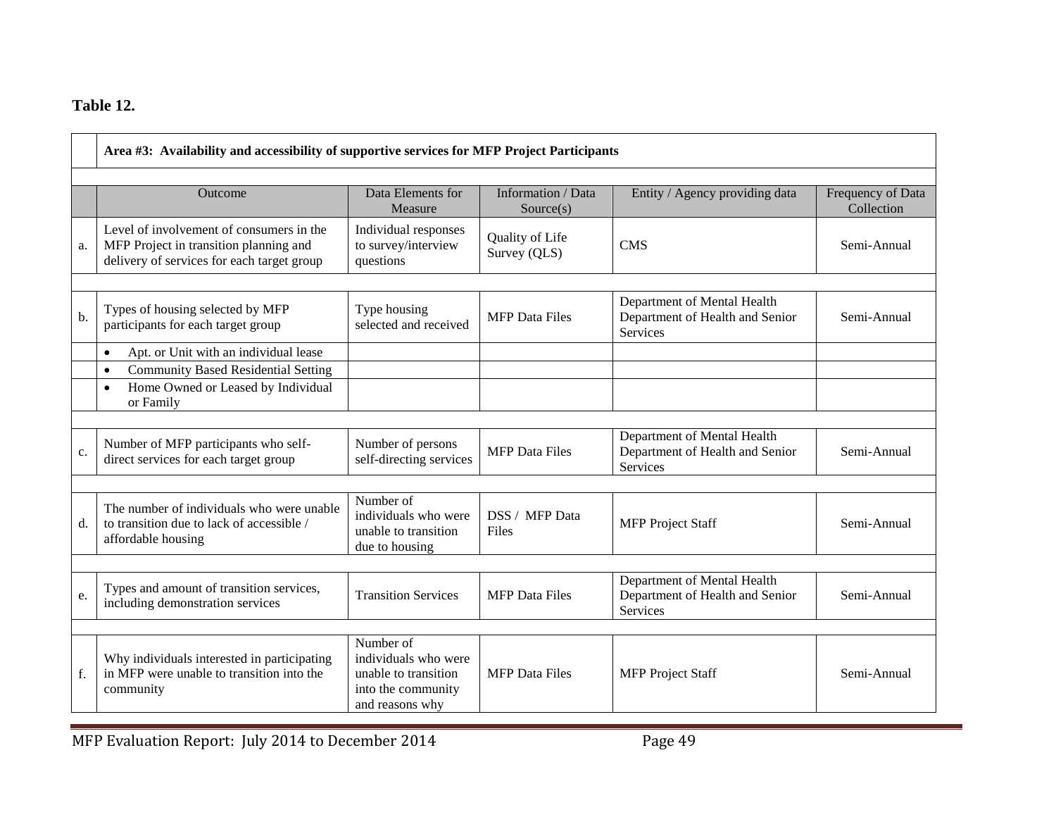**Table 12.**

| | Area #3: Availability and accessibility of supportive services for MFP Project Participants | | | | |
|---|---|---|---|---|---|
| | **Outcome** | **Data Elements for Measure** | **Information / Data Source(s)** | **Entity / Agency providing data** | **Frequency of Data Collection** |
| a. | Level of involvement of consumers in the MFP Project in transition planning and delivery of services for each target group | Individual responses to survey/interview questions | Quality of Life Survey (QLS) | CMS | Semi-Annual |
| | | | | | |
| b. | Types of housing selected by MFP participants for each target group | Type housing selected and received | MFP Data Files | Department of Mental Health Department of Health and Senior Services | Semi-Annual |
| | • Apt. or Unit with an individual lease | | | | |
| | • Community Based Residential Setting | | | | |
| | • Home Owned or Leased by Individual or Family | | | | |
| | | | | | |
| c. | Number of MFP participants who self-direct services for each target group | Number of persons self-directing services | MFP Data Files | Department of Mental Health Department of Health and Senior Services | Semi-Annual |
| | | | | | |
| d. | The number of individuals who were unable to transition due to lack of accessible / affordable housing | Number of individuals who were unable to transition due to housing | DSS / MFP Data Files | MFP Project Staff | Semi-Annual |
| | | | | | |
| e. | Types and amount of transition services, including demonstration services | Transition Services | MFP Data Files | Department of Mental Health Department of Health and Senior Services | Semi-Annual |
| | | | | | |
| f. | Why individuals interested in participating in MFP were unable to transition into the community | Number of individuals who were unable to transition into the community and reasons why | MFP Data Files | MFP Project Staff | Semi-Annual |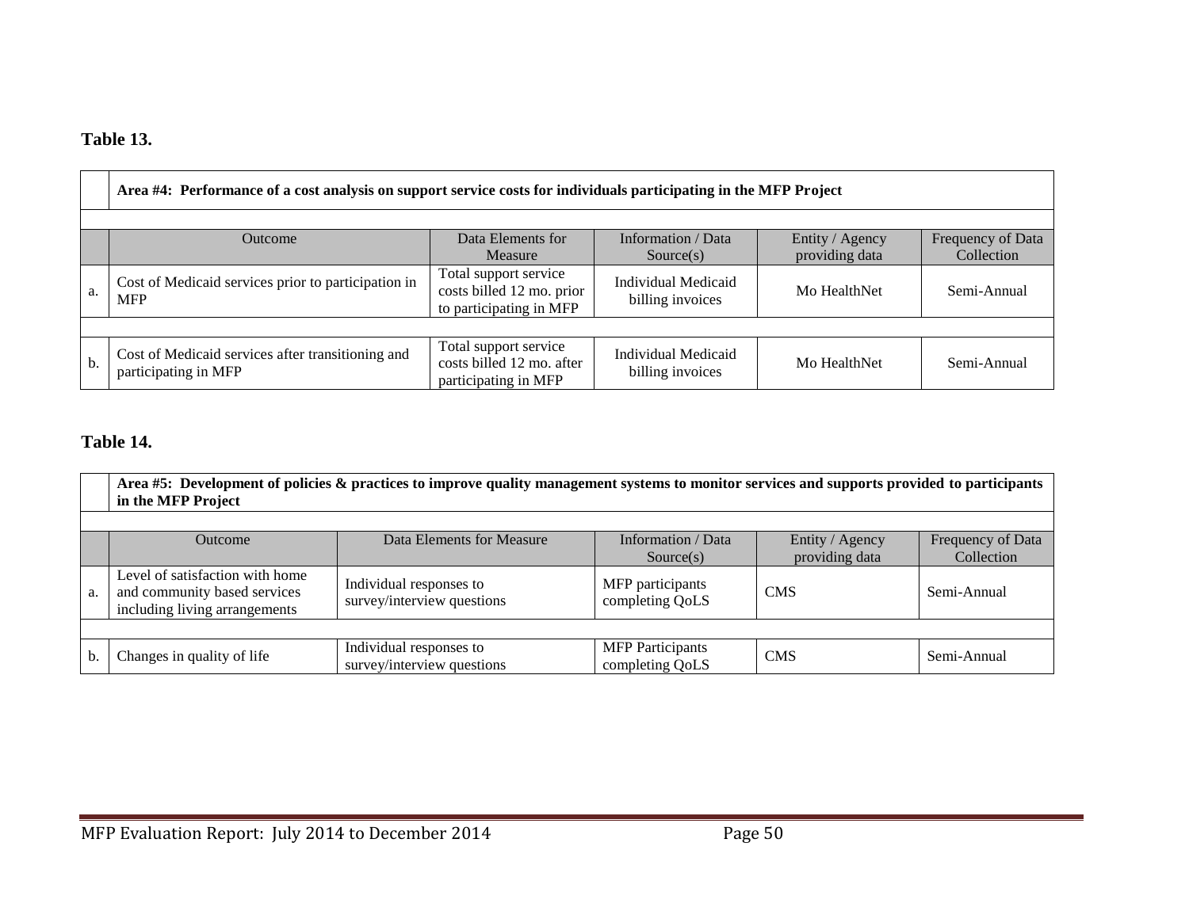**Table 13.**

| | Area #4: Performance of a cost analysis on support service costs for individuals participating in the MFP Project | | | | |
|---|---|---|---|---|---|
| | Outcome | Data Elements for Measure | Information / Data Source(s) | Entity / Agency providing data | Frequency of Data Collection |
| a. | Cost of Medicaid services prior to participation in MFP | Total support service costs billed 12 mo. prior to participating in MFP | Individual Medicaid billing invoices | Mo HealthNet | Semi-Annual |
| b. | Cost of Medicaid services after transitioning and participating in MFP | Total support service costs billed 12 mo. after participating in MFP | Individual Medicaid billing invoices | Mo HealthNet | Semi-Annual |

**Table 14.**

| | Area #5: Development of policies & practices to improve quality management systems to monitor services and supports provided to participants in the MFP Project | | | | |
|---|---|---|---|---|---|
| | Outcome | Data Elements for Measure | Information / Data Source(s) | Entity / Agency providing data | Frequency of Data Collection |
| a. | Level of satisfaction with home and community based services including living arrangements | Individual responses to survey/interview questions | MFP participants completing QoLS | CMS | Semi-Annual |
| b. | Changes in quality of life | Individual responses to survey/interview questions | MFP Participants completing QoLS | CMS | Semi-Annual |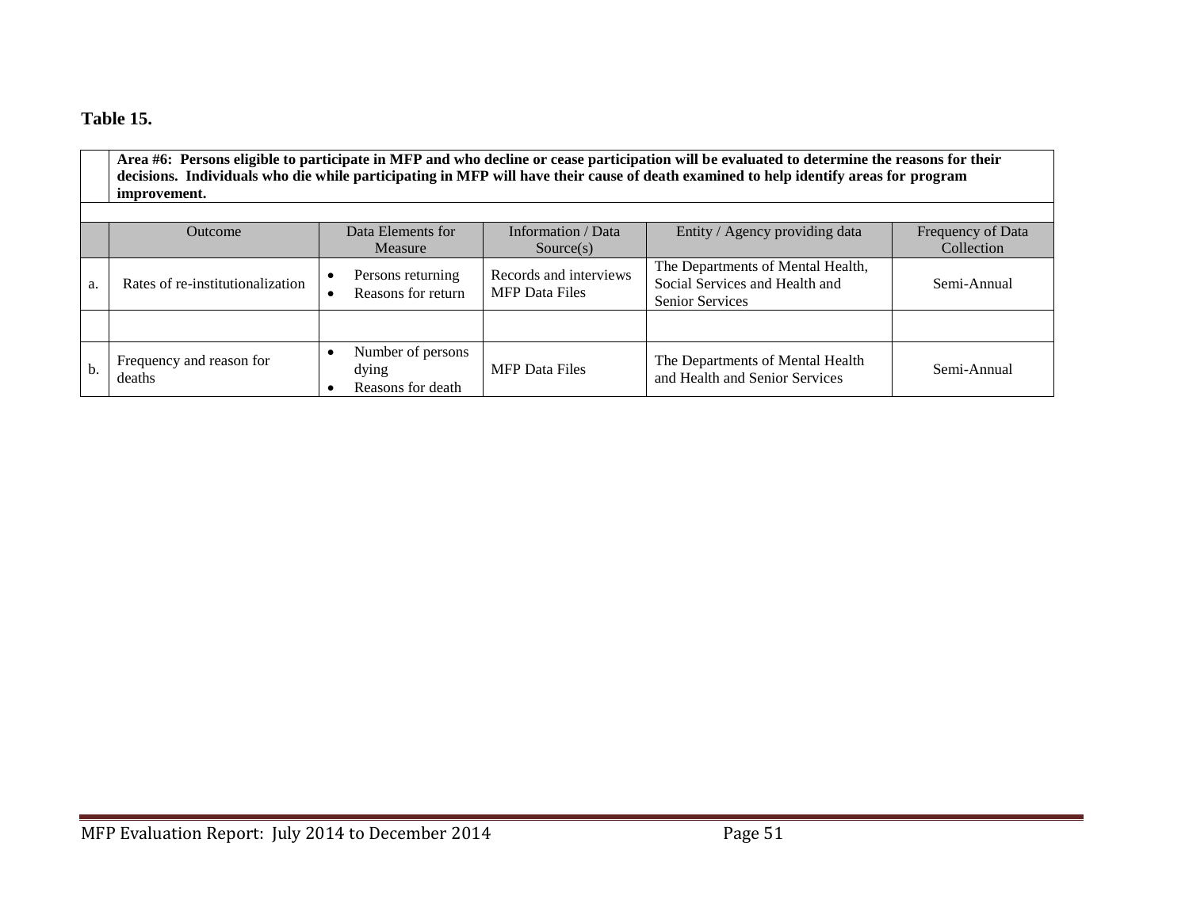**Table 15.**

| | Area #6: Persons eligible to participate in MFP and who decline or cease participation will be evaluated to determine the reasons for their decisions. Individuals who die while participating in MFP will have their cause of death examined to help identify areas for program improvement. | | | | |
|---|---|---|---|---|---|
| | Outcome | Data Elements for Measure | Information / Data Source(s) | Entity / Agency providing data | Frequency of Data Collection |
| a. | Rates of re-institutionalization | • Persons returning<br>• Reasons for return | Records and interviews MFP Data Files | The Departments of Mental Health, Social Services and Health and Senior Services | Semi-Annual |
| | | | | | |
| b. | Frequency and reason for deaths | • Number of persons dying<br>• Reasons for death | MFP Data Files | The Departments of Mental Health and Health and Senior Services | Semi-Annual |